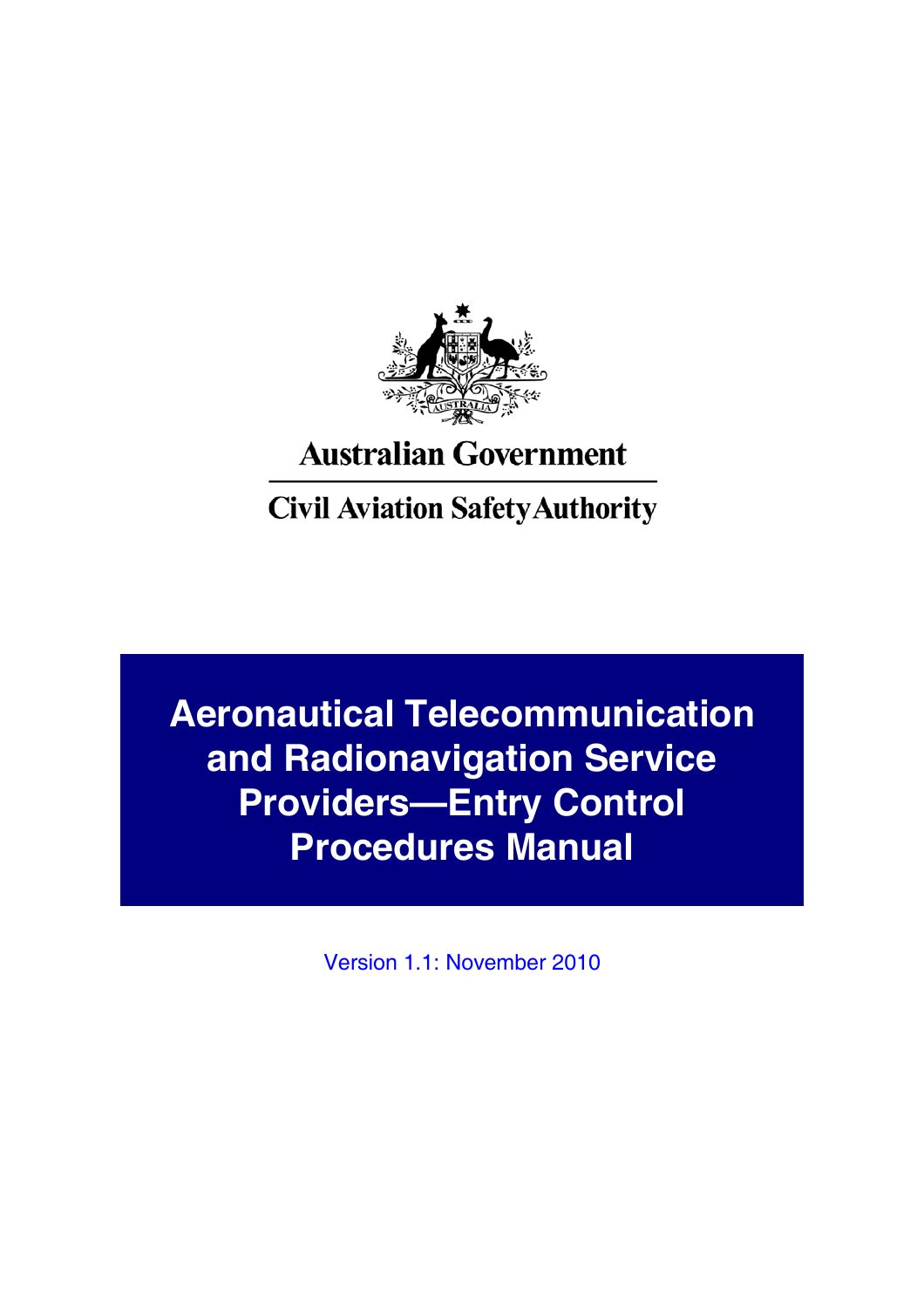Australian Government

Civil Aviation Safety Authority

# Aeronautical Telecommunication and Radionavigation Service Providers—Entry Control Procedures Manual

Version 1.1: November 2010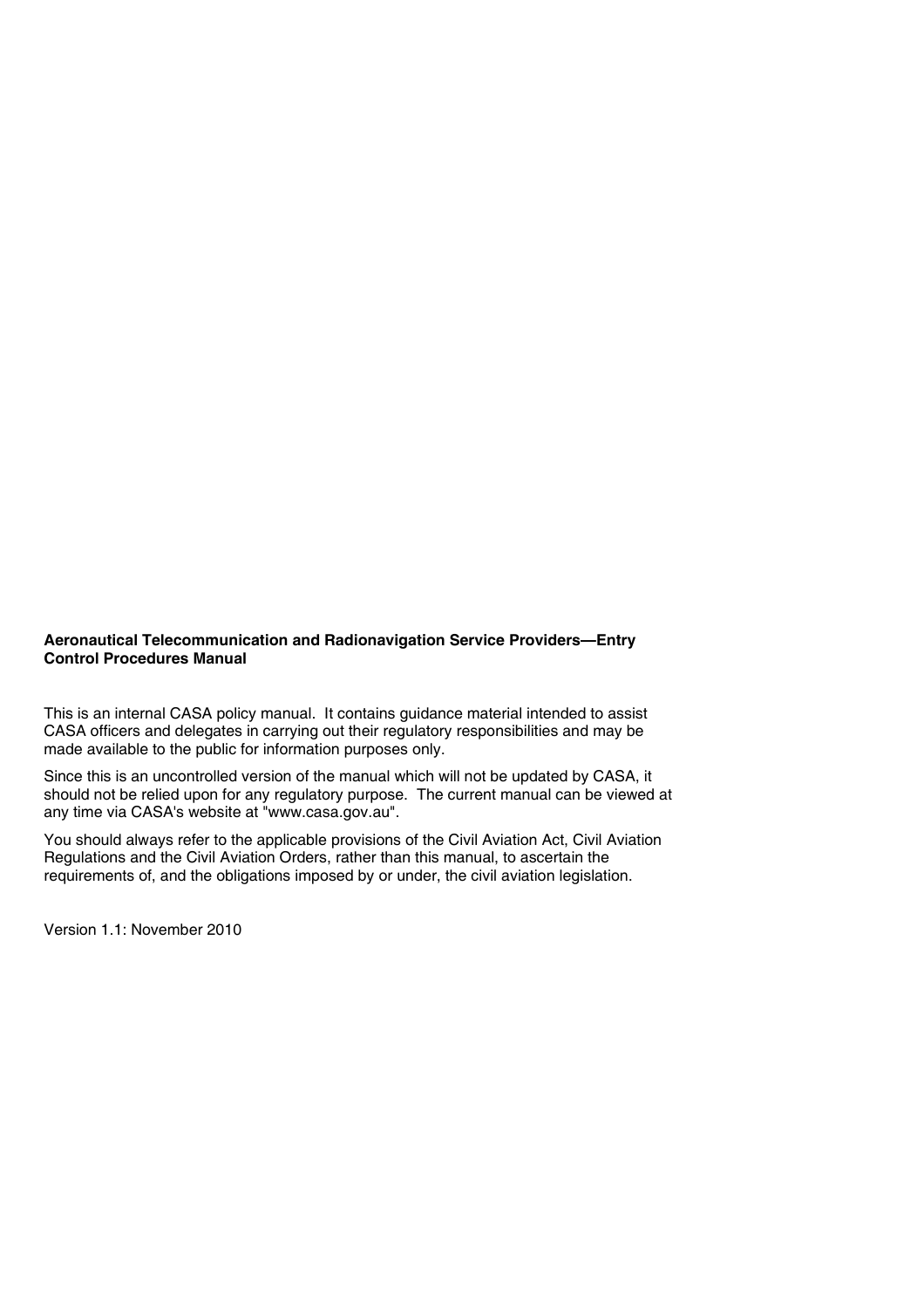**Aeronautical Telecommunication and Radionavigation Service Providers—Entry Control Procedures Manual**

This is an internal CASA policy manual. It contains guidance material intended to assist CASA officers and delegates in carrying out their regulatory responsibilities and may be made available to the public for information purposes only.

Since this is an uncontrolled version of the manual which will not be updated by CASA, it should not be relied upon for any regulatory purpose. The current manual can be viewed at any time via CASA's website at "www.casa.gov.au".

You should always refer to the applicable provisions of the Civil Aviation Act, Civil Aviation Regulations and the Civil Aviation Orders, rather than this manual, to ascertain the requirements of, and the obligations imposed by or under, the civil aviation legislation.

Version 1.1: November 2010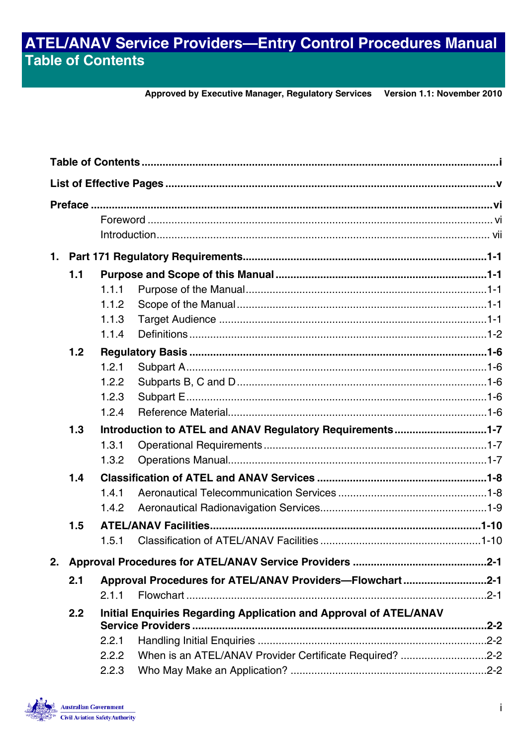# ATEL/ANAV Service Providers—Entry Control Procedures Manual

## Table of Contents

**Approved by Executive Manager, Regulatory Services** **Version 1.1: November 2010**

**Table of Contents** ..... i

**List of Effective Pages** ..... v

**Preface** ..... vi

- Foreword ..... vi
- Introduction ..... vii

**1. Part 171 Regulatory Requirements** ..... 1-1

- **1.1 Purpose and Scope of this Manual** ..... 1-1
  - 1.1.1 Purpose of the Manual ..... 1-1
  - 1.1.2 Scope of the Manual ..... 1-1
  - 1.1.3 Target Audience ..... 1-1
  - 1.1.4 Definitions ..... 1-2
- **1.2 Regulatory Basis** ..... 1-6
  - 1.2.1 Subpart A ..... 1-6
  - 1.2.2 Subparts B, C and D ..... 1-6
  - 1.2.3 Subpart E ..... 1-6
  - 1.2.4 Reference Material ..... 1-6
- **1.3 Introduction to ATEL and ANAV Regulatory Requirements** ..... 1-7
  - 1.3.1 Operational Requirements ..... 1-7
  - 1.3.2 Operations Manual ..... 1-7
- **1.4 Classification of ATEL and ANAV Services** ..... 1-8
  - 1.4.1 Aeronautical Telecommunication Services ..... 1-8
  - 1.4.2 Aeronautical Radionavigation Services ..... 1-9
- **1.5 ATEL/ANAV Facilities** ..... 1-10
  - 1.5.1 Classification of ATEL/ANAV Facilities ..... 1-10

**2. Approval Procedures for ATEL/ANAV Service Providers** ..... 2-1

- **2.1 Approval Procedures for ATEL/ANAV Providers—Flowchart** ..... 2-1
  - 2.1.1 Flowchart ..... 2-1
- **2.2 Initial Enquiries Regarding Application and Approval of ATEL/ANAV Service Providers** ..... 2-2
  - 2.2.1 Handling Initial Enquiries ..... 2-2
  - 2.2.2 When is an ATEL/ANAV Provider Certificate Required? ..... 2-2
  - 2.2.3 Who May Make an Application? ..... 2-2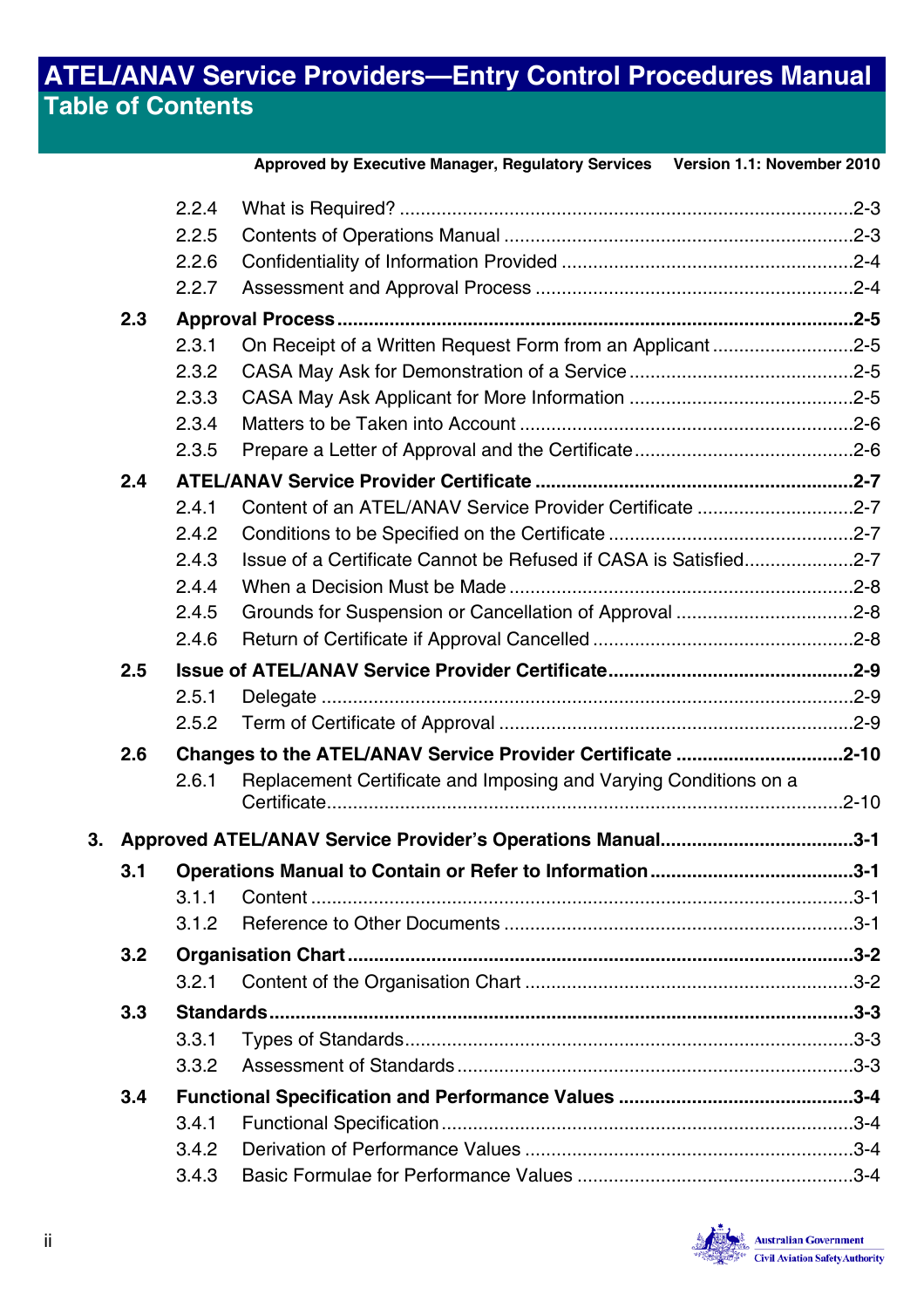## Table of Contents

| | | | |
|---|---|---|---|
| | 2.2.4 | What is Required? | 2-3 |
| | 2.2.5 | Contents of Operations Manual | 2-3 |
| | 2.2.6 | Confidentiality of Information Provided | 2-4 |
| | 2.2.7 | Assessment and Approval Process | 2-4 |
| **2.3** | **Approval Process** | | **2-5** |
| | 2.3.1 | On Receipt of a Written Request Form from an Applicant | 2-5 |
| | 2.3.2 | CASA May Ask for Demonstration of a Service | 2-5 |
| | 2.3.3 | CASA May Ask Applicant for More Information | 2-5 |
| | 2.3.4 | Matters to be Taken into Account | 2-6 |
| | 2.3.5 | Prepare a Letter of Approval and the Certificate | 2-6 |
| **2.4** | **ATEL/ANAV Service Provider Certificate** | | **2-7** |
| | 2.4.1 | Content of an ATEL/ANAV Service Provider Certificate | 2-7 |
| | 2.4.2 | Conditions to be Specified on the Certificate | 2-7 |
| | 2.4.3 | Issue of a Certificate Cannot be Refused if CASA is Satisfied | 2-7 |
| | 2.4.4 | When a Decision Must be Made | 2-8 |
| | 2.4.5 | Grounds for Suspension or Cancellation of Approval | 2-8 |
| | 2.4.6 | Return of Certificate if Approval Cancelled | 2-8 |
| **2.5** | **Issue of ATEL/ANAV Service Provider Certificate** | | **2-9** |
| | 2.5.1 | Delegate | 2-9 |
| | 2.5.2 | Term of Certificate of Approval | 2-9 |
| **2.6** | **Changes to the ATEL/ANAV Service Provider Certificate** | | **2-10** |
| | 2.6.1 | Replacement Certificate and Imposing and Varying Conditions on a Certificate | 2-10 |
| **3.** | **Approved ATEL/ANAV Service Provider's Operations Manual** | | **3-1** |
| **3.1** | **Operations Manual to Contain or Refer to Information** | | **3-1** |
| | 3.1.1 | Content | 3-1 |
| | 3.1.2 | Reference to Other Documents | 3-1 |
| **3.2** | **Organisation Chart** | | **3-2** |
| | 3.2.1 | Content of the Organisation Chart | 3-2 |
| **3.3** | **Standards** | | **3-3** |
| | 3.3.1 | Types of Standards | 3-3 |
| | 3.3.2 | Assessment of Standards | 3-3 |
| **3.4** | **Functional Specification and Performance Values** | | **3-4** |
| | 3.4.1 | Functional Specification | 3-4 |
| | 3.4.2 | Derivation of Performance Values | 3-4 |
| | 3.4.3 | Basic Formulae for Performance Values | 3-4 |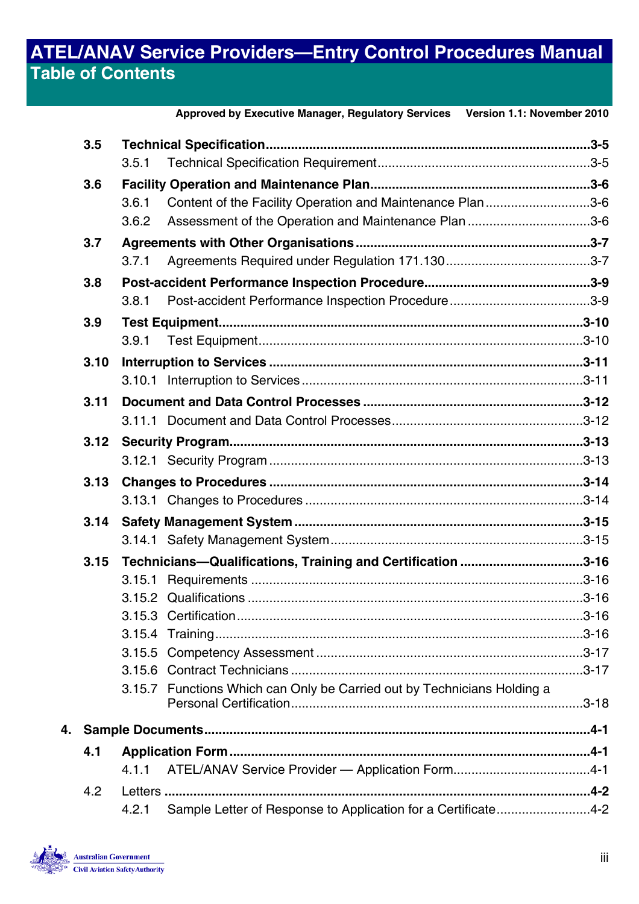# ATEL/ANAV Service Providers—Entry Control Procedures Manual

## Table of Contents

**Approved by Executive Manager, Regulatory Services Version 1.1: November 2010**

**3.5 Technical Specification** ........ **3-5**
- 3.5.1 Technical Specification Requirement ........ 3-5

**3.6 Facility Operation and Maintenance Plan** ........ **3-6**
- 3.6.1 Content of the Facility Operation and Maintenance Plan ........ 3-6
- 3.6.2 Assessment of the Operation and Maintenance Plan ........ 3-6

**3.7 Agreements with Other Organisations** ........ **3-7**
- 3.7.1 Agreements Required under Regulation 171.130 ........ 3-7

**3.8 Post-accident Performance Inspection Procedure** ........ **3-9**
- 3.8.1 Post-accident Performance Inspection Procedure ........ 3-9

**3.9 Test Equipment** ........ **3-10**
- 3.9.1 Test Equipment ........ 3-10

**3.10 Interruption to Services** ........ **3-11**
- 3.10.1 Interruption to Services ........ 3-11

**3.11 Document and Data Control Processes** ........ **3-12**
- 3.11.1 Document and Data Control Processes ........ 3-12

**3.12 Security Program** ........ **3-13**
- 3.12.1 Security Program ........ 3-13

**3.13 Changes to Procedures** ........ **3-14**
- 3.13.1 Changes to Procedures ........ 3-14

**3.14 Safety Management System** ........ **3-15**
- 3.14.1 Safety Management System ........ 3-15

**3.15 Technicians—Qualifications, Training and Certification** ........ **3-16**
- 3.15.1 Requirements ........ 3-16
- 3.15.2 Qualifications ........ 3-16
- 3.15.3 Certification ........ 3-16
- 3.15.4 Training ........ 3-16
- 3.15.5 Competency Assessment ........ 3-17
- 3.15.6 Contract Technicians ........ 3-17
- 3.15.7 Functions Which can Only be Carried out by Technicians Holding a Personal Certification ........ 3-18

**4. Sample Documents** ........ **4-1**

**4.1 Application Form** ........ **4-1**
- 4.1.1 ATEL/ANAV Service Provider — Application Form ........ 4-1

4.2 Letters ........ **4-2**
- 4.2.1 Sample Letter of Response to Application for a Certificate ........ 4-2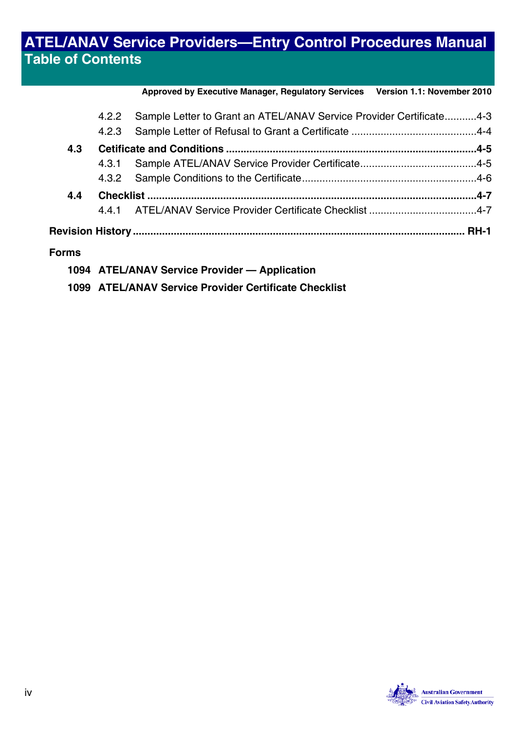4.2.2 Sample Letter to Grant an ATEL/ANAV Service Provider Certificate...........4-3

4.2.3 Sample Letter of Refusal to Grant a Certificate ...........................................4-4

**4.3 Cetificate and Conditions ....................................................................................4-5**

4.3.1 Sample ATEL/ANAV Service Provider Certificate........................................4-5

4.3.2 Sample Conditions to the Certificate...........................................................4-6

**4.4 Checklist ...............................................................................................................4-7**

4.4.1 ATEL/ANAV Service Provider Certificate Checklist .....................................4-7

**Revision History ............................................................................................................. RH-1**

**Forms**

**1094 ATEL/ANAV Service Provider — Application**

**1099 ATEL/ANAV Service Provider Certificate Checklist**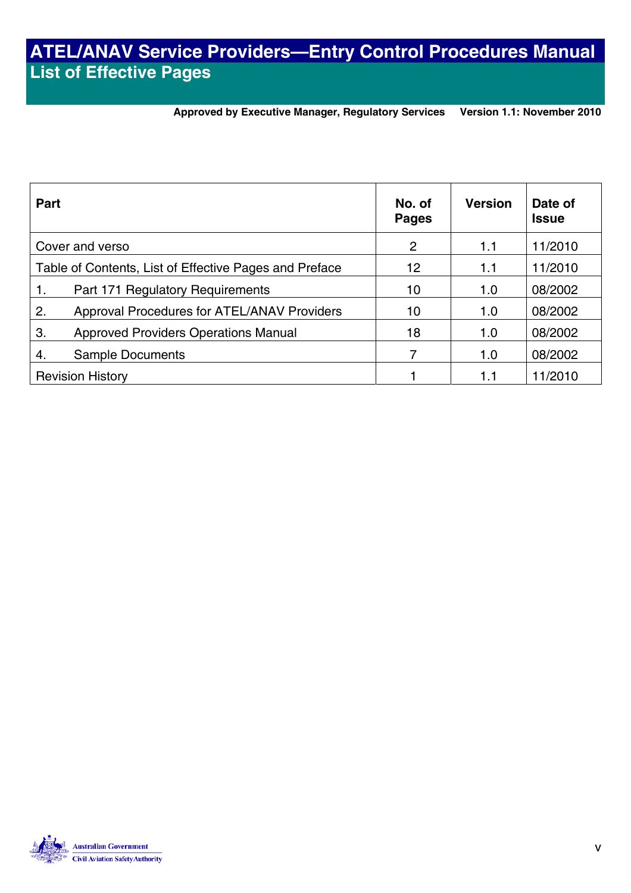# ATEL/ANAV Service Providers—Entry Control Procedures Manual

## List of Effective Pages

**Approved by Executive Manager, Regulatory Services** **Version 1.1: November 2010**

| Part | No. of Pages | Version | Date of Issue |
|---|---|---|---|
| Cover and verso | 2 | 1.1 | 11/2010 |
| Table of Contents, List of Effective Pages and Preface | 12 | 1.1 | 11/2010 |
| 1. Part 171 Regulatory Requirements | 10 | 1.0 | 08/2002 |
| 2. Approval Procedures for ATEL/ANAV Providers | 10 | 1.0 | 08/2002 |
| 3. Approved Providers Operations Manual | 18 | 1.0 | 08/2002 |
| 4. Sample Documents | 7 | 1.0 | 08/2002 |
| Revision History | 1 | 1.1 | 11/2010 |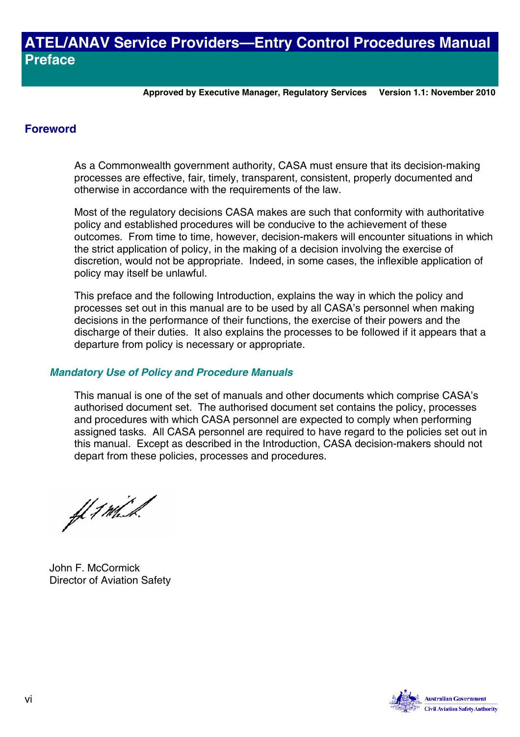# ATEL/ANAV Service Providers—Entry Control Procedures Manual

## Preface

**Approved by Executive Manager, Regulatory Services Version 1.1: November 2010**

## Foreword

As a Commonwealth government authority, CASA must ensure that its decision-making processes are effective, fair, timely, transparent, consistent, properly documented and otherwise in accordance with the requirements of the law.

Most of the regulatory decisions CASA makes are such that conformity with authoritative policy and established procedures will be conducive to the achievement of these outcomes. From time to time, however, decision-makers will encounter situations in which the strict application of policy, in the making of a decision involving the exercise of discretion, would not be appropriate. Indeed, in some cases, the inflexible application of policy may itself be unlawful.

This preface and the following Introduction, explains the way in which the policy and processes set out in this manual are to be used by all CASA's personnel when making decisions in the performance of their functions, the exercise of their powers and the discharge of their duties. It also explains the processes to be followed if it appears that a departure from policy is necessary or appropriate.

### *Mandatory Use of Policy and Procedure Manuals*

This manual is one of the set of manuals and other documents which comprise CASA's authorised document set. The authorised document set contains the policy, processes and procedures with which CASA personnel are expected to comply when performing assigned tasks. All CASA personnel are required to have regard to the policies set out in this manual. Except as described in the Introduction, CASA decision-makers should not depart from these policies, processes and procedures.

John F. McCormick
Director of Aviation Safety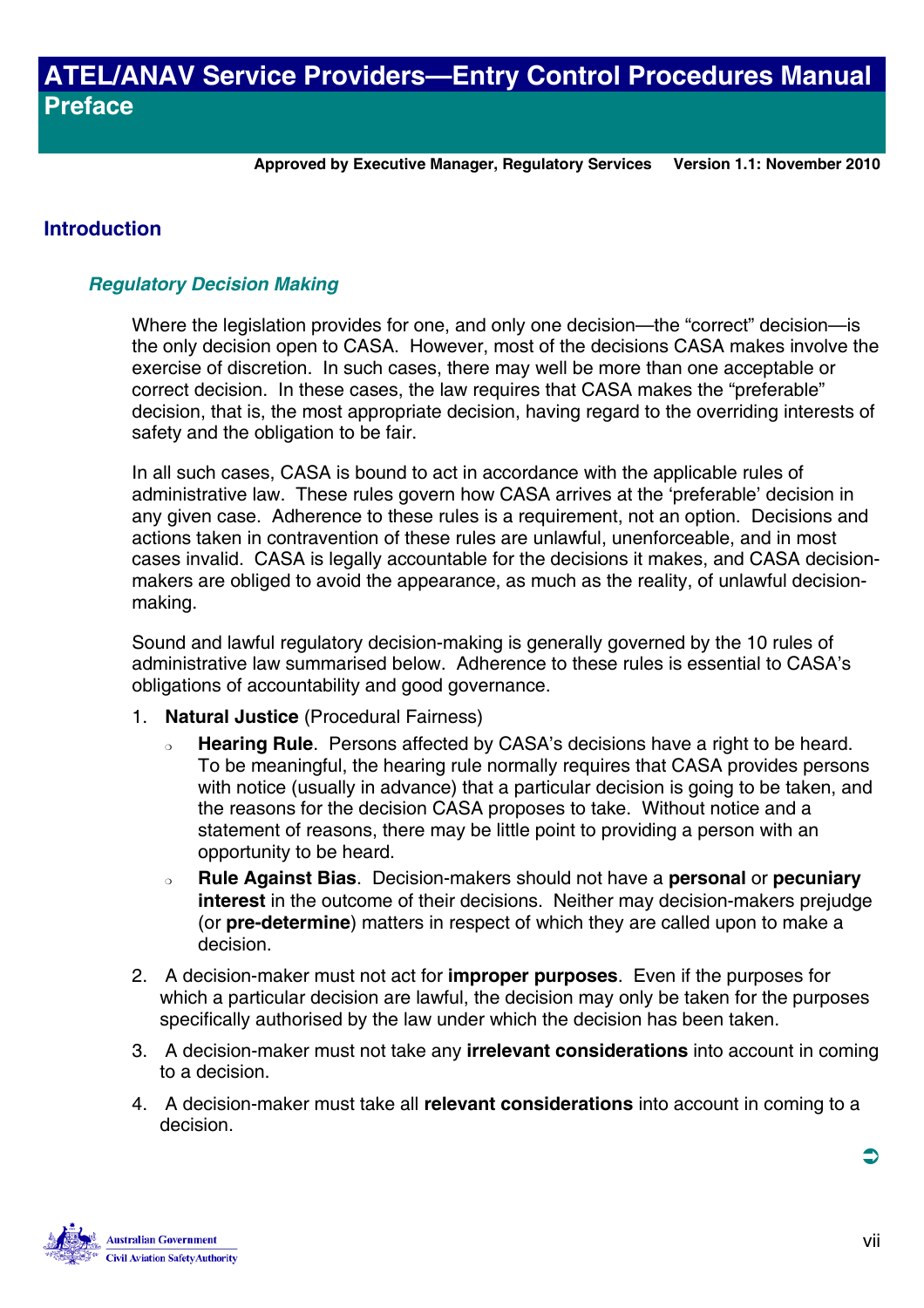# ATEL/ANAV Service Providers—Entry Control Procedures Manual

## Preface

**Approved by Executive Manager, Regulatory Services    Version 1.1: November 2010**

## Introduction

### *Regulatory Decision Making*

Where the legislation provides for one, and only one decision—the "correct" decision—is the only decision open to CASA. However, most of the decisions CASA makes involve the exercise of discretion. In such cases, there may well be more than one acceptable or correct decision. In these cases, the law requires that CASA makes the "preferable" decision, that is, the most appropriate decision, having regard to the overriding interests of safety and the obligation to be fair.

In all such cases, CASA is bound to act in accordance with the applicable rules of administrative law. These rules govern how CASA arrives at the 'preferable' decision in any given case. Adherence to these rules is a requirement, not an option. Decisions and actions taken in contravention of these rules are unlawful, unenforceable, and in most cases invalid. CASA is legally accountable for the decisions it makes, and CASA decision-makers are obliged to avoid the appearance, as much as the reality, of unlawful decision-making.

Sound and lawful regulatory decision-making is generally governed by the 10 rules of administrative law summarised below. Adherence to these rules is essential to CASA's obligations of accountability and good governance.

1. **Natural Justice** (Procedural Fairness)
   - **Hearing Rule**. Persons affected by CASA's decisions have a right to be heard. To be meaningful, the hearing rule normally requires that CASA provides persons with notice (usually in advance) that a particular decision is going to be taken, and the reasons for the decision CASA proposes to take. Without notice and a statement of reasons, there may be little point to providing a person with an opportunity to be heard.
   - **Rule Against Bias**. Decision-makers should not have a **personal** or **pecuniary interest** in the outcome of their decisions. Neither may decision-makers prejudge (or **pre-determine**) matters in respect of which they are called upon to make a decision.
2. A decision-maker must not act for **improper purposes**. Even if the purposes for which a particular decision are lawful, the decision may only be taken for the purposes specifically authorised by the law under which the decision has been taken.
3. A decision-maker must not take any **irrelevant considerations** into account in coming to a decision.
4. A decision-maker must take all **relevant considerations** into account in coming to a decision.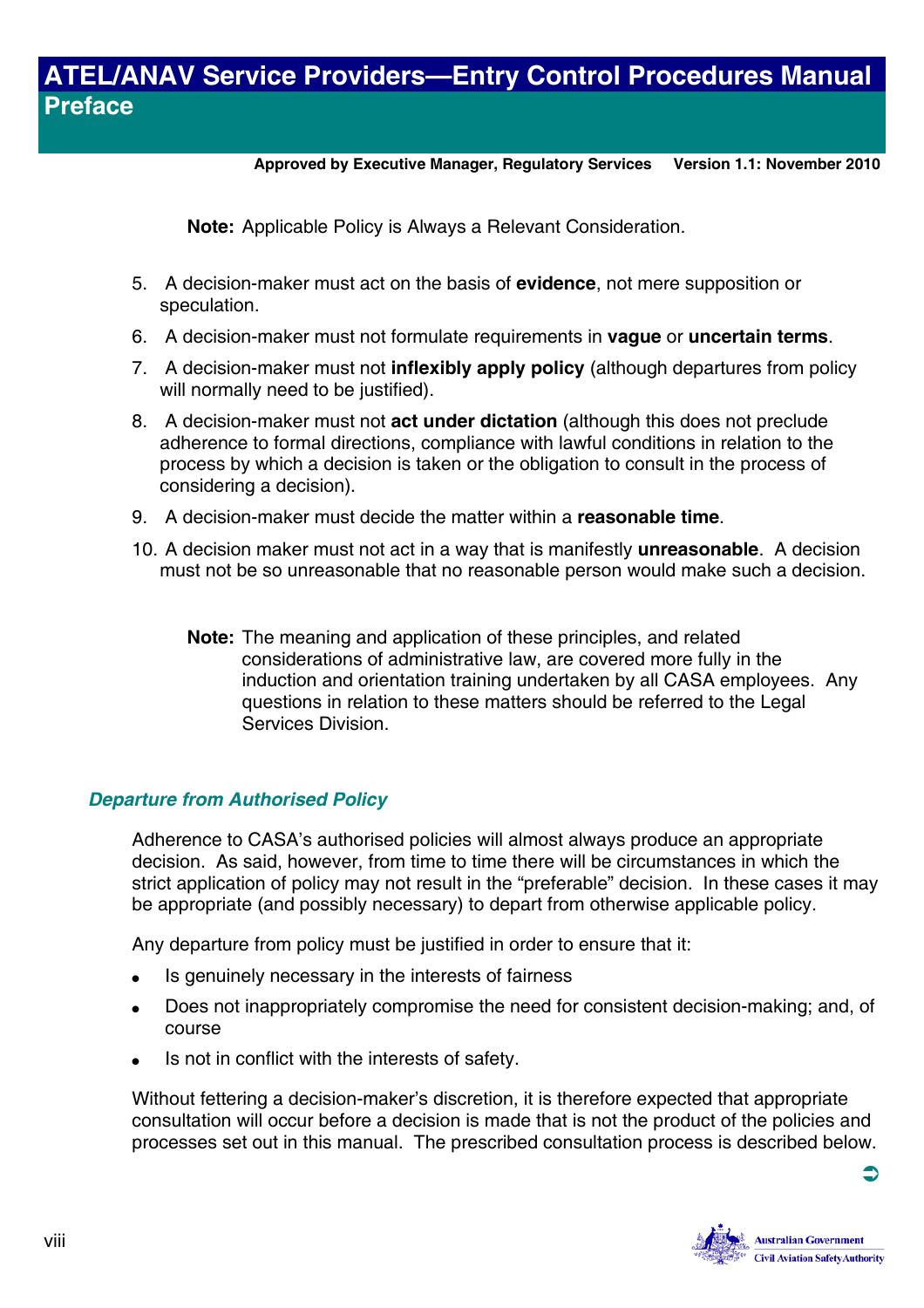**Note:** Applicable Policy is Always a Relevant Consideration.

5. A decision-maker must act on the basis of **evidence**, not mere supposition or speculation.
6. A decision-maker must not formulate requirements in **vague** or **uncertain terms**.
7. A decision-maker must not **inflexibly apply policy** (although departures from policy will normally need to be justified).
8. A decision-maker must not **act under dictation** (although this does not preclude adherence to formal directions, compliance with lawful conditions in relation to the process by which a decision is taken or the obligation to consult in the process of considering a decision).
9. A decision-maker must decide the matter within a **reasonable time**.
10. A decision maker must not act in a way that is manifestly **unreasonable**. A decision must not be so unreasonable that no reasonable person would make such a decision.

**Note:** The meaning and application of these principles, and related considerations of administrative law, are covered more fully in the induction and orientation training undertaken by all CASA employees. Any questions in relation to these matters should be referred to the Legal Services Division.

### *Departure from Authorised Policy*

Adherence to CASA's authorised policies will almost always produce an appropriate decision. As said, however, from time to time there will be circumstances in which the strict application of policy may not result in the "preferable" decision. In these cases it may be appropriate (and possibly necessary) to depart from otherwise applicable policy.

Any departure from policy must be justified in order to ensure that it:

- Is genuinely necessary in the interests of fairness
- Does not inappropriately compromise the need for consistent decision-making; and, of course
- Is not in conflict with the interests of safety.

Without fettering a decision-maker's discretion, it is therefore expected that appropriate consultation will occur before a decision is made that is not the product of the policies and processes set out in this manual. The prescribed consultation process is described below.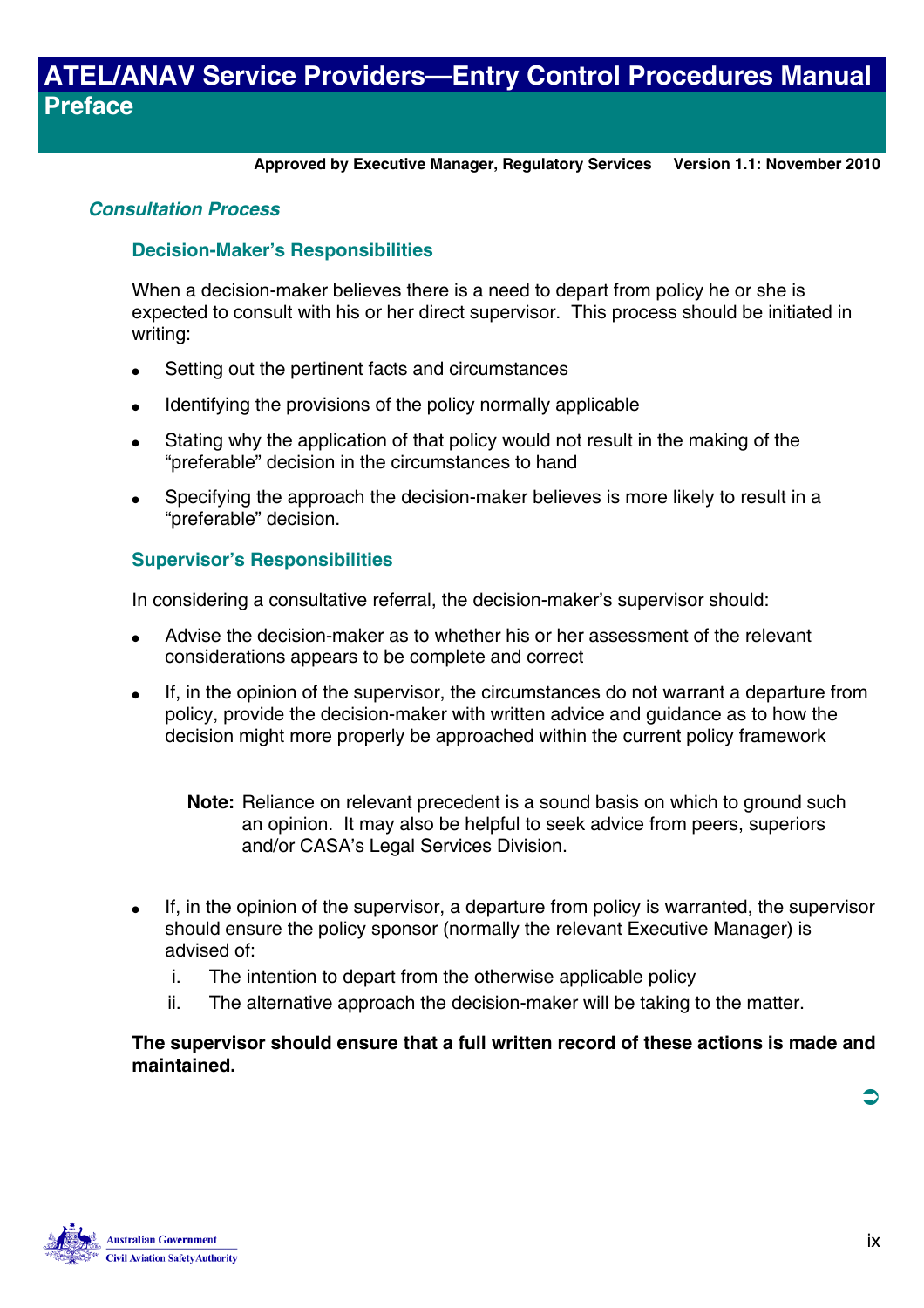## *Consultation Process*

### Decision-Maker's Responsibilities

When a decision-maker believes there is a need to depart from policy he or she is expected to consult with his or her direct supervisor. This process should be initiated in writing:

- Setting out the pertinent facts and circumstances
- Identifying the provisions of the policy normally applicable
- Stating why the application of that policy would not result in the making of the "preferable" decision in the circumstances to hand
- Specifying the approach the decision-maker believes is more likely to result in a "preferable" decision.

### Supervisor's Responsibilities

In considering a consultative referral, the decision-maker's supervisor should:

- Advise the decision-maker as to whether his or her assessment of the relevant considerations appears to be complete and correct
- If, in the opinion of the supervisor, the circumstances do not warrant a departure from policy, provide the decision-maker with written advice and guidance as to how the decision might more properly be approached within the current policy framework

  **Note:** Reliance on relevant precedent is a sound basis on which to ground such an opinion. It may also be helpful to seek advice from peers, superiors and/or CASA's Legal Services Division.

- If, in the opinion of the supervisor, a departure from policy is warranted, the supervisor should ensure the policy sponsor (normally the relevant Executive Manager) is advised of:
  1. The intention to depart from the otherwise applicable policy
  2. The alternative approach the decision-maker will be taking to the matter.

**The supervisor should ensure that a full written record of these actions is made and maintained.**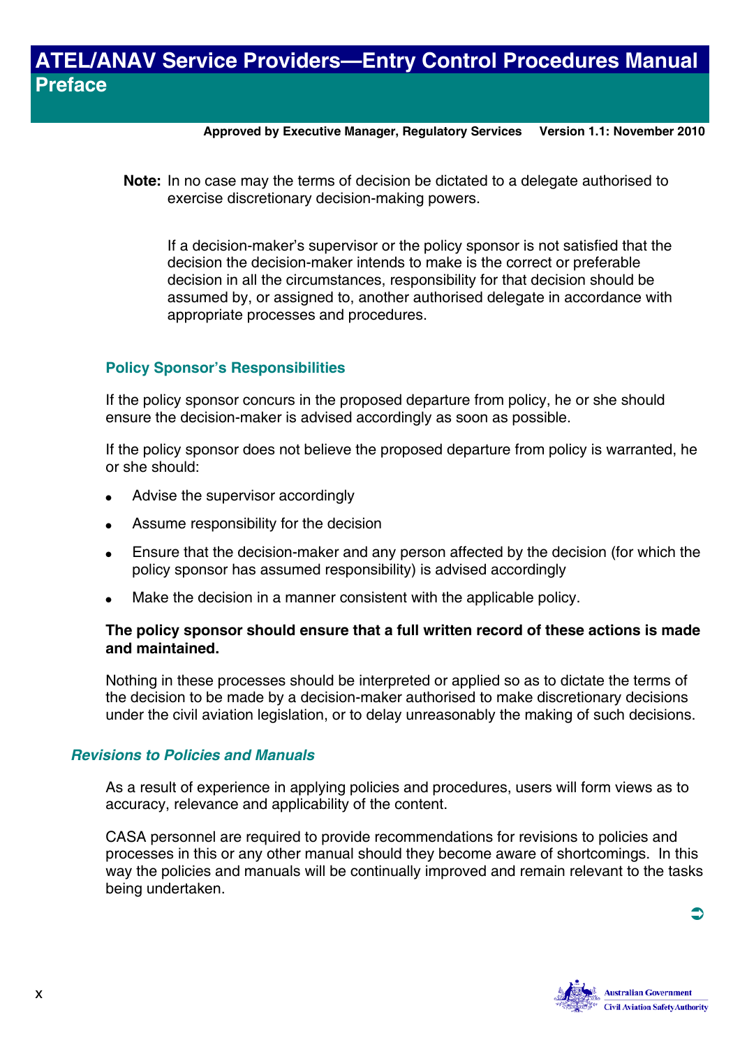**Note:** In no case may the terms of decision be dictated to a delegate authorised to exercise discretionary decision-making powers.

If a decision-maker's supervisor or the policy sponsor is not satisfied that the decision the decision-maker intends to make is the correct or preferable decision in all the circumstances, responsibility for that decision should be assumed by, or assigned to, another authorised delegate in accordance with appropriate processes and procedures.

### Policy Sponsor's Responsibilities

If the policy sponsor concurs in the proposed departure from policy, he or she should ensure the decision-maker is advised accordingly as soon as possible.

If the policy sponsor does not believe the proposed departure from policy is warranted, he or she should:

- Advise the supervisor accordingly
- Assume responsibility for the decision
- Ensure that the decision-maker and any person affected by the decision (for which the policy sponsor has assumed responsibility) is advised accordingly
- Make the decision in a manner consistent with the applicable policy.

**The policy sponsor should ensure that a full written record of these actions is made and maintained.**

Nothing in these processes should be interpreted or applied so as to dictate the terms of the decision to be made by a decision-maker authorised to make discretionary decisions under the civil aviation legislation, or to delay unreasonably the making of such decisions.

## *Revisions to Policies and Manuals*

As a result of experience in applying policies and procedures, users will form views as to accuracy, relevance and applicability of the content.

CASA personnel are required to provide recommendations for revisions to policies and processes in this or any other manual should they become aware of shortcomings. In this way the policies and manuals will be continually improved and remain relevant to the tasks being undertaken.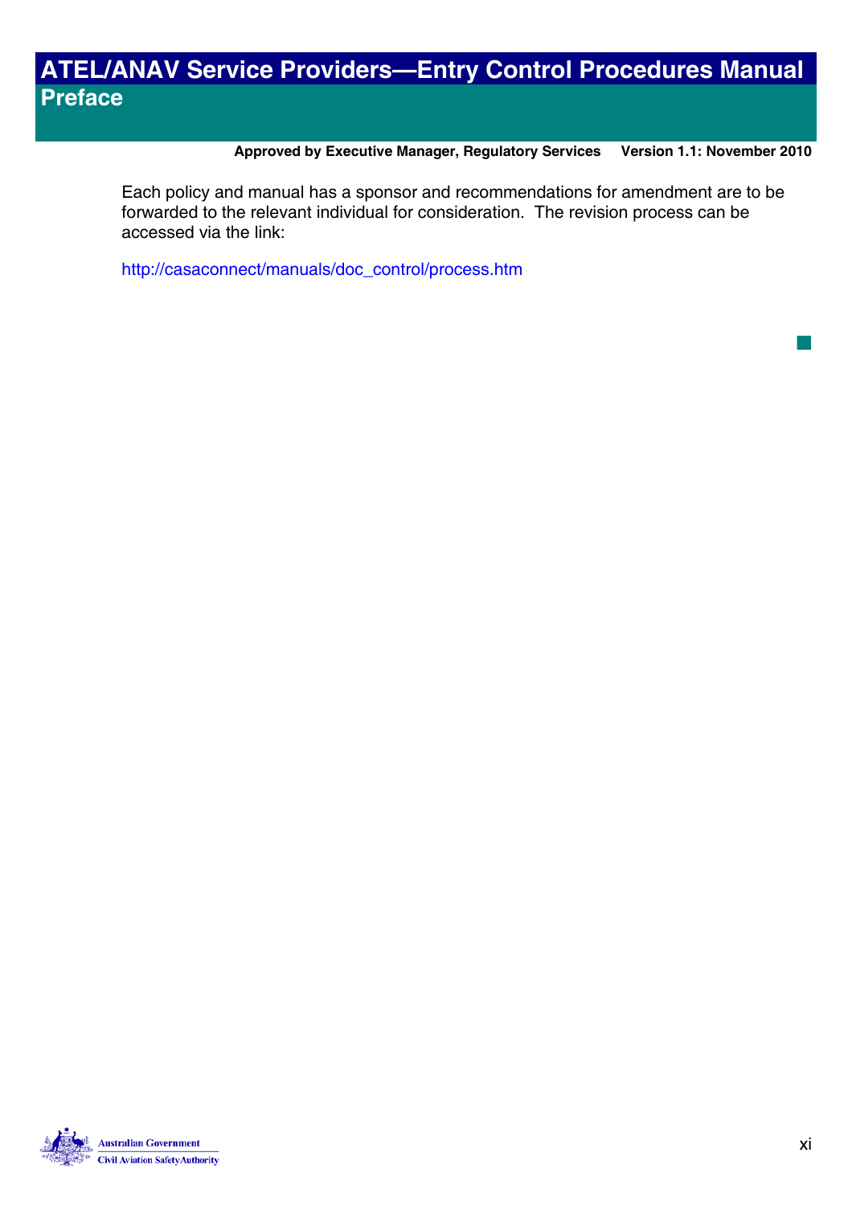Each policy and manual has a sponsor and recommendations for amendment are to be forwarded to the relevant individual for consideration. The revision process can be accessed via the link:

http://casaconnect/manuals/doc_control/process.htm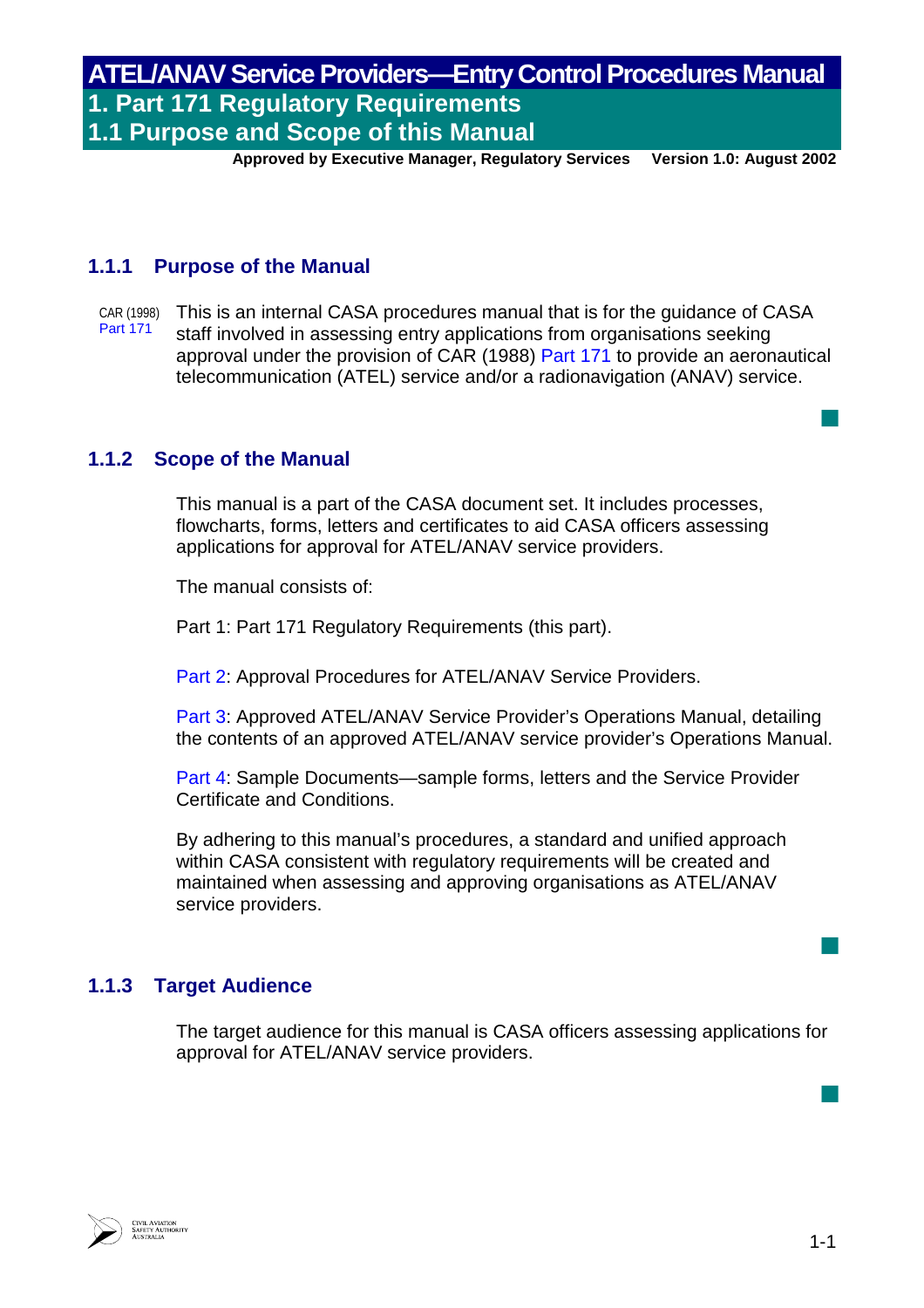# ATEL/ANAV Service Providers—Entry Control Procedures Manual

## 1. Part 171 Regulatory Requirements

## 1.1 Purpose and Scope of this Manual

**Approved by Executive Manager, Regulatory Services    Version 1.0: August 2002**

### 1.1.1 Purpose of the Manual

CAR (1998) Part 171

This is an internal CASA procedures manual that is for the guidance of CASA staff involved in assessing entry applications from organisations seeking approval under the provision of CAR (1988) Part 171 to provide an aeronautical telecommunication (ATEL) service and/or a radionavigation (ANAV) service.

### 1.1.2 Scope of the Manual

This manual is a part of the CASA document set. It includes processes, flowcharts, forms, letters and certificates to aid CASA officers assessing applications for approval for ATEL/ANAV service providers.

The manual consists of:

Part 1: Part 171 Regulatory Requirements (this part).

Part 2: Approval Procedures for ATEL/ANAV Service Providers.

Part 3: Approved ATEL/ANAV Service Provider's Operations Manual, detailing the contents of an approved ATEL/ANAV service provider's Operations Manual.

Part 4: Sample Documents—sample forms, letters and the Service Provider Certificate and Conditions.

By adhering to this manual's procedures, a standard and unified approach within CASA consistent with regulatory requirements will be created and maintained when assessing and approving organisations as ATEL/ANAV service providers.

### 1.1.3 Target Audience

The target audience for this manual is CASA officers assessing applications for approval for ATEL/ANAV service providers.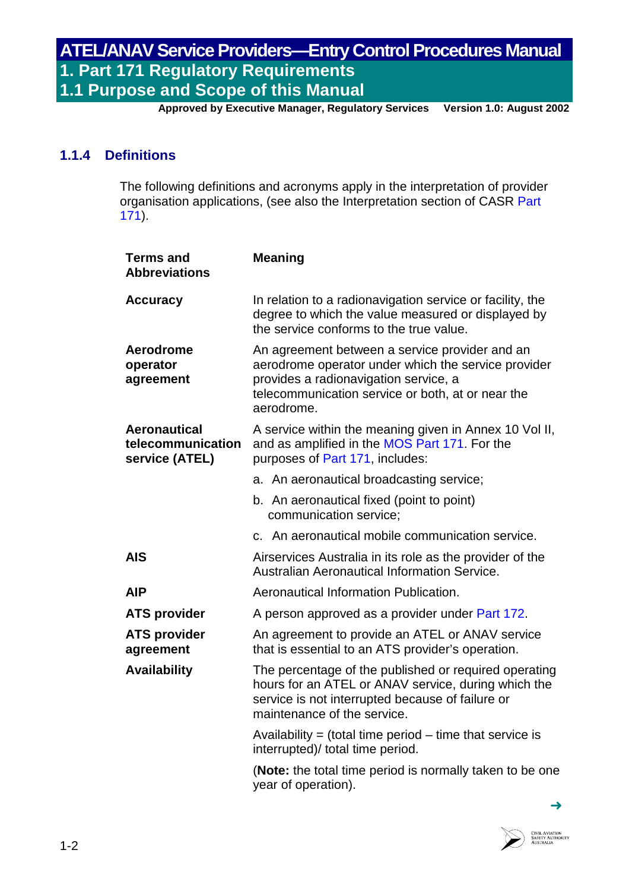### 1.1.4 Definitions

The following definitions and acronyms apply in the interpretation of provider organisation applications, (see also the Interpretation section of CASR Part 171).

| Terms and Abbreviations | Meaning |
|---|---|
| **Accuracy** | In relation to a radionavigation service or facility, the degree to which the value measured or displayed by the service conforms to the true value. |
| **Aerodrome operator agreement** | An agreement between a service provider and an aerodrome operator under which the service provider provides a radionavigation service, a telecommunication service or both, at or near the aerodrome. |
| **Aeronautical telecommunication service (ATEL)** | A service within the meaning given in Annex 10 Vol II, and as amplified in the MOS Part 171. For the purposes of Part 171, includes:<br>a. An aeronautical broadcasting service;<br>b. An aeronautical fixed (point to point) communication service;<br>c. An aeronautical mobile communication service. |
| **AIS** | Airservices Australia in its role as the provider of the Australian Aeronautical Information Service. |
| **AIP** | Aeronautical Information Publication. |
| **ATS provider** | A person approved as a provider under Part 172. |
| **ATS provider agreement** | An agreement to provide an ATEL or ANAV service that is essential to an ATS provider's operation. |
| **Availability** | The percentage of the published or required operating hours for an ATEL or ANAV service, during which the service is not interrupted because of failure or maintenance of the service.<br>Availability = (total time period – time that service is interrupted)/ total time period.<br>(**Note:** the total time period is normally taken to be one year of operation). |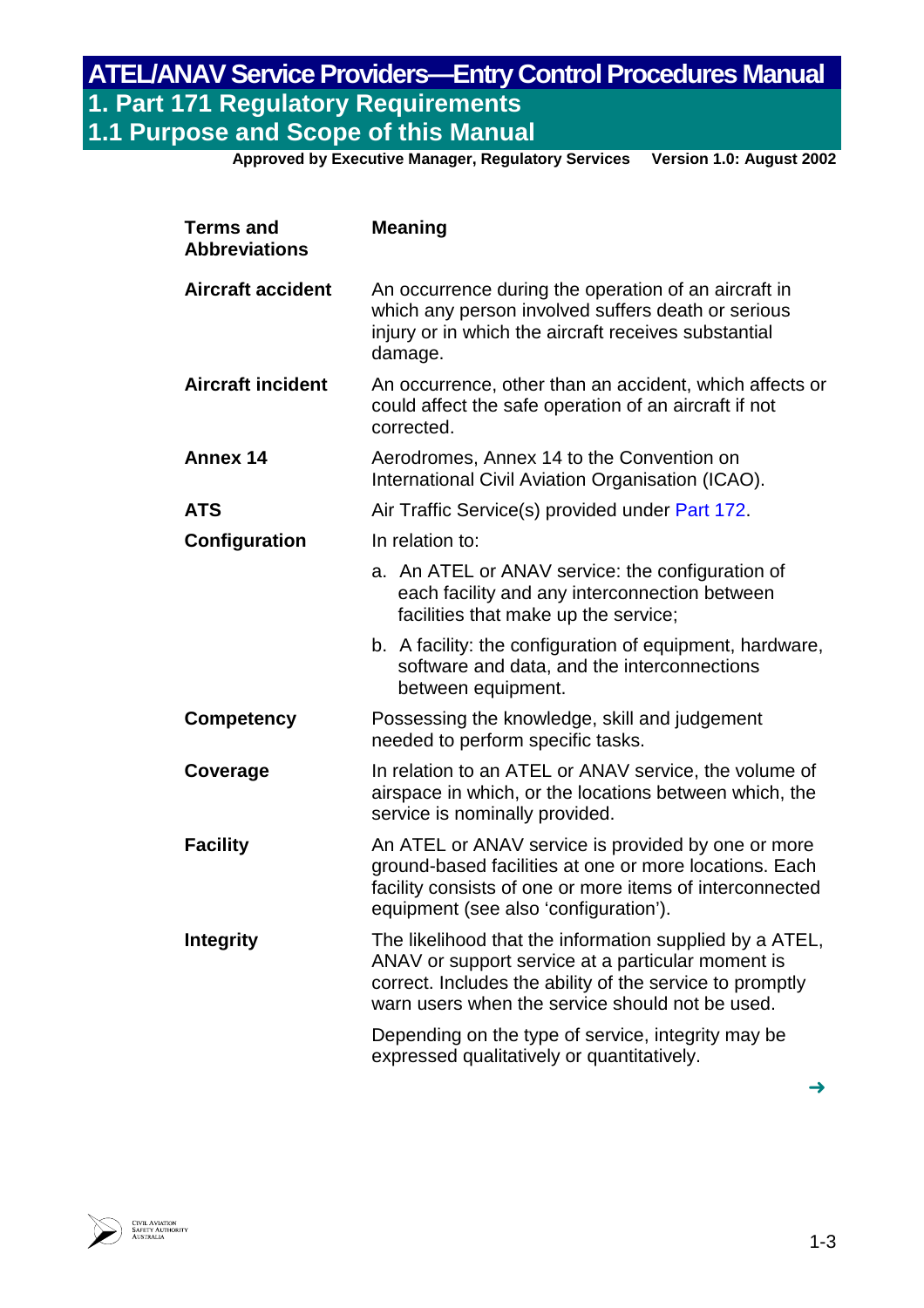| Terms and Abbreviations | Meaning |
|---|---|
| **Aircraft accident** | An occurrence during the operation of an aircraft in which any person involved suffers death or serious injury or in which the aircraft receives substantial damage. |
| **Aircraft incident** | An occurrence, other than an accident, which affects or could affect the safe operation of an aircraft if not corrected. |
| **Annex 14** | Aerodromes, Annex 14 to the Convention on International Civil Aviation Organisation (ICAO). |
| **ATS** | Air Traffic Service(s) provided under Part 172. |
| **Configuration** | In relation to:<br>a. An ATEL or ANAV service: the configuration of each facility and any interconnection between facilities that make up the service;<br>b. A facility: the configuration of equipment, hardware, software and data, and the interconnections between equipment. |
| **Competency** | Possessing the knowledge, skill and judgement needed to perform specific tasks. |
| **Coverage** | In relation to an ATEL or ANAV service, the volume of airspace in which, or the locations between which, the service is nominally provided. |
| **Facility** | An ATEL or ANAV service is provided by one or more ground-based facilities at one or more locations. Each facility consists of one or more items of interconnected equipment (see also 'configuration'). |
| **Integrity** | The likelihood that the information supplied by a ATEL, ANAV or support service at a particular moment is correct. Includes the ability of the service to promptly warn users when the service should not be used.<br>Depending on the type of service, integrity may be expressed qualitatively or quantitatively. |

➜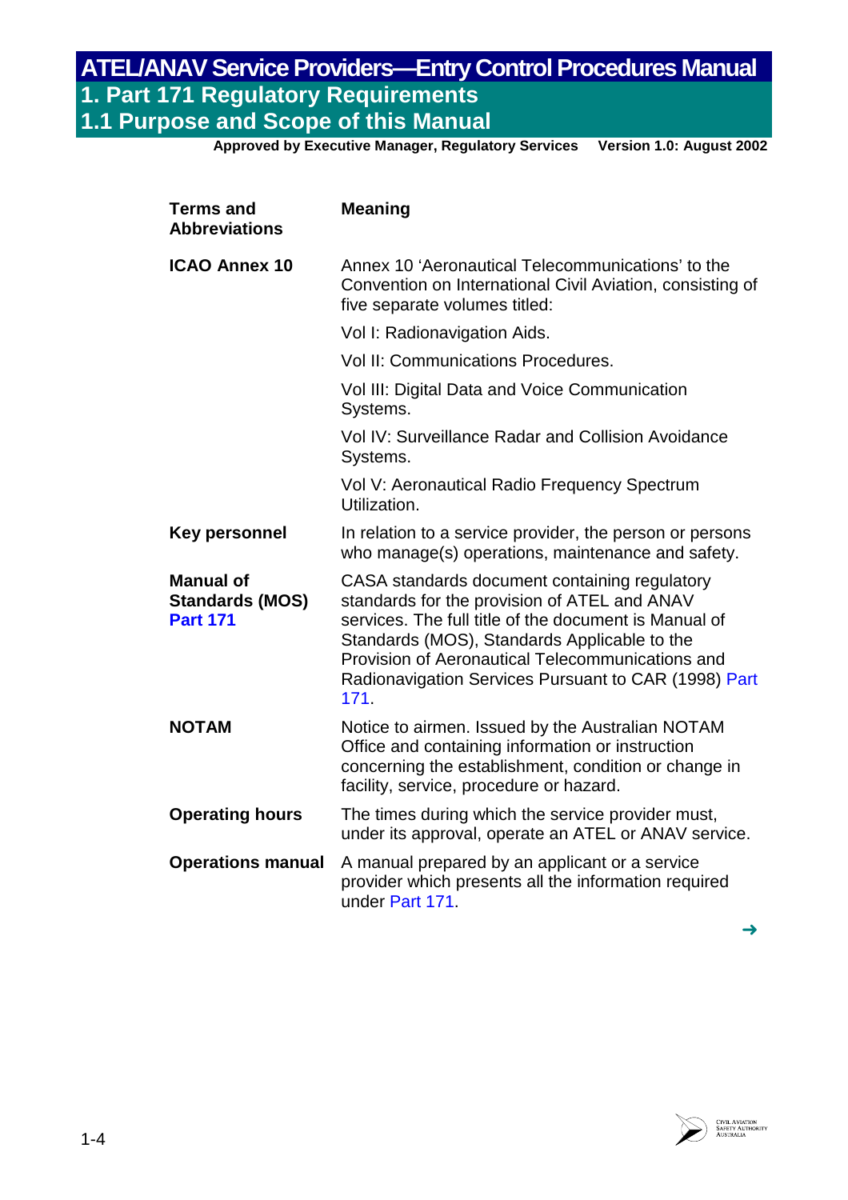| Terms and Abbreviations | Meaning |
|---|---|
| **ICAO Annex 10** | Annex 10 'Aeronautical Telecommunications' to the Convention on International Civil Aviation, consisting of five separate volumes titled:<br>Vol I: Radionavigation Aids.<br>Vol II: Communications Procedures.<br>Vol III: Digital Data and Voice Communication Systems.<br>Vol IV: Surveillance Radar and Collision Avoidance Systems.<br>Vol V: Aeronautical Radio Frequency Spectrum Utilization. |
| **Key personnel** | In relation to a service provider, the person or persons who manage(s) operations, maintenance and safety. |
| **Manual of Standards (MOS) Part 171** | CASA standards document containing regulatory standards for the provision of ATEL and ANAV services. The full title of the document is Manual of Standards (MOS), Standards Applicable to the Provision of Aeronautical Telecommunications and Radionavigation Services Pursuant to CAR (1998) Part 171. |
| **NOTAM** | Notice to airmen. Issued by the Australian NOTAM Office and containing information or instruction concerning the establishment, condition or change in facility, service, procedure or hazard. |
| **Operating hours** | The times during which the service provider must, under its approval, operate an ATEL or ANAV service. |
| **Operations manual** | A manual prepared by an applicant or a service provider which presents all the information required under Part 171. |

➜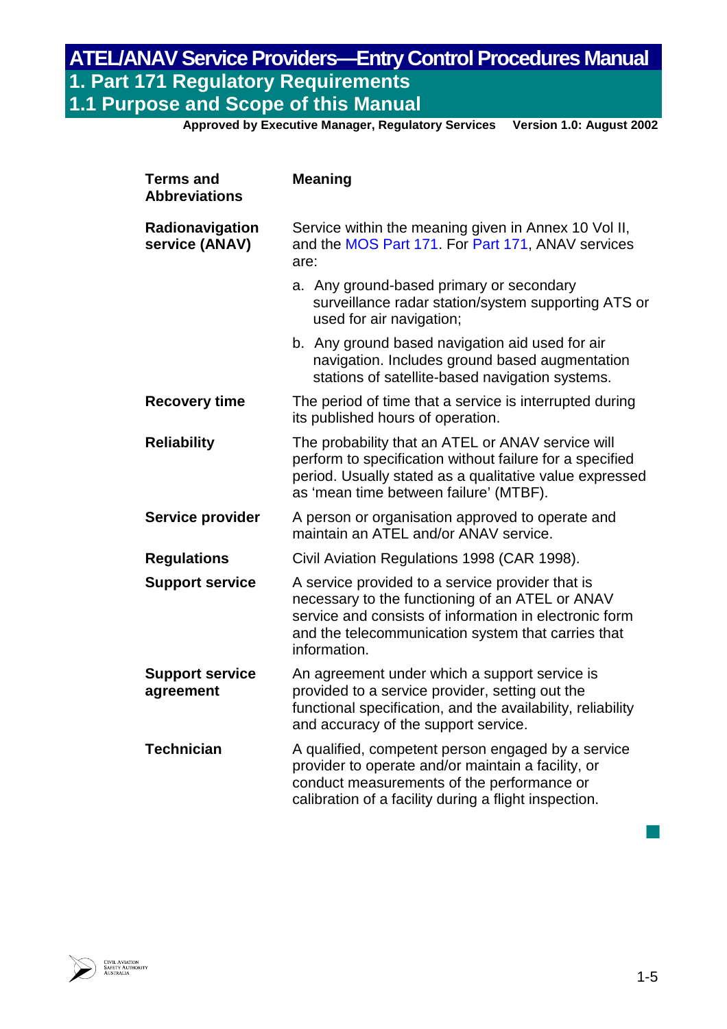| Terms and Abbreviations | Meaning |
|---|---|
| **Radionavigation service (ANAV)** | Service within the meaning given in Annex 10 Vol II, and the MOS Part 171. For Part 171, ANAV services are:<br>a. Any ground-based primary or secondary surveillance radar station/system supporting ATS or used for air navigation;<br>b. Any ground based navigation aid used for air navigation. Includes ground based augmentation stations of satellite-based navigation systems. |
| **Recovery time** | The period of time that a service is interrupted during its published hours of operation. |
| **Reliability** | The probability that an ATEL or ANAV service will perform to specification without failure for a specified period. Usually stated as a qualitative value expressed as 'mean time between failure' (MTBF). |
| **Service provider** | A person or organisation approved to operate and maintain an ATEL and/or ANAV service. |
| **Regulations** | Civil Aviation Regulations 1998 (CAR 1998). |
| **Support service** | A service provided to a service provider that is necessary to the functioning of an ATEL or ANAV service and consists of information in electronic form and the telecommunication system that carries that information. |
| **Support service agreement** | An agreement under which a support service is provided to a service provider, setting out the functional specification, and the availability, reliability and accuracy of the support service. |
| **Technician** | A qualified, competent person engaged by a service provider to operate and/or maintain a facility, or conduct measurements of the performance or calibration of a facility during a flight inspection. |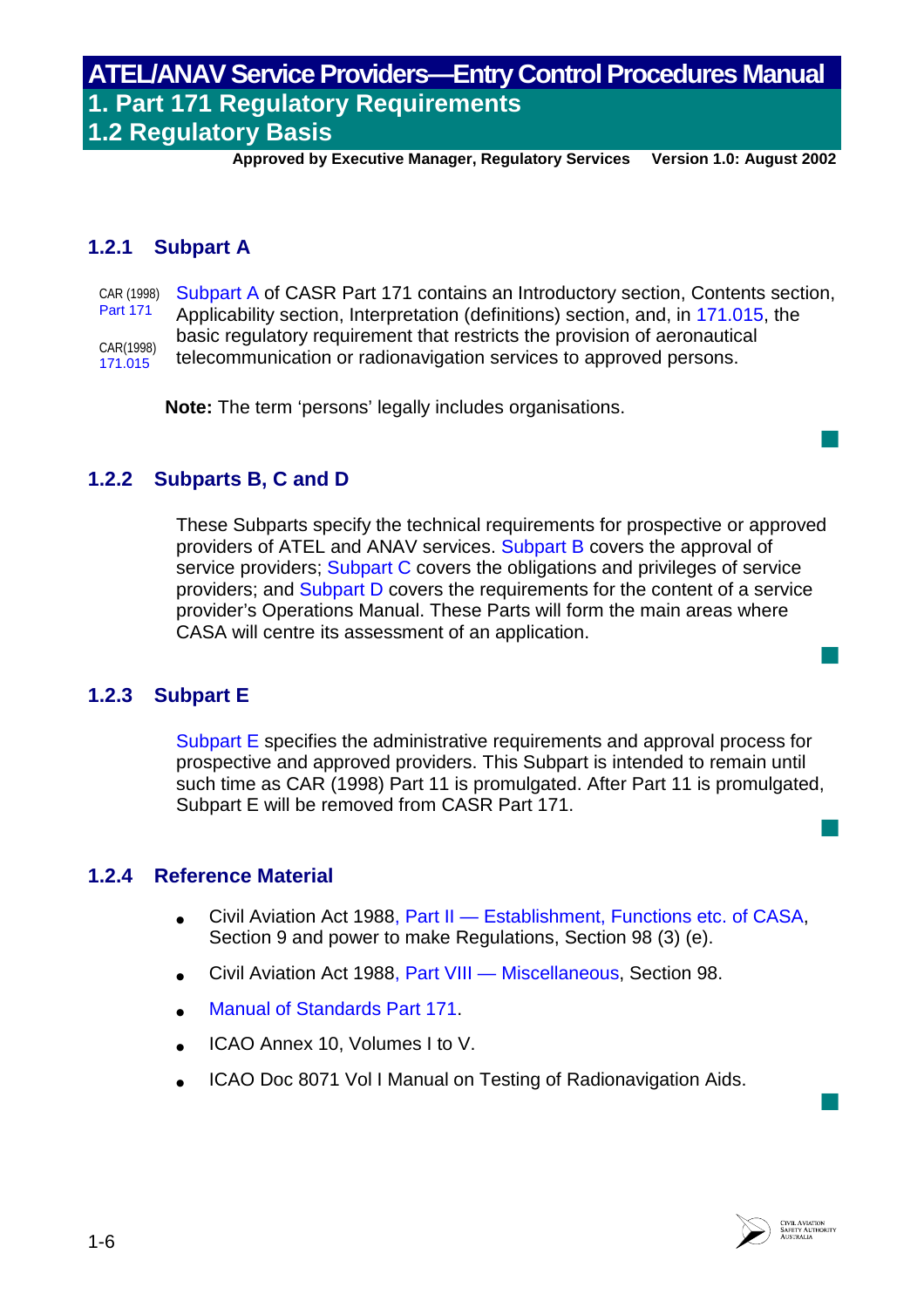### 1.2.1 Subpart A

CAR (1998) Part 171

CAR(1998) 171.015

Subpart A of CASR Part 171 contains an Introductory section, Contents section, Applicability section, Interpretation (definitions) section, and, in 171.015, the basic regulatory requirement that restricts the provision of aeronautical telecommunication or radionavigation services to approved persons.

**Note:** The term 'persons' legally includes organisations.

### 1.2.2 Subparts B, C and D

These Subparts specify the technical requirements for prospective or approved providers of ATEL and ANAV services. Subpart B covers the approval of service providers; Subpart C covers the obligations and privileges of service providers; and Subpart D covers the requirements for the content of a service provider's Operations Manual. These Parts will form the main areas where CASA will centre its assessment of an application.

### 1.2.3 Subpart E

Subpart E specifies the administrative requirements and approval process for prospective and approved providers. This Subpart is intended to remain until such time as CAR (1998) Part 11 is promulgated. After Part 11 is promulgated, Subpart E will be removed from CASR Part 171.

### 1.2.4 Reference Material

- Civil Aviation Act 1988, Part II — Establishment, Functions etc. of CASA, Section 9 and power to make Regulations, Section 98 (3) (e).
- Civil Aviation Act 1988, Part VIII — Miscellaneous, Section 98.
- Manual of Standards Part 171.
- ICAO Annex 10, Volumes I to V.
- ICAO Doc 8071 Vol I Manual on Testing of Radionavigation Aids.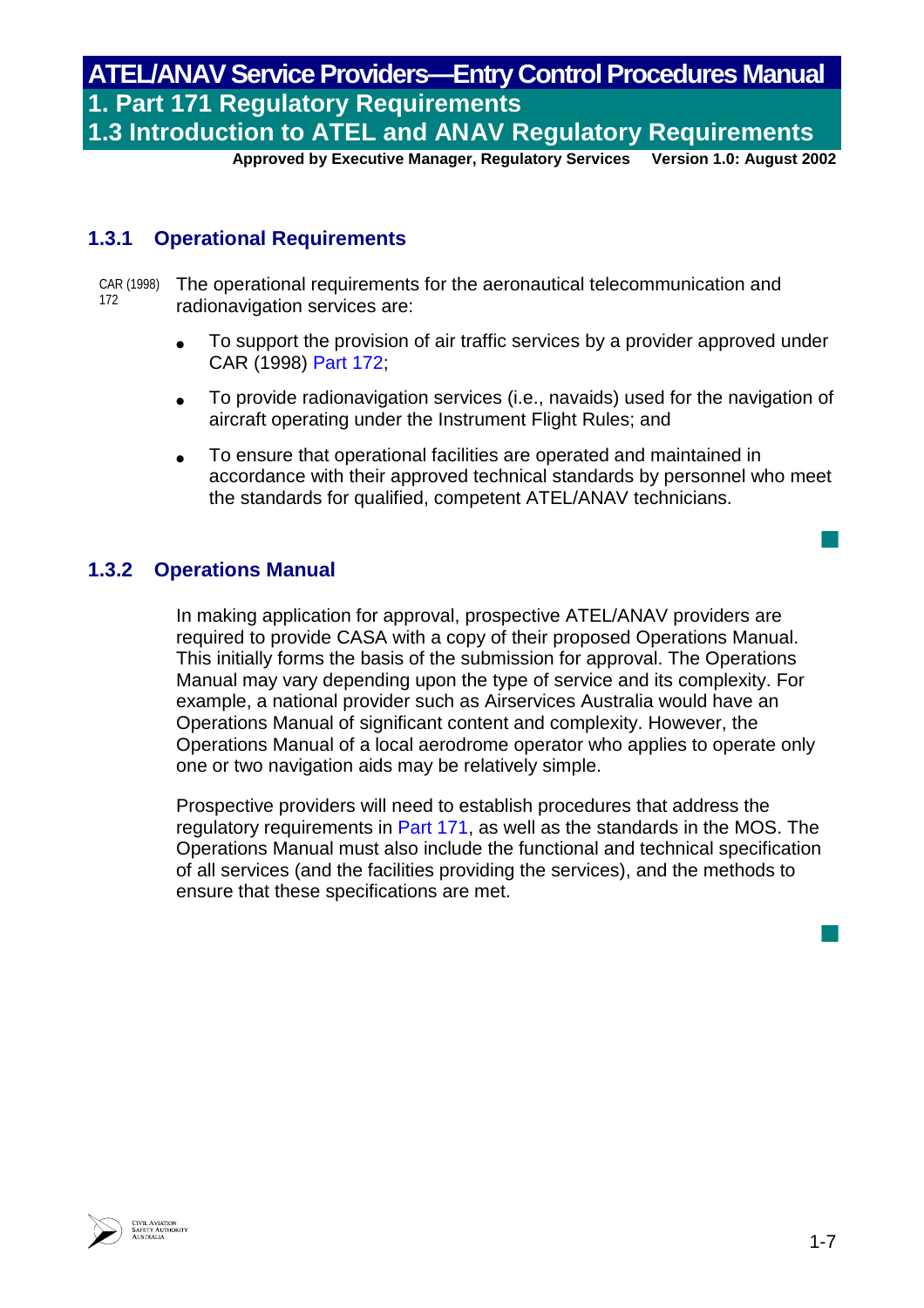### 1.3.1 Operational Requirements

CAR (1998) 172

The operational requirements for the aeronautical telecommunication and radionavigation services are:

- To support the provision of air traffic services by a provider approved under CAR (1998) Part 172;
- To provide radionavigation services (i.e., navaids) used for the navigation of aircraft operating under the Instrument Flight Rules; and
- To ensure that operational facilities are operated and maintained in accordance with their approved technical standards by personnel who meet the standards for qualified, competent ATEL/ANAV technicians.

### 1.3.2 Operations Manual

In making application for approval, prospective ATEL/ANAV providers are required to provide CASA with a copy of their proposed Operations Manual. This initially forms the basis of the submission for approval. The Operations Manual may vary depending upon the type of service and its complexity. For example, a national provider such as Airservices Australia would have an Operations Manual of significant content and complexity. However, the Operations Manual of a local aerodrome operator who applies to operate only one or two navigation aids may be relatively simple.

Prospective providers will need to establish procedures that address the regulatory requirements in Part 171, as well as the standards in the MOS. The Operations Manual must also include the functional and technical specification of all services (and the facilities providing the services), and the methods to ensure that these specifications are met.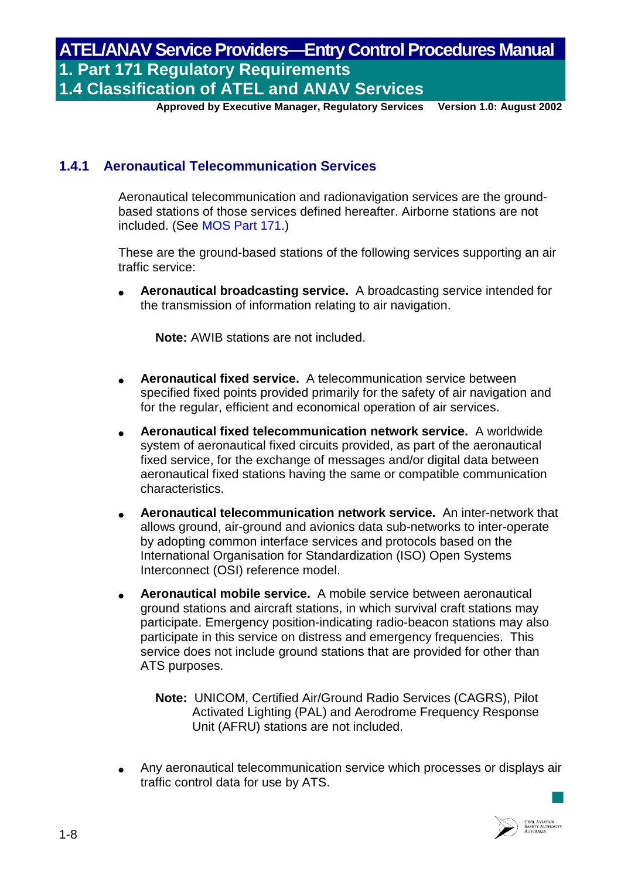### 1.4.1 Aeronautical Telecommunication Services

Aeronautical telecommunication and radionavigation services are the ground-based stations of those services defined hereafter. Airborne stations are not included. (See MOS Part 171.)

These are the ground-based stations of the following services supporting an air traffic service:

- **Aeronautical broadcasting service.** A broadcasting service intended for the transmission of information relating to air navigation.

  **Note:** AWIB stations are not included.

- **Aeronautical fixed service.** A telecommunication service between specified fixed points provided primarily for the safety of air navigation and for the regular, efficient and economical operation of air services.

- **Aeronautical fixed telecommunication network service.** A worldwide system of aeronautical fixed circuits provided, as part of the aeronautical fixed service, for the exchange of messages and/or digital data between aeronautical fixed stations having the same or compatible communication characteristics.

- **Aeronautical telecommunication network service.** An inter-network that allows ground, air-ground and avionics data sub-networks to inter-operate by adopting common interface services and protocols based on the International Organisation for Standardization (ISO) Open Systems Interconnect (OSI) reference model.

- **Aeronautical mobile service.** A mobile service between aeronautical ground stations and aircraft stations, in which survival craft stations may participate. Emergency position-indicating radio-beacon stations may also participate in this service on distress and emergency frequencies. This service does not include ground stations that are provided for other than ATS purposes.

  **Note:** UNICOM, Certified Air/Ground Radio Services (CAGRS), Pilot Activated Lighting (PAL) and Aerodrome Frequency Response Unit (AFRU) stations are not included.

- Any aeronautical telecommunication service which processes or displays air traffic control data for use by ATS.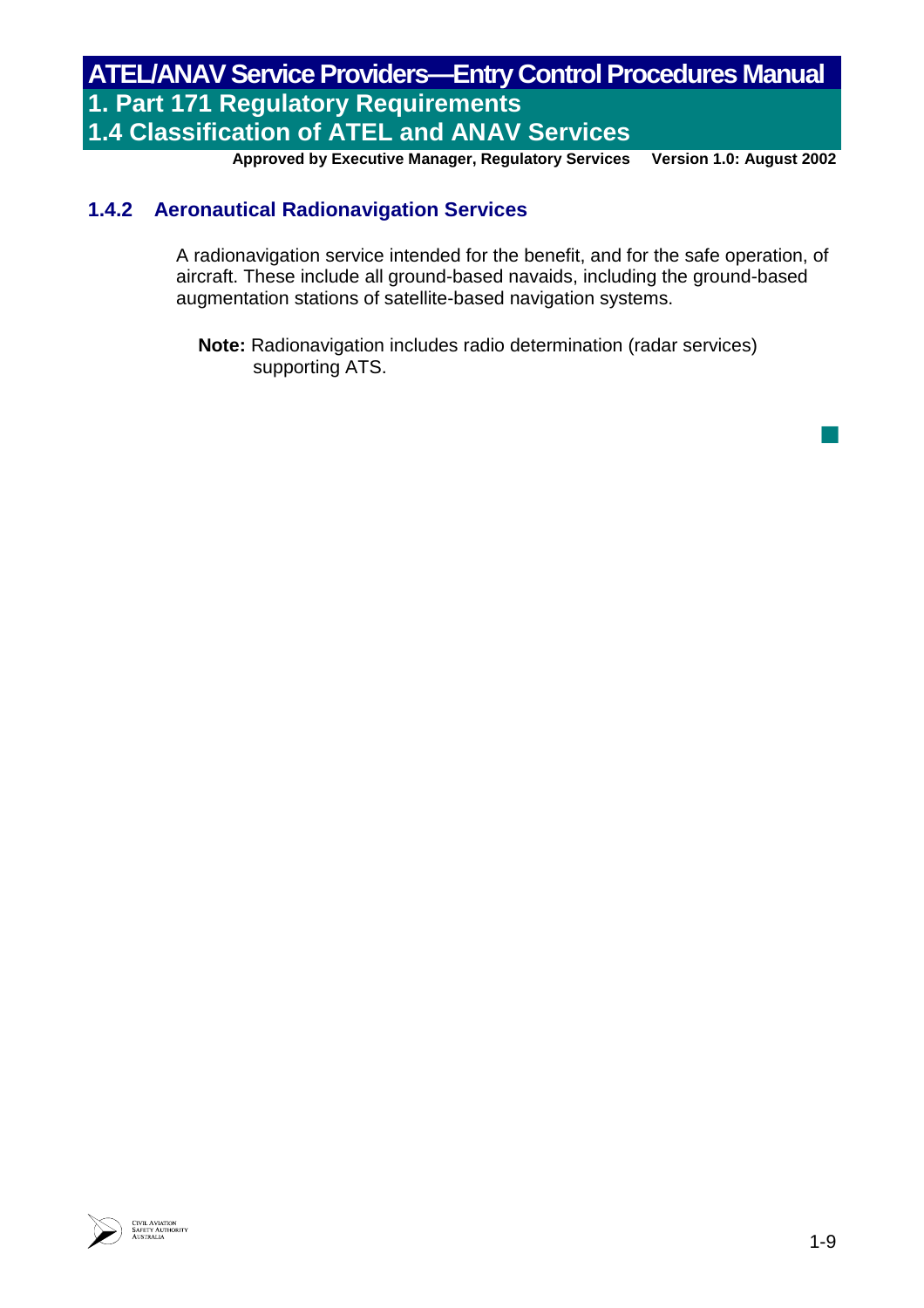### 1.4.2 Aeronautical Radionavigation Services

A radionavigation service intended for the benefit, and for the safe operation, of aircraft. These include all ground-based navaids, including the ground-based augmentation stations of satellite-based navigation systems.

**Note:** Radionavigation includes radio determination (radar services) supporting ATS.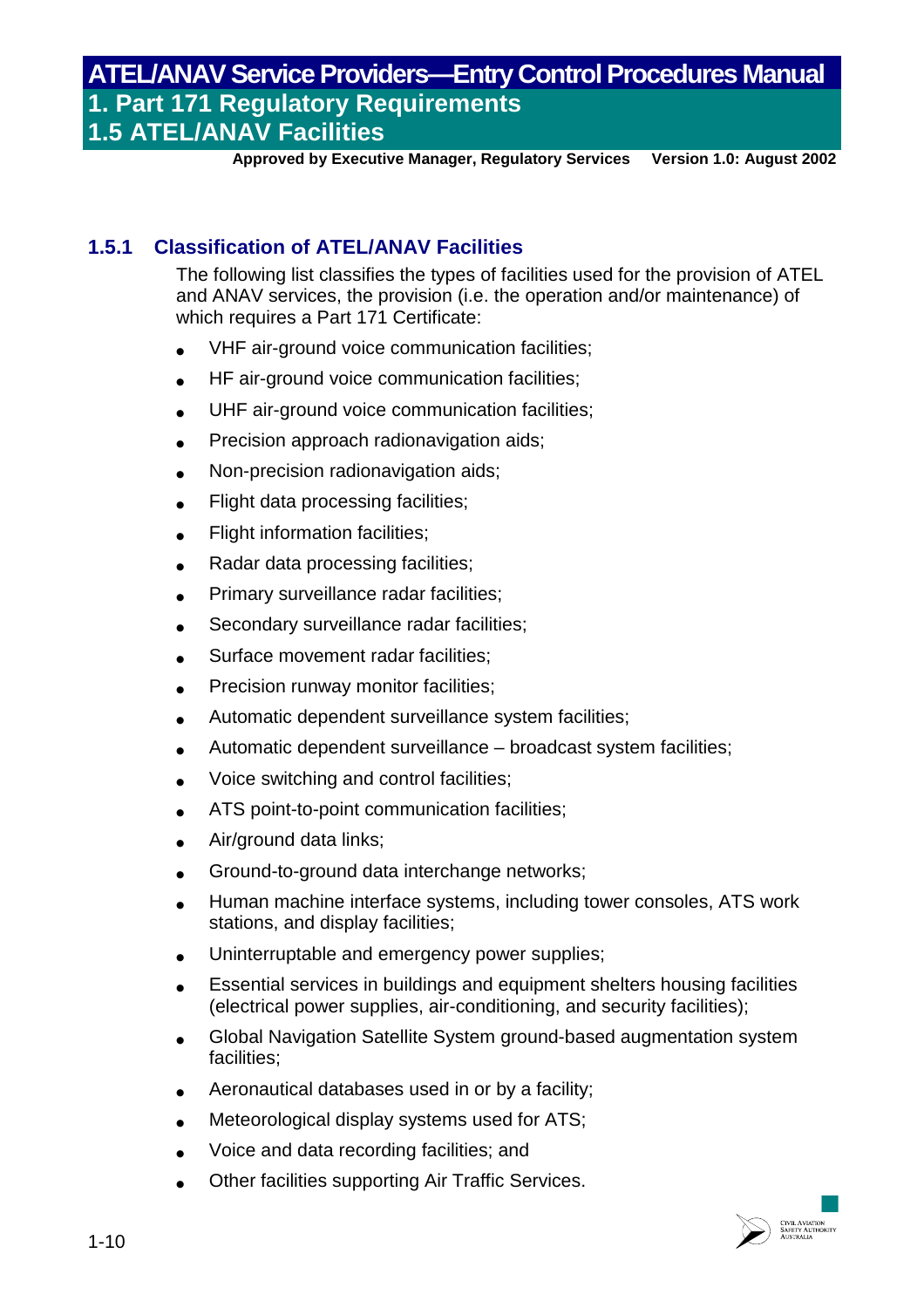### 1.5.1 Classification of ATEL/ANAV Facilities

The following list classifies the types of facilities used for the provision of ATEL and ANAV services, the provision (i.e. the operation and/or maintenance) of which requires a Part 171 Certificate:

- VHF air-ground voice communication facilities;
- HF air-ground voice communication facilities;
- UHF air-ground voice communication facilities;
- Precision approach radionavigation aids;
- Non-precision radionavigation aids;
- Flight data processing facilities;
- Flight information facilities;
- Radar data processing facilities;
- Primary surveillance radar facilities;
- Secondary surveillance radar facilities;
- Surface movement radar facilities;
- Precision runway monitor facilities;
- Automatic dependent surveillance system facilities;
- Automatic dependent surveillance – broadcast system facilities;
- Voice switching and control facilities;
- ATS point-to-point communication facilities;
- Air/ground data links;
- Ground-to-ground data interchange networks;
- Human machine interface systems, including tower consoles, ATS work stations, and display facilities;
- Uninterruptable and emergency power supplies;
- Essential services in buildings and equipment shelters housing facilities (electrical power supplies, air-conditioning, and security facilities);
- Global Navigation Satellite System ground-based augmentation system facilities;
- Aeronautical databases used in or by a facility;
- Meteorological display systems used for ATS;
- Voice and data recording facilities; and
- Other facilities supporting Air Traffic Services.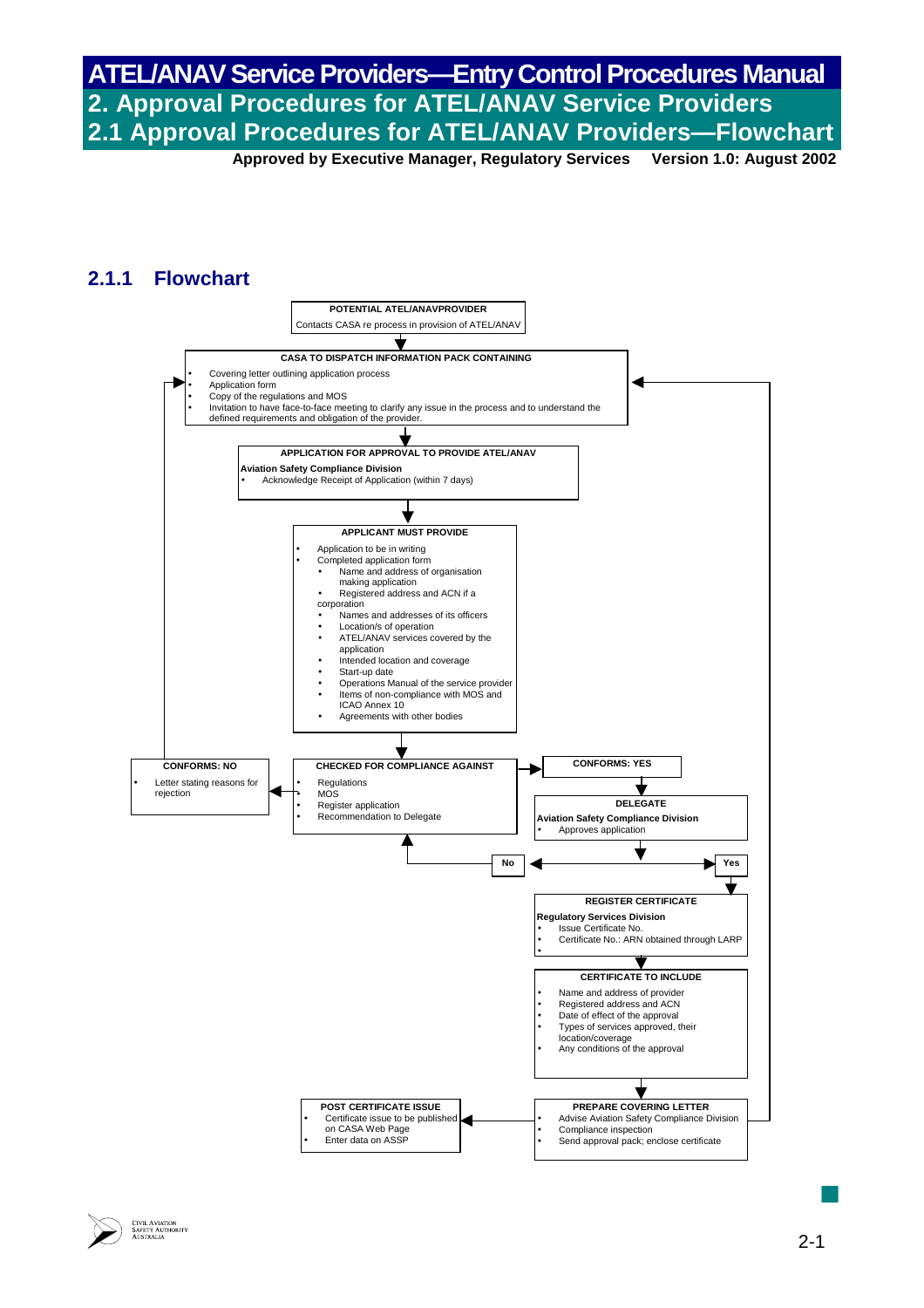# ATEL/ANAV Service Providers—Entry Control Procedures Manual

## 2. Approval Procedures for ATEL/ANAV Service Providers

## 2.1 Approval Procedures for ATEL/ANAV Providers—Flowchart

**Approved by Executive Manager, Regulatory Services Version 1.0: August 2002**

### 2.1.1 Flowchart

**POTENTIAL ATEL/ANAVPROVIDER**
Contacts CASA re process in provision of ATEL/ANAV

↓

**CASA TO DISPATCH INFORMATION PACK CONTAINING**
- Covering letter outlining application process
- Application form
- Copy of the regulations and MOS
- Invitation to have face-to-face meeting to clarify any issue in the process and to understand the defined requirements and obligation of the provider.

↓

**APPLICATION FOR APPROVAL TO PROVIDE ATEL/ANAV**
**Aviation Safety Compliance Division**
- Acknowledge Receipt of Application (within 7 days)

↓

**APPLICANT MUST PROVIDE**
- Application to be in writing
- Completed application form
  - Name and address of organisation making application
  - Registered address and ACN if a corporation
  - Names and addresses of its officers
  - Location/s of operation
  - ATEL/ANAV services covered by the application
  - Intended location and coverage
  - Start-up date
  - Operations Manual of the service provider
  - Items of non-compliance with MOS and ICAO Annex 10
  - Agreements with other bodies

↓

**CHECKED FOR COMPLIANCE AGAINST**
- Regulations
- MOS
- Register application
- Recommendation to Delegate

→ **CONFORMS: NO**
- Letter stating reasons for rejection

→ (returns to CASA TO DISPATCH INFORMATION PACK CONTAINING)

→ **CONFORMS: YES**

↓

**DELEGATE**
**Aviation Safety Compliance Division**
- Approves application

↓

**No** → (returns to CHECKED FOR COMPLIANCE AGAINST)

**Yes** ↓

**REGISTER CERTIFICATE**
**Regulatory Services Division**
- Issue Certificate No.
- Certificate No.: ARN obtained through LARP

↓

**CERTIFICATE TO INCLUDE**
- Name and address of provider
- Registered address and ACN
- Date of effect of the approval
- Types of services approved, their location/coverage
- Any conditions of the approval

↓

**PREPARE COVERING LETTER**
- Advise Aviation Safety Compliance Division
- Compliance inspection
- Send approval pack; enclose certificate

→ (returns to CASA TO DISPATCH INFORMATION PACK CONTAINING)

→ **POST CERTIFICATE ISSUE**
- Certificate issue to be published on CASA Web Page
- Enter data on ASSP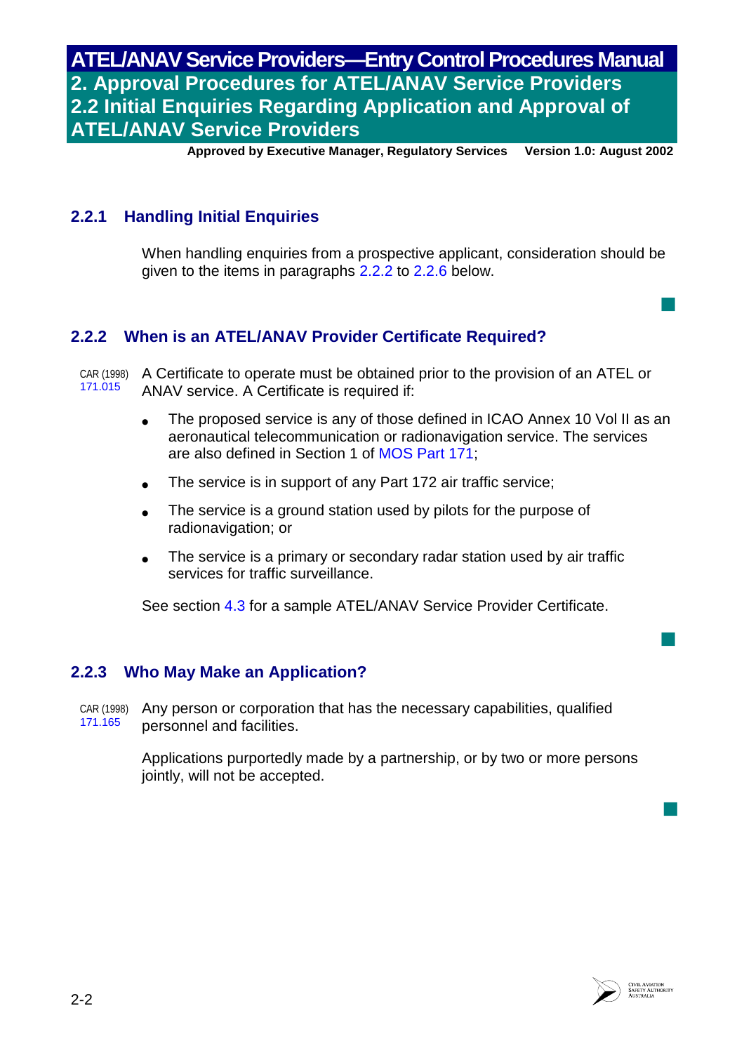## 2.2.1 Handling Initial Enquiries

When handling enquiries from a prospective applicant, consideration should be given to the items in paragraphs 2.2.2 to 2.2.6 below.

## 2.2.2 When is an ATEL/ANAV Provider Certificate Required?

CAR (1998) 171.015

A Certificate to operate must be obtained prior to the provision of an ATEL or ANAV service. A Certificate is required if:

- The proposed service is any of those defined in ICAO Annex 10 Vol II as an aeronautical telecommunication or radionavigation service. The services are also defined in Section 1 of MOS Part 171;
- The service is in support of any Part 172 air traffic service;
- The service is a ground station used by pilots for the purpose of radionavigation; or
- The service is a primary or secondary radar station used by air traffic services for traffic surveillance.

See section 4.3 for a sample ATEL/ANAV Service Provider Certificate.

## 2.2.3 Who May Make an Application?

CAR (1998) 171.165

Any person or corporation that has the necessary capabilities, qualified personnel and facilities.

Applications purportedly made by a partnership, or by two or more persons jointly, will not be accepted.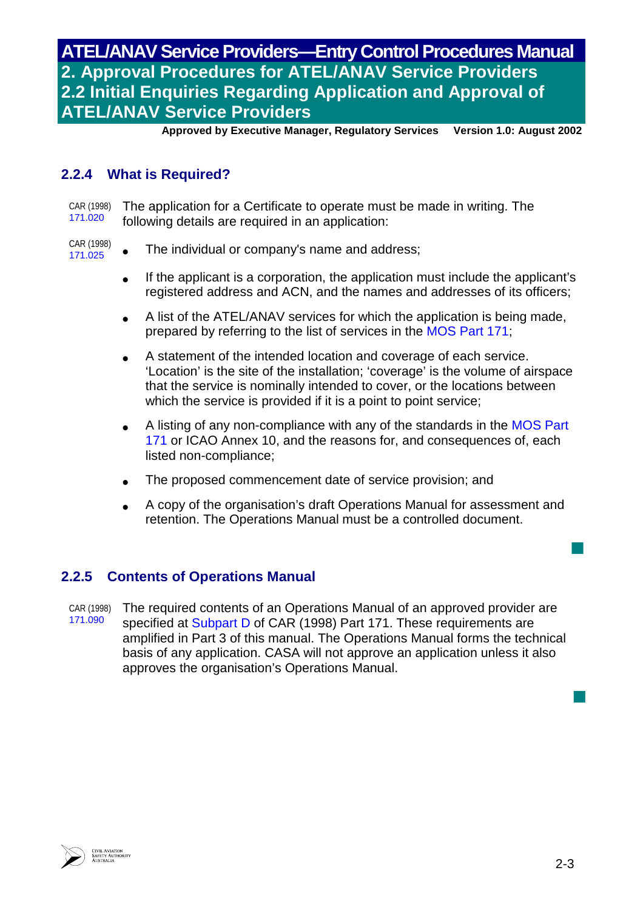## 2.2.4 What is Required?

CAR (1998) 171.020

The application for a Certificate to operate must be made in writing. The following details are required in an application:

CAR (1998) 171.025

- The individual or company's name and address;
- If the applicant is a corporation, the application must include the applicant's registered address and ACN, and the names and addresses of its officers;
- A list of the ATEL/ANAV services for which the application is being made, prepared by referring to the list of services in the MOS Part 171;
- A statement of the intended location and coverage of each service. 'Location' is the site of the installation; 'coverage' is the volume of airspace that the service is nominally intended to cover, or the locations between which the service is provided if it is a point to point service;
- A listing of any non-compliance with any of the standards in the MOS Part 171 or ICAO Annex 10, and the reasons for, and consequences of, each listed non-compliance;
- The proposed commencement date of service provision; and
- A copy of the organisation's draft Operations Manual for assessment and retention. The Operations Manual must be a controlled document.

## 2.2.5 Contents of Operations Manual

CAR (1998) 171.090

The required contents of an Operations Manual of an approved provider are specified at Subpart D of CAR (1998) Part 171. These requirements are amplified in Part 3 of this manual. The Operations Manual forms the technical basis of any application. CASA will not approve an application unless it also approves the organisation's Operations Manual.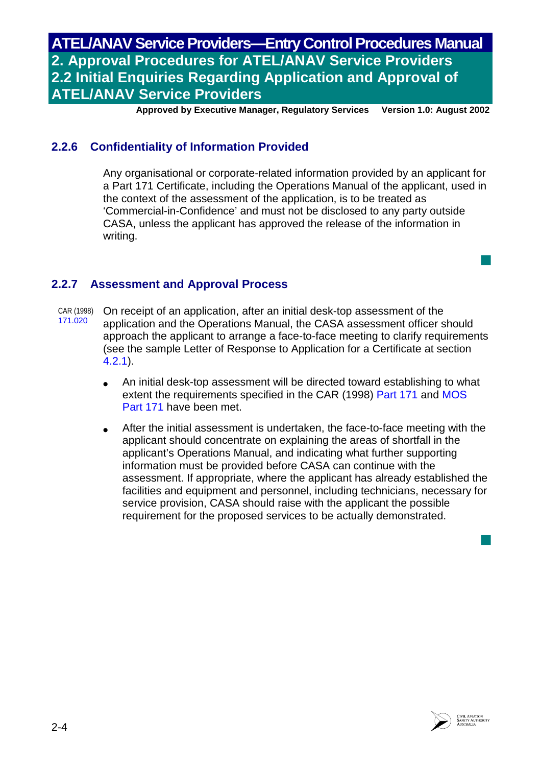## 2.2.6 Confidentiality of Information Provided

Any organisational or corporate-related information provided by an applicant for a Part 171 Certificate, including the Operations Manual of the applicant, used in the context of the assessment of the application, is to be treated as 'Commercial-in-Confidence' and must not be disclosed to any party outside CASA, unless the applicant has approved the release of the information in writing.

## 2.2.7 Assessment and Approval Process

CAR (1998) 171.020

On receipt of an application, after an initial desk-top assessment of the application and the Operations Manual, the CASA assessment officer should approach the applicant to arrange a face-to-face meeting to clarify requirements (see the sample Letter of Response to Application for a Certificate at section 4.2.1).

- An initial desk-top assessment will be directed toward establishing to what extent the requirements specified in the CAR (1998) Part 171 and MOS Part 171 have been met.
- After the initial assessment is undertaken, the face-to-face meeting with the applicant should concentrate on explaining the areas of shortfall in the applicant's Operations Manual, and indicating what further supporting information must be provided before CASA can continue with the assessment. If appropriate, where the applicant has already established the facilities and equipment and personnel, including technicians, necessary for service provision, CASA should raise with the applicant the possible requirement for the proposed services to be actually demonstrated.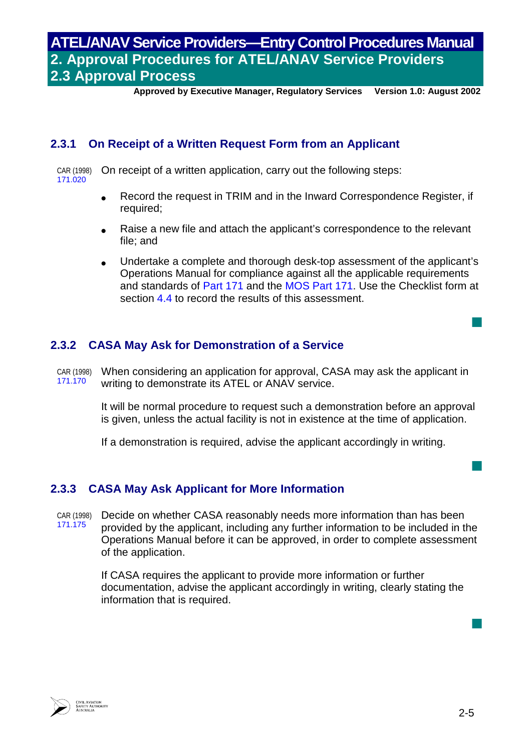### 2.3.1 On Receipt of a Written Request Form from an Applicant

CAR (1998) 171.020

On receipt of a written application, carry out the following steps:

- Record the request in TRIM and in the Inward Correspondence Register, if required;
- Raise a new file and attach the applicant's correspondence to the relevant file; and
- Undertake a complete and thorough desk-top assessment of the applicant's Operations Manual for compliance against all the applicable requirements and standards of Part 171 and the MOS Part 171. Use the Checklist form at section 4.4 to record the results of this assessment.

### 2.3.2 CASA May Ask for Demonstration of a Service

CAR (1998) 171.170

When considering an application for approval, CASA may ask the applicant in writing to demonstrate its ATEL or ANAV service.

It will be normal procedure to request such a demonstration before an approval is given, unless the actual facility is not in existence at the time of application.

If a demonstration is required, advise the applicant accordingly in writing.

### 2.3.3 CASA May Ask Applicant for More Information

CAR (1998) 171.175

Decide on whether CASA reasonably needs more information than has been provided by the applicant, including any further information to be included in the Operations Manual before it can be approved, in order to complete assessment of the application.

If CASA requires the applicant to provide more information or further documentation, advise the applicant accordingly in writing, clearly stating the information that is required.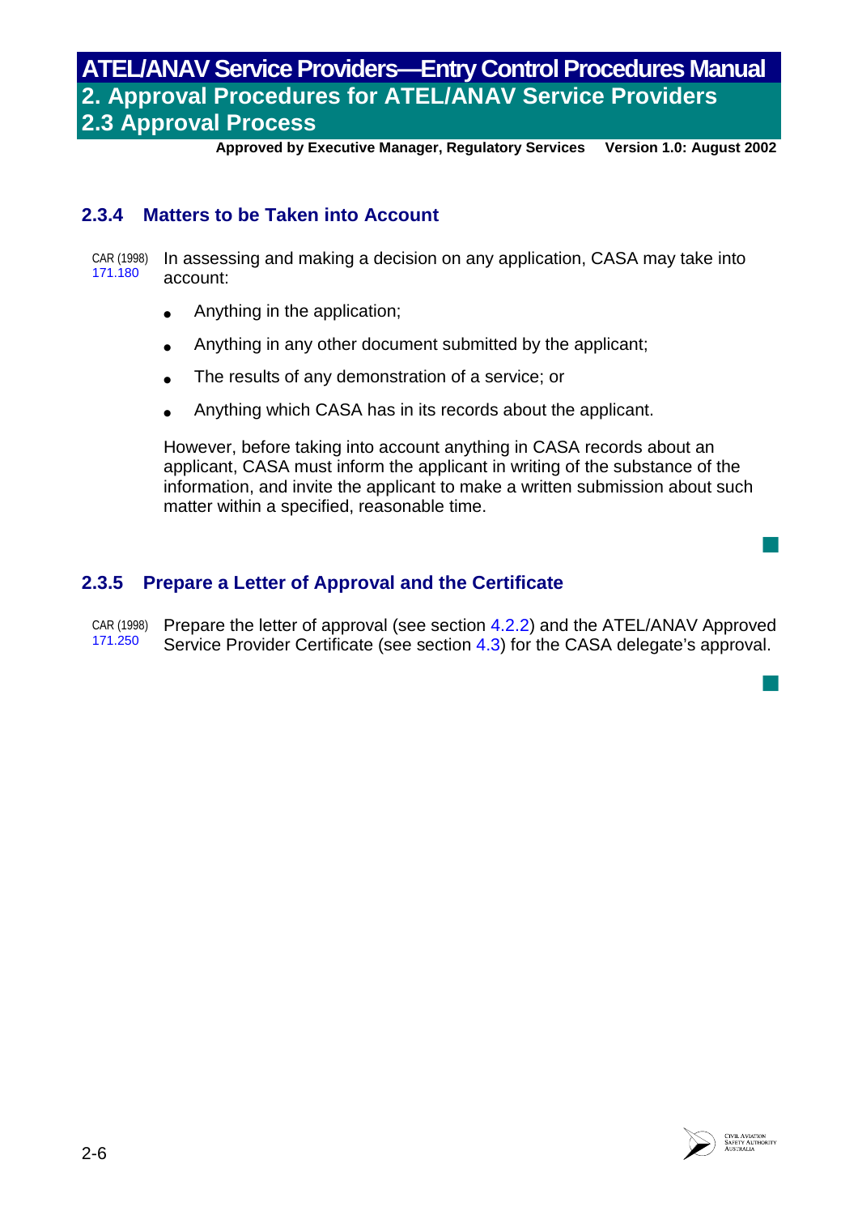### 2.3.4 Matters to be Taken into Account

CAR (1998) 171.180

In assessing and making a decision on any application, CASA may take into account:

- Anything in the application;
- Anything in any other document submitted by the applicant;
- The results of any demonstration of a service; or
- Anything which CASA has in its records about the applicant.

However, before taking into account anything in CASA records about an applicant, CASA must inform the applicant in writing of the substance of the information, and invite the applicant to make a written submission about such matter within a specified, reasonable time.

### 2.3.5 Prepare a Letter of Approval and the Certificate

CAR (1998) 171.250

Prepare the letter of approval (see section 4.2.2) and the ATEL/ANAV Approved Service Provider Certificate (see section 4.3) for the CASA delegate's approval.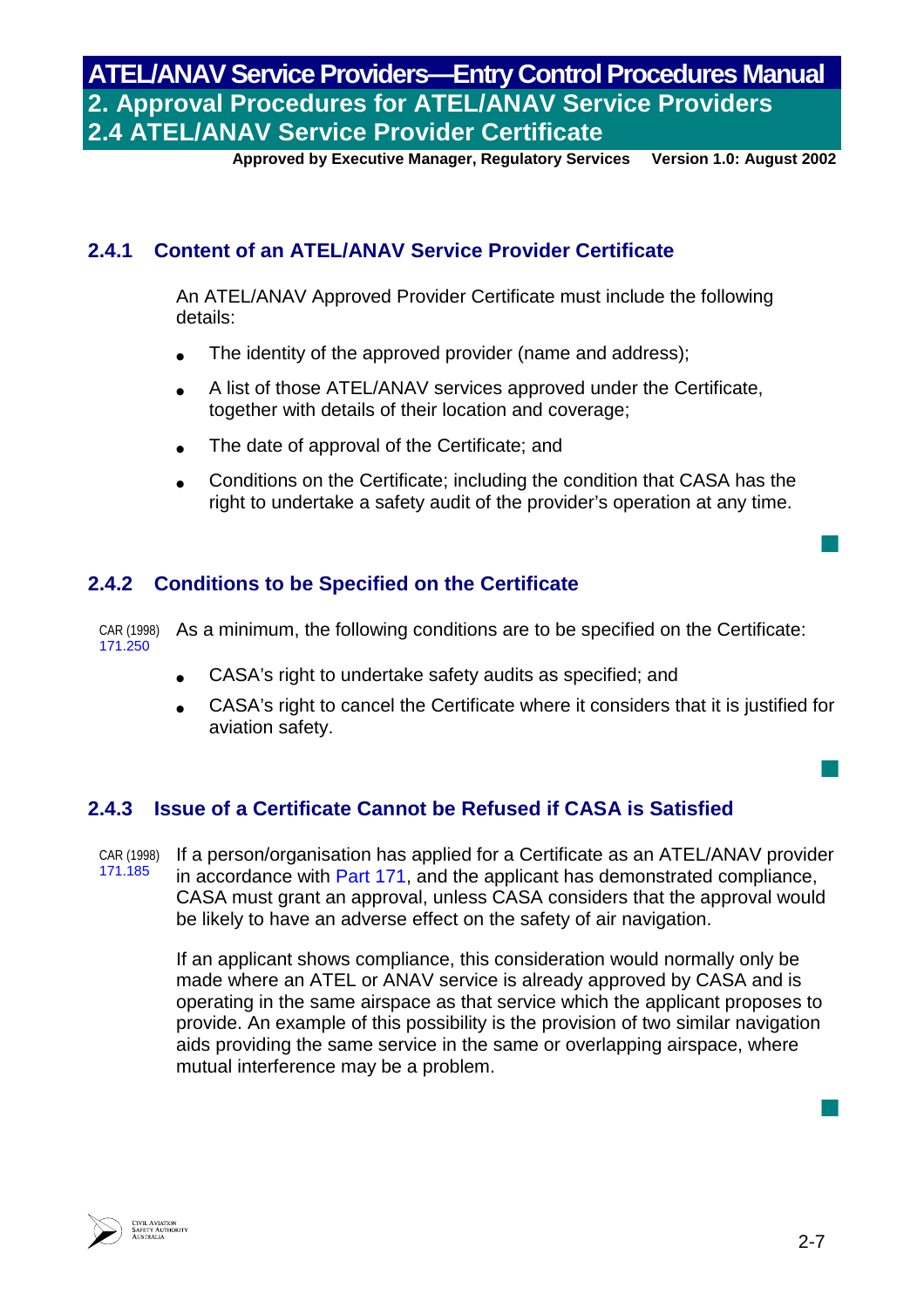## 2.4.1 Content of an ATEL/ANAV Service Provider Certificate

An ATEL/ANAV Approved Provider Certificate must include the following details:

- The identity of the approved provider (name and address);
- A list of those ATEL/ANAV services approved under the Certificate, together with details of their location and coverage;
- The date of approval of the Certificate; and
- Conditions on the Certificate; including the condition that CASA has the right to undertake a safety audit of the provider's operation at any time.

## 2.4.2 Conditions to be Specified on the Certificate

CAR (1998) 171.250

As a minimum, the following conditions are to be specified on the Certificate:

- CASA's right to undertake safety audits as specified; and
- CASA's right to cancel the Certificate where it considers that it is justified for aviation safety.

## 2.4.3 Issue of a Certificate Cannot be Refused if CASA is Satisfied

CAR (1998) 171.185

If a person/organisation has applied for a Certificate as an ATEL/ANAV provider in accordance with Part 171, and the applicant has demonstrated compliance, CASA must grant an approval, unless CASA considers that the approval would be likely to have an adverse effect on the safety of air navigation.

If an applicant shows compliance, this consideration would normally only be made where an ATEL or ANAV service is already approved by CASA and is operating in the same airspace as that service which the applicant proposes to provide. An example of this possibility is the provision of two similar navigation aids providing the same service in the same or overlapping airspace, where mutual interference may be a problem.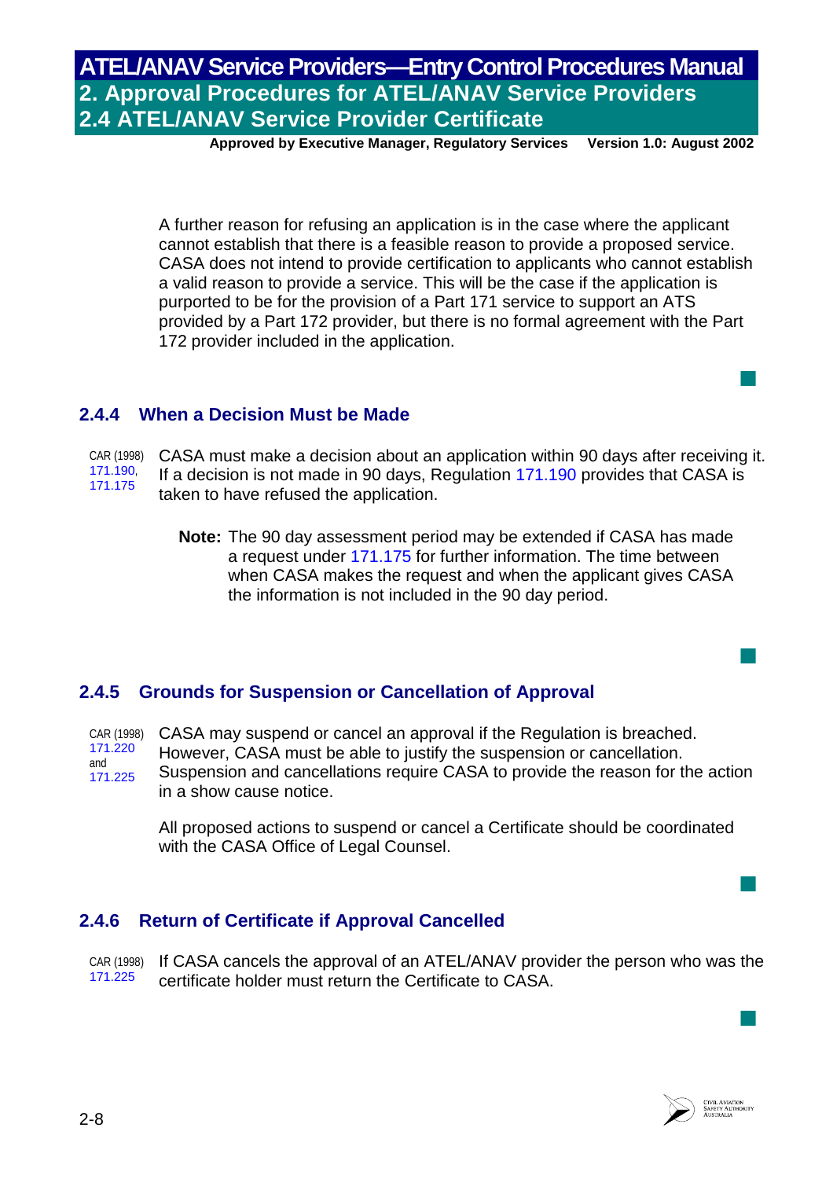A further reason for refusing an application is in the case where the applicant cannot establish that there is a feasible reason to provide a proposed service. CASA does not intend to provide certification to applicants who cannot establish a valid reason to provide a service. This will be the case if the application is purported to be for the provision of a Part 171 service to support an ATS provided by a Part 172 provider, but there is no formal agreement with the Part 172 provider included in the application.

### 2.4.4 When a Decision Must be Made

CAR (1998) 171.190, 171.175

CASA must make a decision about an application within 90 days after receiving it. If a decision is not made in 90 days, Regulation 171.190 provides that CASA is taken to have refused the application.

> **Note:** The 90 day assessment period may be extended if CASA has made a request under 171.175 for further information. The time between when CASA makes the request and when the applicant gives CASA the information is not included in the 90 day period.

### 2.4.5 Grounds for Suspension or Cancellation of Approval

CAR (1998) 171.220 and 171.225

CASA may suspend or cancel an approval if the Regulation is breached. However, CASA must be able to justify the suspension or cancellation. Suspension and cancellations require CASA to provide the reason for the action in a show cause notice.

All proposed actions to suspend or cancel a Certificate should be coordinated with the CASA Office of Legal Counsel.

### 2.4.6 Return of Certificate if Approval Cancelled

CAR (1998) 171.225

If CASA cancels the approval of an ATEL/ANAV provider the person who was the certificate holder must return the Certificate to CASA.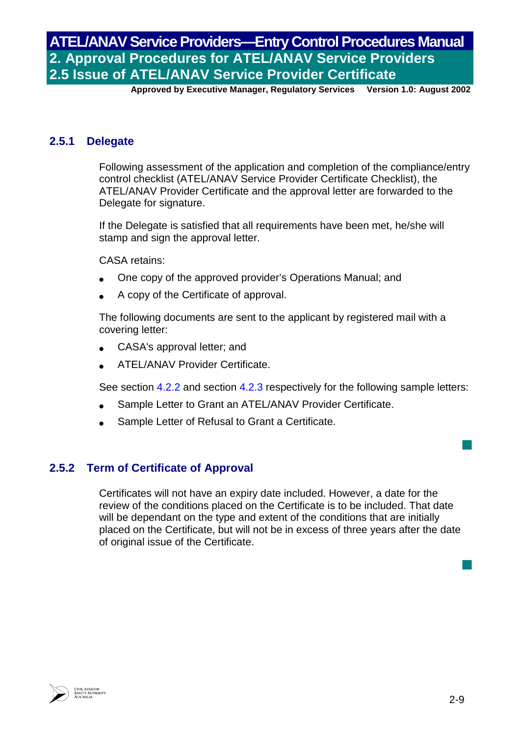### 2.5.1 Delegate

Following assessment of the application and completion of the compliance/entry control checklist (ATEL/ANAV Service Provider Certificate Checklist), the ATEL/ANAV Provider Certificate and the approval letter are forwarded to the Delegate for signature.

If the Delegate is satisfied that all requirements have been met, he/she will stamp and sign the approval letter.

CASA retains:

- One copy of the approved provider's Operations Manual; and
- A copy of the Certificate of approval.

The following documents are sent to the applicant by registered mail with a covering letter:

- CASA's approval letter; and
- ATEL/ANAV Provider Certificate.

See section 4.2.2 and section 4.2.3 respectively for the following sample letters:

- Sample Letter to Grant an ATEL/ANAV Provider Certificate.
- Sample Letter of Refusal to Grant a Certificate.

### 2.5.2 Term of Certificate of Approval

Certificates will not have an expiry date included. However, a date for the review of the conditions placed on the Certificate is to be included. That date will be dependant on the type and extent of the conditions that are initially placed on the Certificate, but will not be in excess of three years after the date of original issue of the Certificate.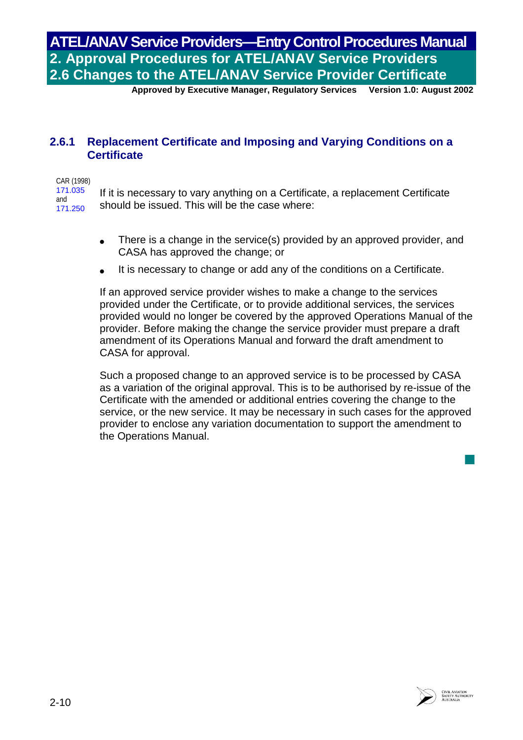### 2.6.1 Replacement Certificate and Imposing and Varying Conditions on a Certificate

CAR (1998) 171.035 and 171.250

If it is necessary to vary anything on a Certificate, a replacement Certificate should be issued. This will be the case where:

- There is a change in the service(s) provided by an approved provider, and CASA has approved the change; or
- It is necessary to change or add any of the conditions on a Certificate.

If an approved service provider wishes to make a change to the services provided under the Certificate, or to provide additional services, the services provided would no longer be covered by the approved Operations Manual of the provider. Before making the change the service provider must prepare a draft amendment of its Operations Manual and forward the draft amendment to CASA for approval.

Such a proposed change to an approved service is to be processed by CASA as a variation of the original approval. This is to be authorised by re-issue of the Certificate with the amended or additional entries covering the change to the service, or the new service. It may be necessary in such cases for the approved provider to enclose any variation documentation to support the amendment to the Operations Manual.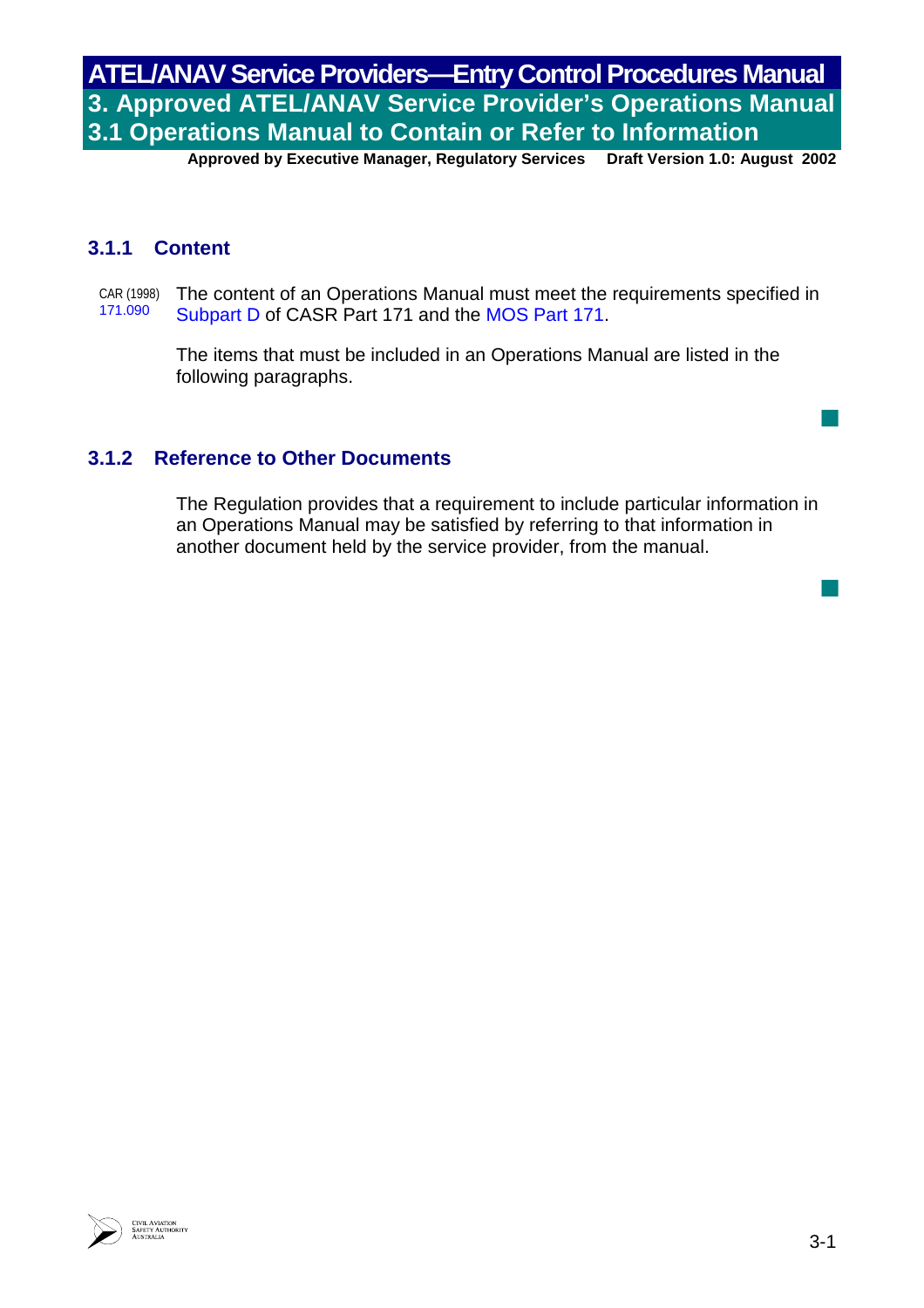# 3. Approved ATEL/ANAV Service Provider's Operations Manual

## 3.1 Operations Manual to Contain or Refer to Information

### 3.1.1 Content

CAR (1998) 171.090

The content of an Operations Manual must meet the requirements specified in Subpart D of CASR Part 171 and the MOS Part 171.

The items that must be included in an Operations Manual are listed in the following paragraphs.

### 3.1.2 Reference to Other Documents

The Regulation provides that a requirement to include particular information in an Operations Manual may be satisfied by referring to that information in another document held by the service provider, from the manual.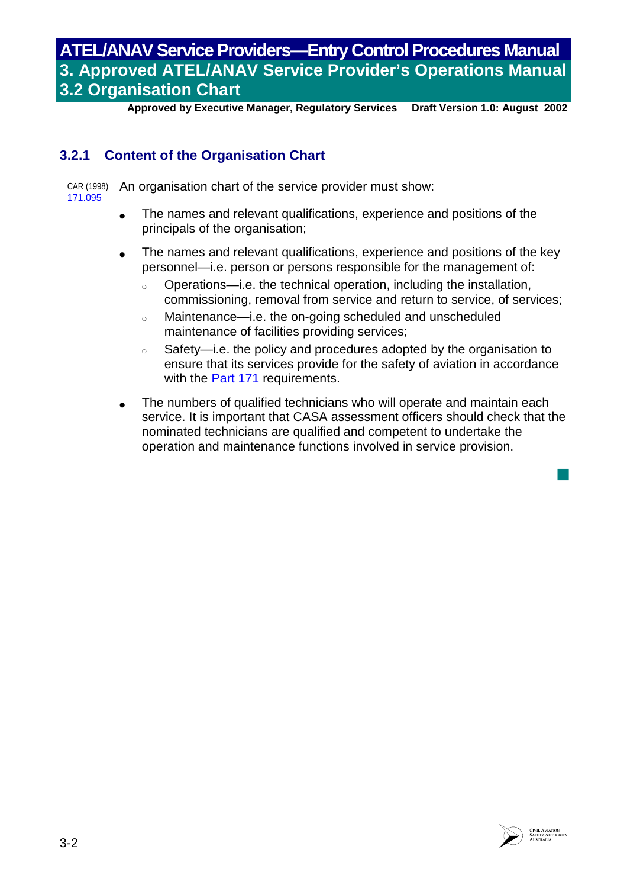### 3.2.1 Content of the Organisation Chart

CAR (1998) 171.095

An organisation chart of the service provider must show:

- The names and relevant qualifications, experience and positions of the principals of the organisation;
- The names and relevant qualifications, experience and positions of the key personnel—i.e. person or persons responsible for the management of:
  - Operations—i.e. the technical operation, including the installation, commissioning, removal from service and return to service, of services;
  - Maintenance—i.e. the on-going scheduled and unscheduled maintenance of facilities providing services;
  - Safety—i.e. the policy and procedures adopted by the organisation to ensure that its services provide for the safety of aviation in accordance with the Part 171 requirements.
- The numbers of qualified technicians who will operate and maintain each service. It is important that CASA assessment officers should check that the nominated technicians are qualified and competent to undertake the operation and maintenance functions involved in service provision.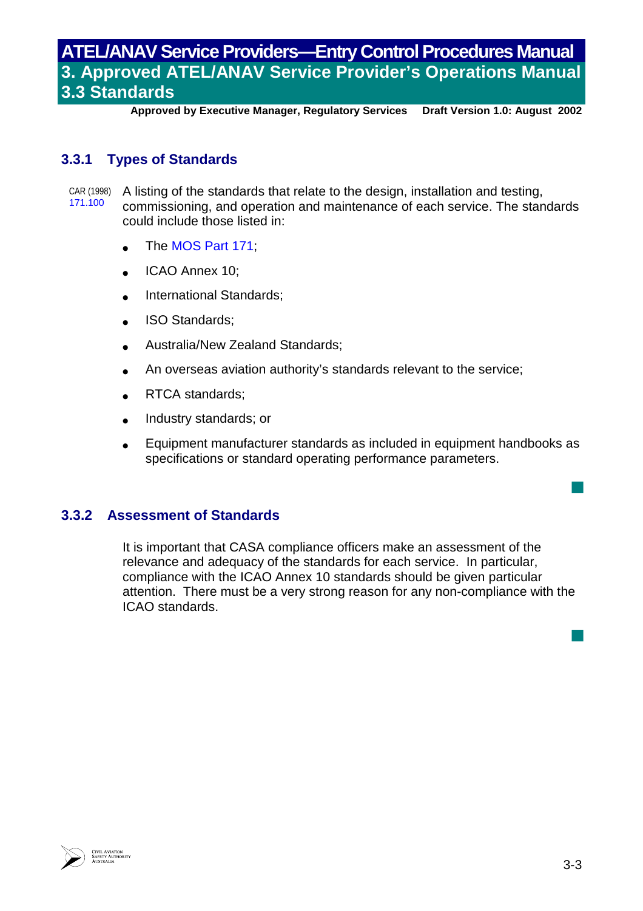### 3.3.1 Types of Standards

CAR (1998) 171.100

A listing of the standards that relate to the design, installation and testing, commissioning, and operation and maintenance of each service. The standards could include those listed in:

- The MOS Part 171;
- ICAO Annex 10;
- International Standards;
- ISO Standards;
- Australia/New Zealand Standards;
- An overseas aviation authority's standards relevant to the service;
- RTCA standards;
- Industry standards; or
- Equipment manufacturer standards as included in equipment handbooks as specifications or standard operating performance parameters.

### 3.3.2 Assessment of Standards

It is important that CASA compliance officers make an assessment of the relevance and adequacy of the standards for each service. In particular, compliance with the ICAO Annex 10 standards should be given particular attention. There must be a very strong reason for any non-compliance with the ICAO standards.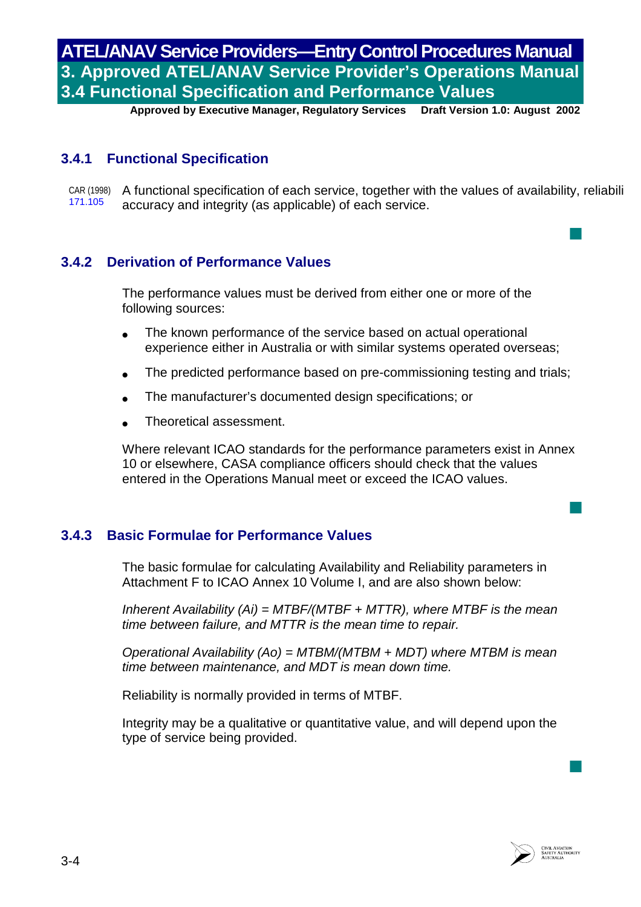## 3.4.1 Functional Specification

CAR (1998) 171.105

A functional specification of each service, together with the values of availability, reliabili accuracy and integrity (as applicable) of each service.

## 3.4.2 Derivation of Performance Values

The performance values must be derived from either one or more of the following sources:

- The known performance of the service based on actual operational experience either in Australia or with similar systems operated overseas;
- The predicted performance based on pre-commissioning testing and trials;
- The manufacturer's documented design specifications; or
- Theoretical assessment.

Where relevant ICAO standards for the performance parameters exist in Annex 10 or elsewhere, CASA compliance officers should check that the values entered in the Operations Manual meet or exceed the ICAO values.

## 3.4.3 Basic Formulae for Performance Values

The basic formulae for calculating Availability and Reliability parameters in Attachment F to ICAO Annex 10 Volume I, and are also shown below:

*Inherent Availability (Ai) = MTBF/(MTBF + MTTR), where MTBF is the mean time between failure, and MTTR is the mean time to repair.*

*Operational Availability (Ao) = MTBM/(MTBM + MDT) where MTBM is mean time between maintenance, and MDT is mean down time.*

Reliability is normally provided in terms of MTBF.

Integrity may be a qualitative or quantitative value, and will depend upon the type of service being provided.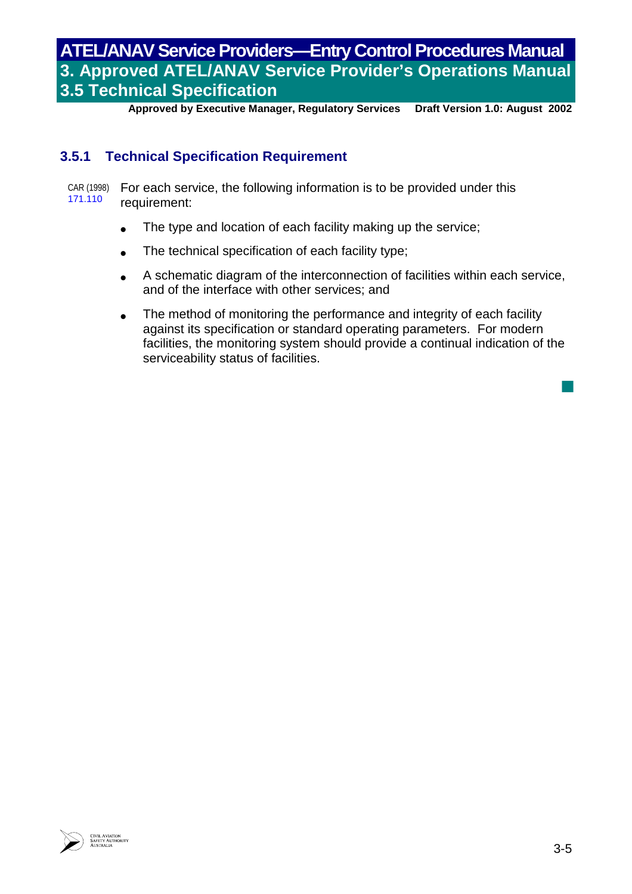### 3.5.1 Technical Specification Requirement

CAR (1998) 171.110

For each service, the following information is to be provided under this requirement:

- The type and location of each facility making up the service;
- The technical specification of each facility type;
- A schematic diagram of the interconnection of facilities within each service, and of the interface with other services; and
- The method of monitoring the performance and integrity of each facility against its specification or standard operating parameters. For modern facilities, the monitoring system should provide a continual indication of the serviceability status of facilities.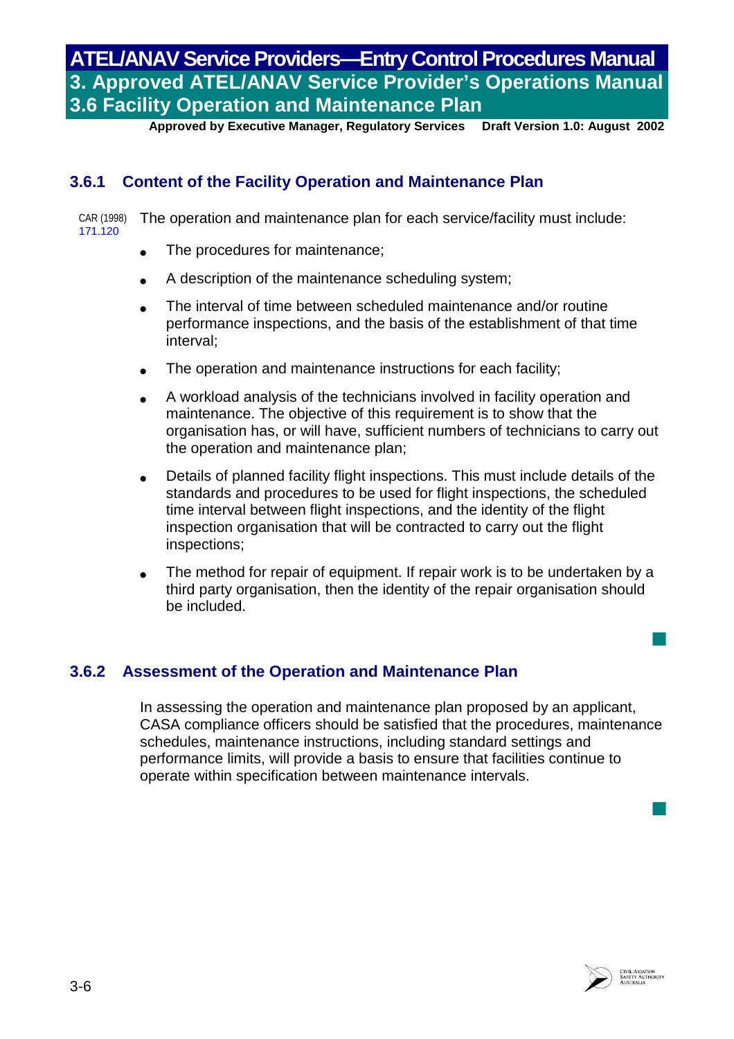### 3.6.1 Content of the Facility Operation and Maintenance Plan

CAR (1998) 171.120

The operation and maintenance plan for each service/facility must include:

- The procedures for maintenance;
- A description of the maintenance scheduling system;
- The interval of time between scheduled maintenance and/or routine performance inspections, and the basis of the establishment of that time interval;
- The operation and maintenance instructions for each facility;
- A workload analysis of the technicians involved in facility operation and maintenance. The objective of this requirement is to show that the organisation has, or will have, sufficient numbers of technicians to carry out the operation and maintenance plan;
- Details of planned facility flight inspections. This must include details of the standards and procedures to be used for flight inspections, the scheduled time interval between flight inspections, and the identity of the flight inspection organisation that will be contracted to carry out the flight inspections;
- The method for repair of equipment. If repair work is to be undertaken by a third party organisation, then the identity of the repair organisation should be included.

### 3.6.2 Assessment of the Operation and Maintenance Plan

In assessing the operation and maintenance plan proposed by an applicant, CASA compliance officers should be satisfied that the procedures, maintenance schedules, maintenance instructions, including standard settings and performance limits, will provide a basis to ensure that facilities continue to operate within specification between maintenance intervals.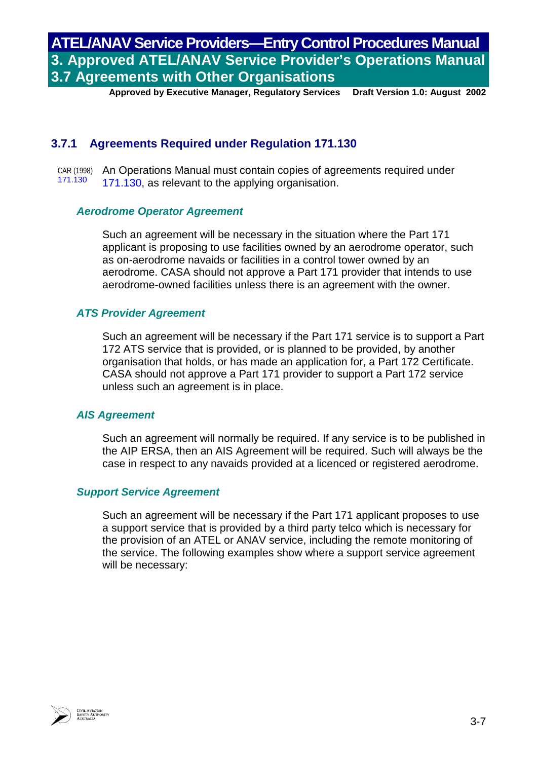### 3.7.1 Agreements Required under Regulation 171.130

CAR (1998) 171.130

An Operations Manual must contain copies of agreements required under 171.130, as relevant to the applying organisation.

#### *Aerodrome Operator Agreement*

Such an agreement will be necessary in the situation where the Part 171 applicant is proposing to use facilities owned by an aerodrome operator, such as on-aerodrome navaids or facilities in a control tower owned by an aerodrome. CASA should not approve a Part 171 provider that intends to use aerodrome-owned facilities unless there is an agreement with the owner.

#### *ATS Provider Agreement*

Such an agreement will be necessary if the Part 171 service is to support a Part 172 ATS service that is provided, or is planned to be provided, by another organisation that holds, or has made an application for, a Part 172 Certificate. CASA should not approve a Part 171 provider to support a Part 172 service unless such an agreement is in place.

#### *AIS Agreement*

Such an agreement will normally be required. If any service is to be published in the AIP ERSA, then an AIS Agreement will be required. Such will always be the case in respect to any navaids provided at a licenced or registered aerodrome.

#### *Support Service Agreement*

Such an agreement will be necessary if the Part 171 applicant proposes to use a support service that is provided by a third party telco which is necessary for the provision of an ATEL or ANAV service, including the remote monitoring of the service. The following examples show where a support service agreement will be necessary: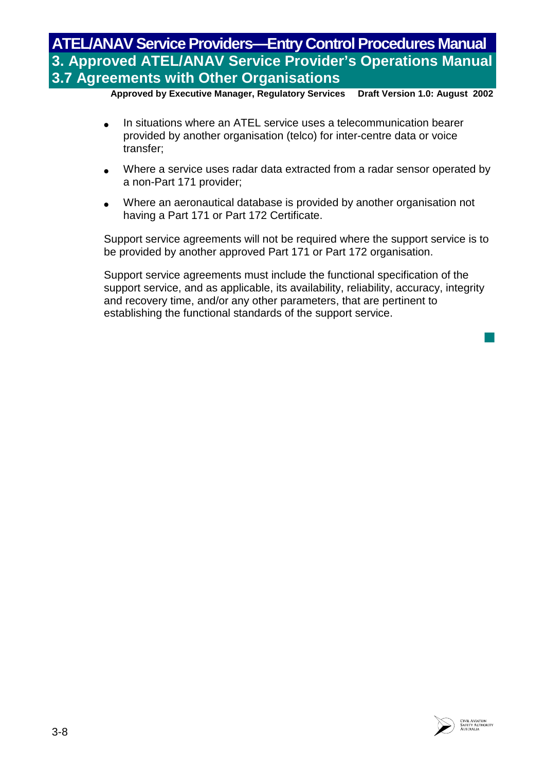- In situations where an ATEL service uses a telecommunication bearer provided by another organisation (telco) for inter-centre data or voice transfer;
- Where a service uses radar data extracted from a radar sensor operated by a non-Part 171 provider;
- Where an aeronautical database is provided by another organisation not having a Part 171 or Part 172 Certificate.

Support service agreements will not be required where the support service is to be provided by another approved Part 171 or Part 172 organisation.

Support service agreements must include the functional specification of the support service, and as applicable, its availability, reliability, accuracy, integrity and recovery time, and/or any other parameters, that are pertinent to establishing the functional standards of the support service.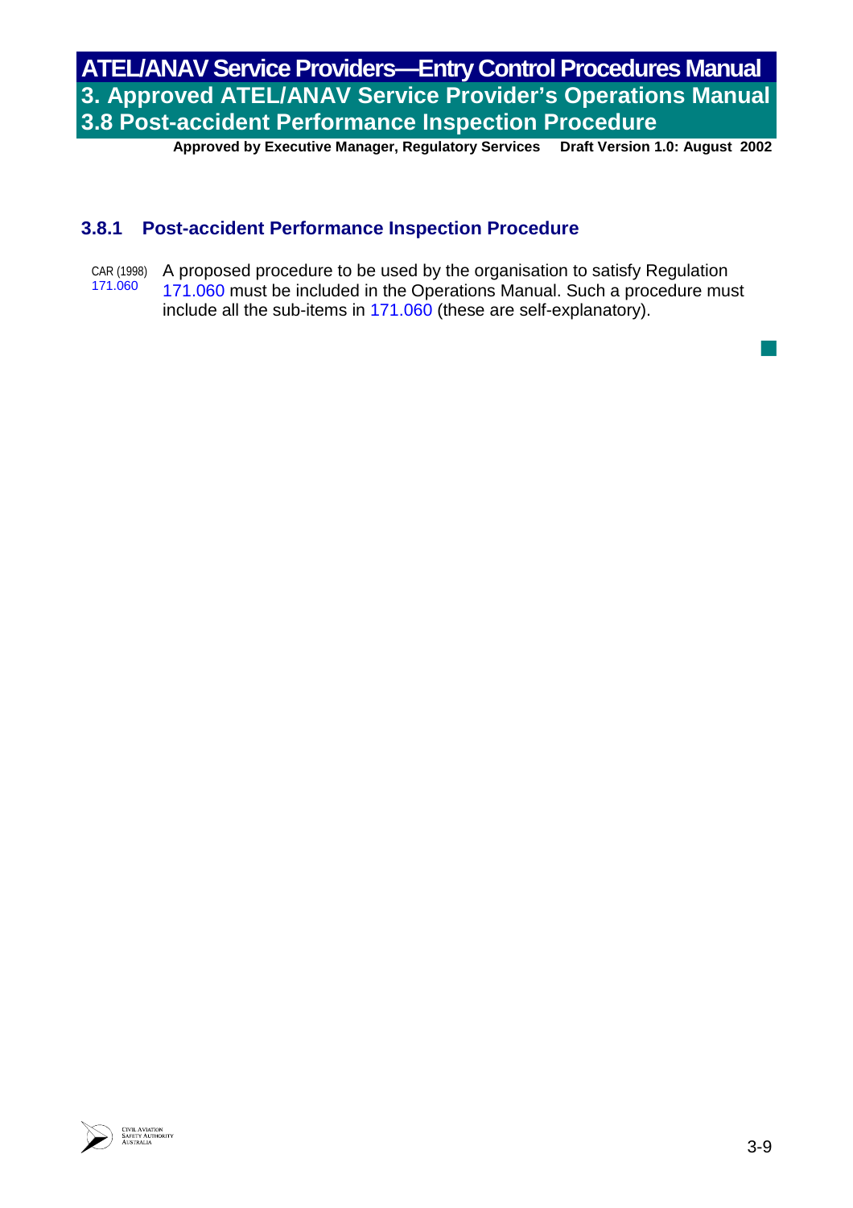### 3.8.1 Post-accident Performance Inspection Procedure

CAR (1998) 171.060

A proposed procedure to be used by the organisation to satisfy Regulation 171.060 must be included in the Operations Manual. Such a procedure must include all the sub-items in 171.060 (these are self-explanatory).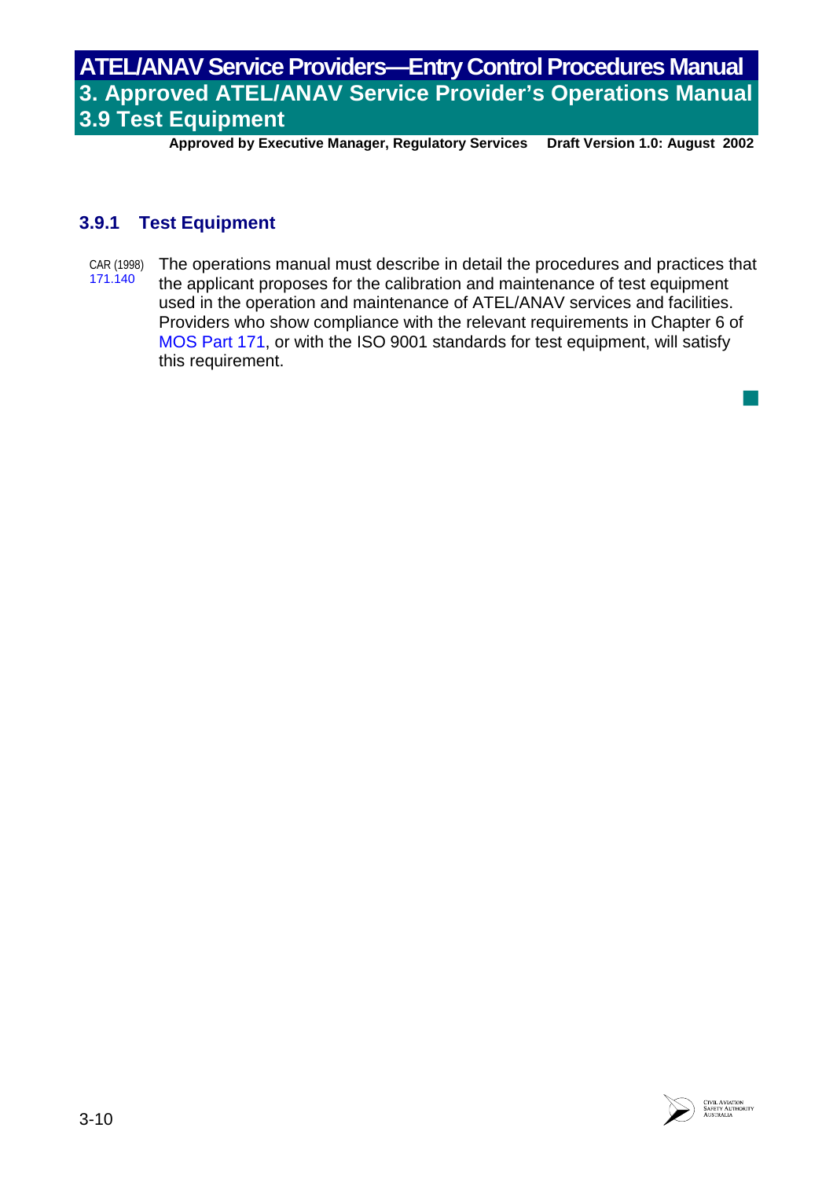### 3.9.1 Test Equipment

CAR (1998) 171.140

The operations manual must describe in detail the procedures and practices that the applicant proposes for the calibration and maintenance of test equipment used in the operation and maintenance of ATEL/ANAV services and facilities. Providers who show compliance with the relevant requirements in Chapter 6 of MOS Part 171, or with the ISO 9001 standards for test equipment, will satisfy this requirement.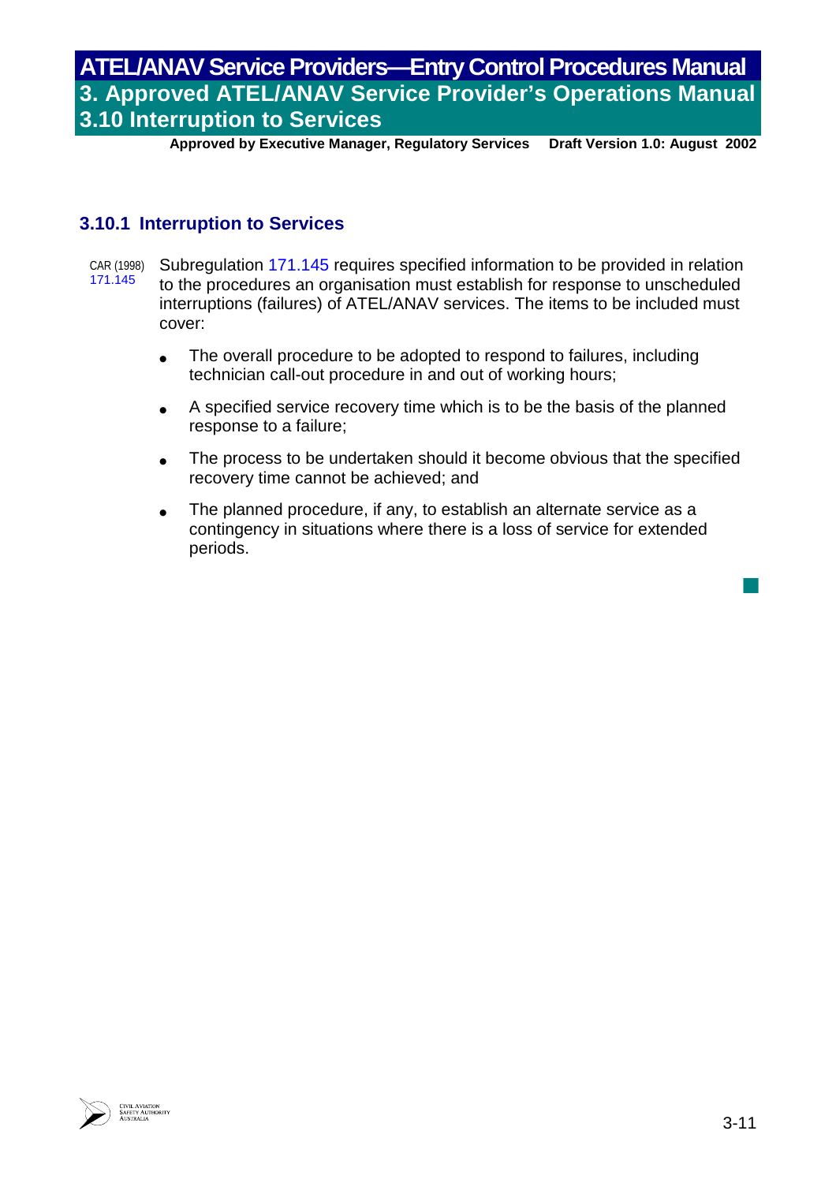### 3.10.1 Interruption to Services

CAR (1998) 171.145

Subregulation 171.145 requires specified information to be provided in relation to the procedures an organisation must establish for response to unscheduled interruptions (failures) of ATEL/ANAV services. The items to be included must cover:

- The overall procedure to be adopted to respond to failures, including technician call-out procedure in and out of working hours;
- A specified service recovery time which is to be the basis of the planned response to a failure;
- The process to be undertaken should it become obvious that the specified recovery time cannot be achieved; and
- The planned procedure, if any, to establish an alternate service as a contingency in situations where there is a loss of service for extended periods.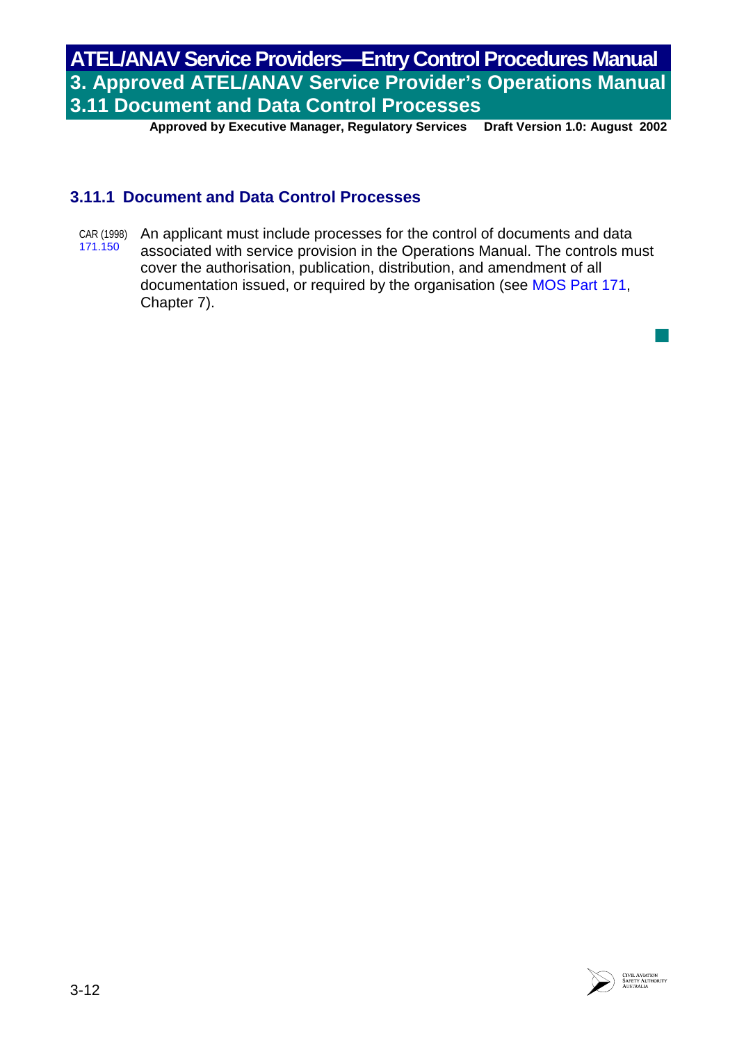### 3.11.1 Document and Data Control Processes

CAR (1998) 171.150

An applicant must include processes for the control of documents and data associated with service provision in the Operations Manual. The controls must cover the authorisation, publication, distribution, and amendment of all documentation issued, or required by the organisation (see MOS Part 171, Chapter 7).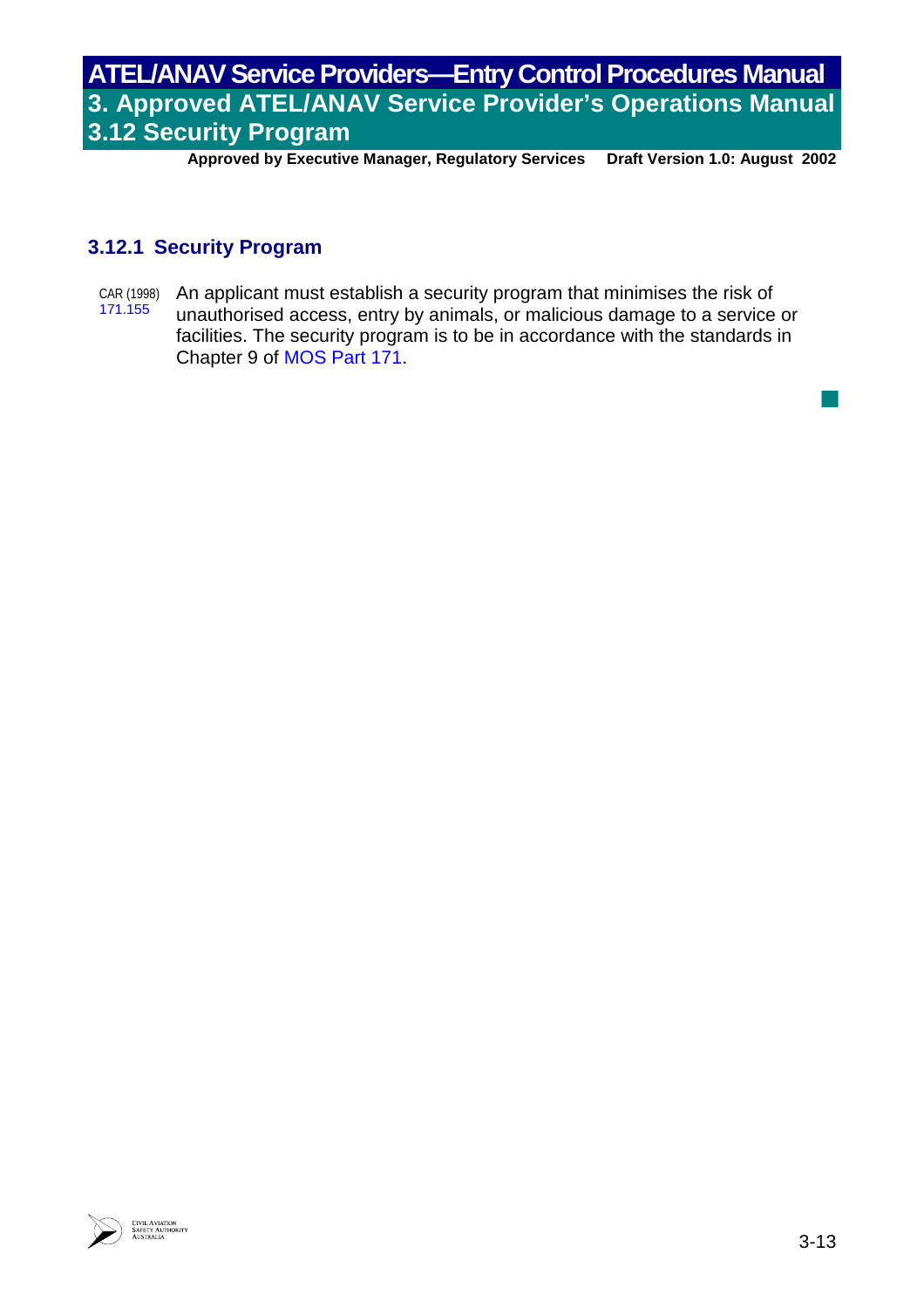### 3.12.1 Security Program

CAR (1998) 171.155

An applicant must establish a security program that minimises the risk of unauthorised access, entry by animals, or malicious damage to a service or facilities. The security program is to be in accordance with the standards in Chapter 9 of MOS Part 171.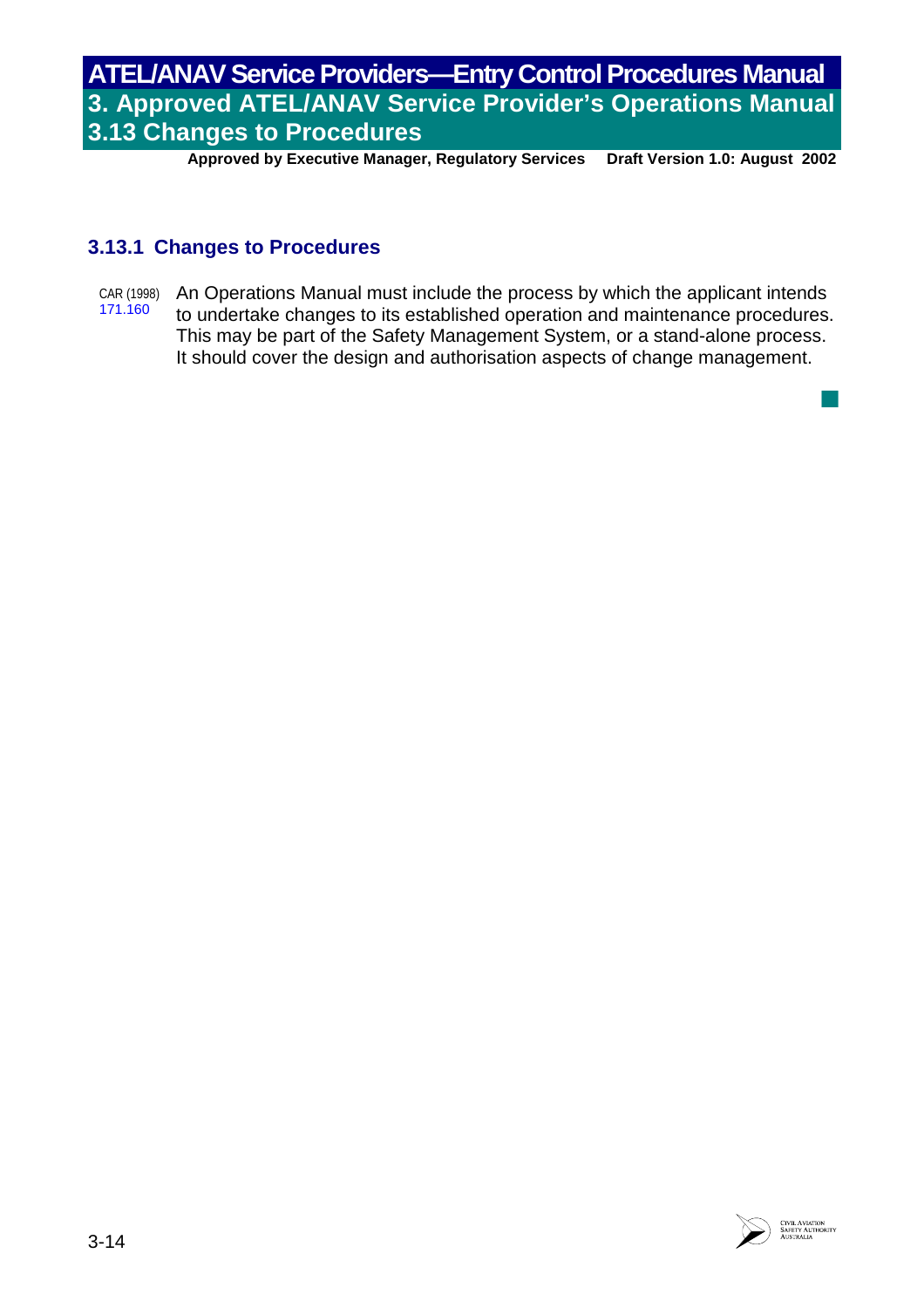### 3.13.1 Changes to Procedures

CAR (1998) 171.160

An Operations Manual must include the process by which the applicant intends to undertake changes to its established operation and maintenance procedures. This may be part of the Safety Management System, or a stand-alone process. It should cover the design and authorisation aspects of change management.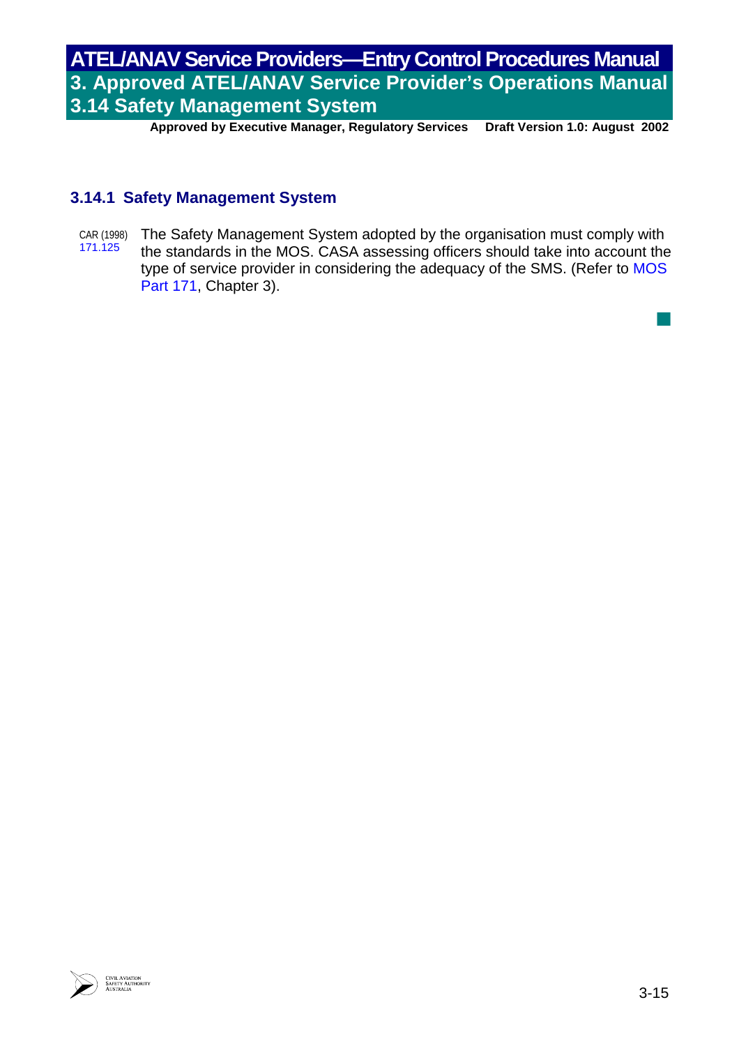### 3.14.1 Safety Management System

CAR (1998) 171.125

The Safety Management System adopted by the organisation must comply with the standards in the MOS. CASA assessing officers should take into account the type of service provider in considering the adequacy of the SMS. (Refer to MOS Part 171, Chapter 3).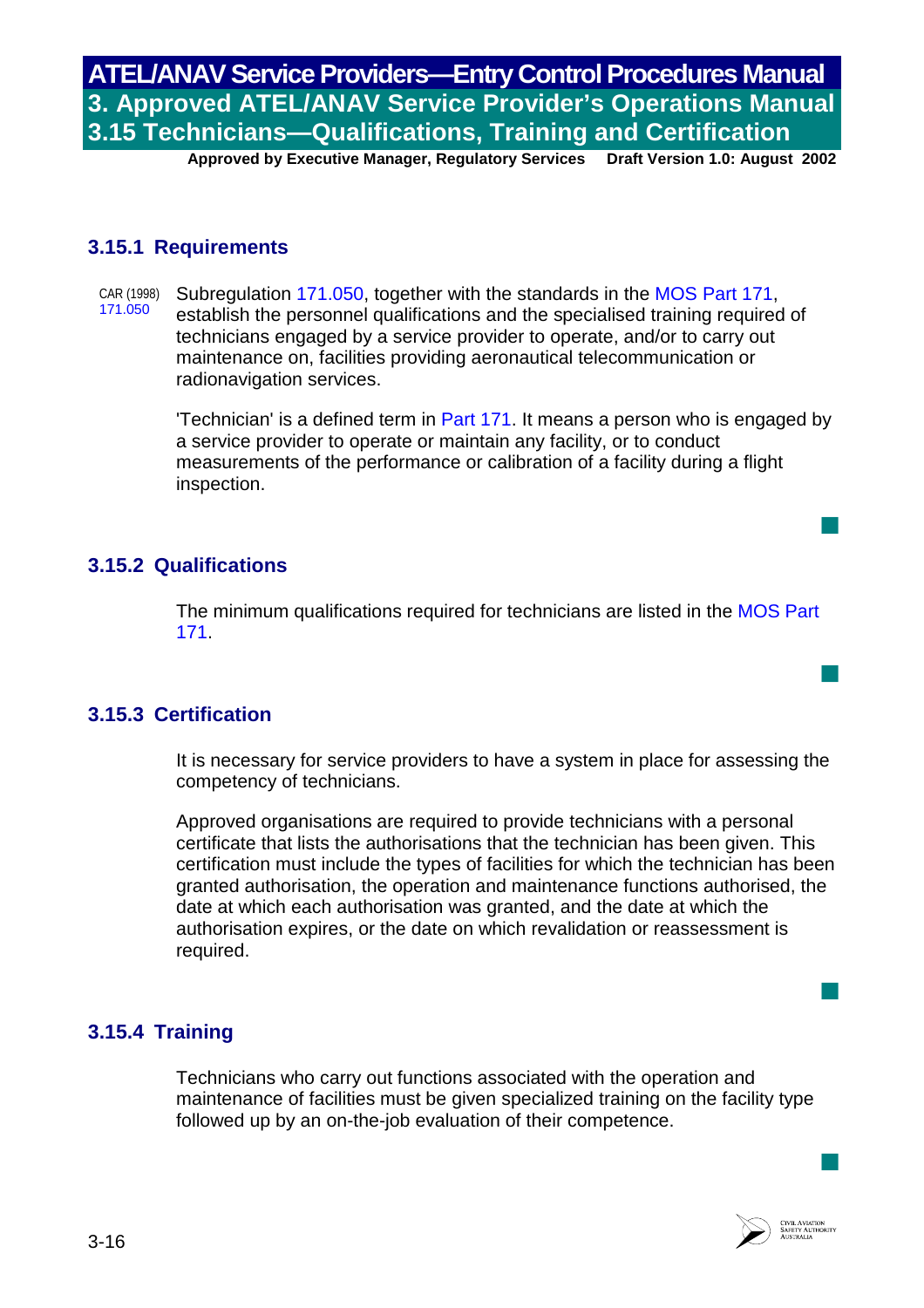### 3.15.1 Requirements

CAR (1998) 171.050

Subregulation 171.050, together with the standards in the MOS Part 171, establish the personnel qualifications and the specialised training required of technicians engaged by a service provider to operate, and/or to carry out maintenance on, facilities providing aeronautical telecommunication or radionavigation services.

'Technician' is a defined term in Part 171. It means a person who is engaged by a service provider to operate or maintain any facility, or to conduct measurements of the performance or calibration of a facility during a flight inspection.

### 3.15.2 Qualifications

The minimum qualifications required for technicians are listed in the MOS Part 171.

### 3.15.3 Certification

It is necessary for service providers to have a system in place for assessing the competency of technicians.

Approved organisations are required to provide technicians with a personal certificate that lists the authorisations that the technician has been given. This certification must include the types of facilities for which the technician has been granted authorisation, the operation and maintenance functions authorised, the date at which each authorisation was granted, and the date at which the authorisation expires, or the date on which revalidation or reassessment is required.

### 3.15.4 Training

Technicians who carry out functions associated with the operation and maintenance of facilities must be given specialized training on the facility type followed up by an on-the-job evaluation of their competence.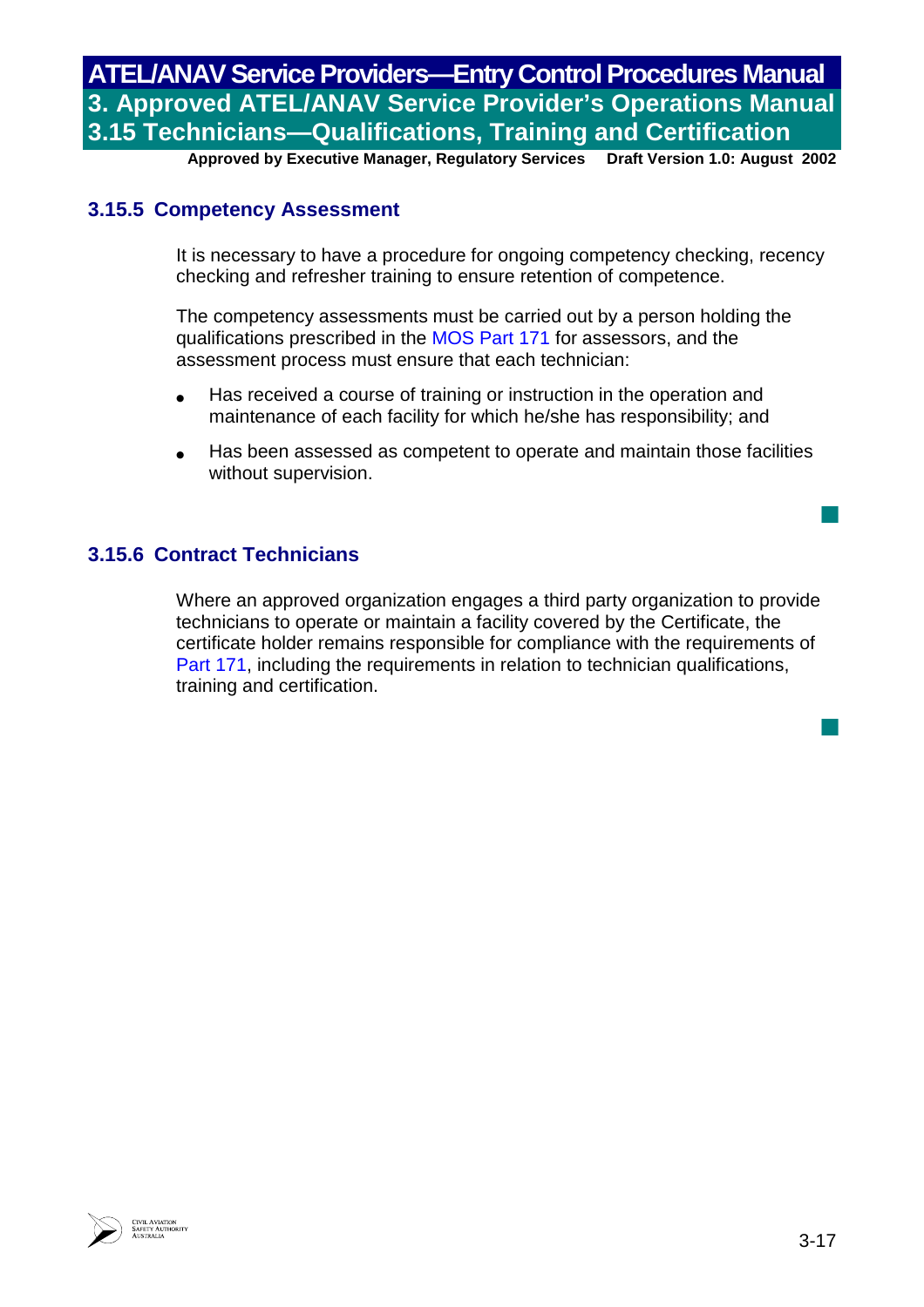### 3.15.5 Competency Assessment

It is necessary to have a procedure for ongoing competency checking, recency checking and refresher training to ensure retention of competence.

The competency assessments must be carried out by a person holding the qualifications prescribed in the MOS Part 171 for assessors, and the assessment process must ensure that each technician:

- Has received a course of training or instruction in the operation and maintenance of each facility for which he/she has responsibility; and
- Has been assessed as competent to operate and maintain those facilities without supervision.

### 3.15.6 Contract Technicians

Where an approved organization engages a third party organization to provide technicians to operate or maintain a facility covered by the Certificate, the certificate holder remains responsible for compliance with the requirements of Part 171, including the requirements in relation to technician qualifications, training and certification.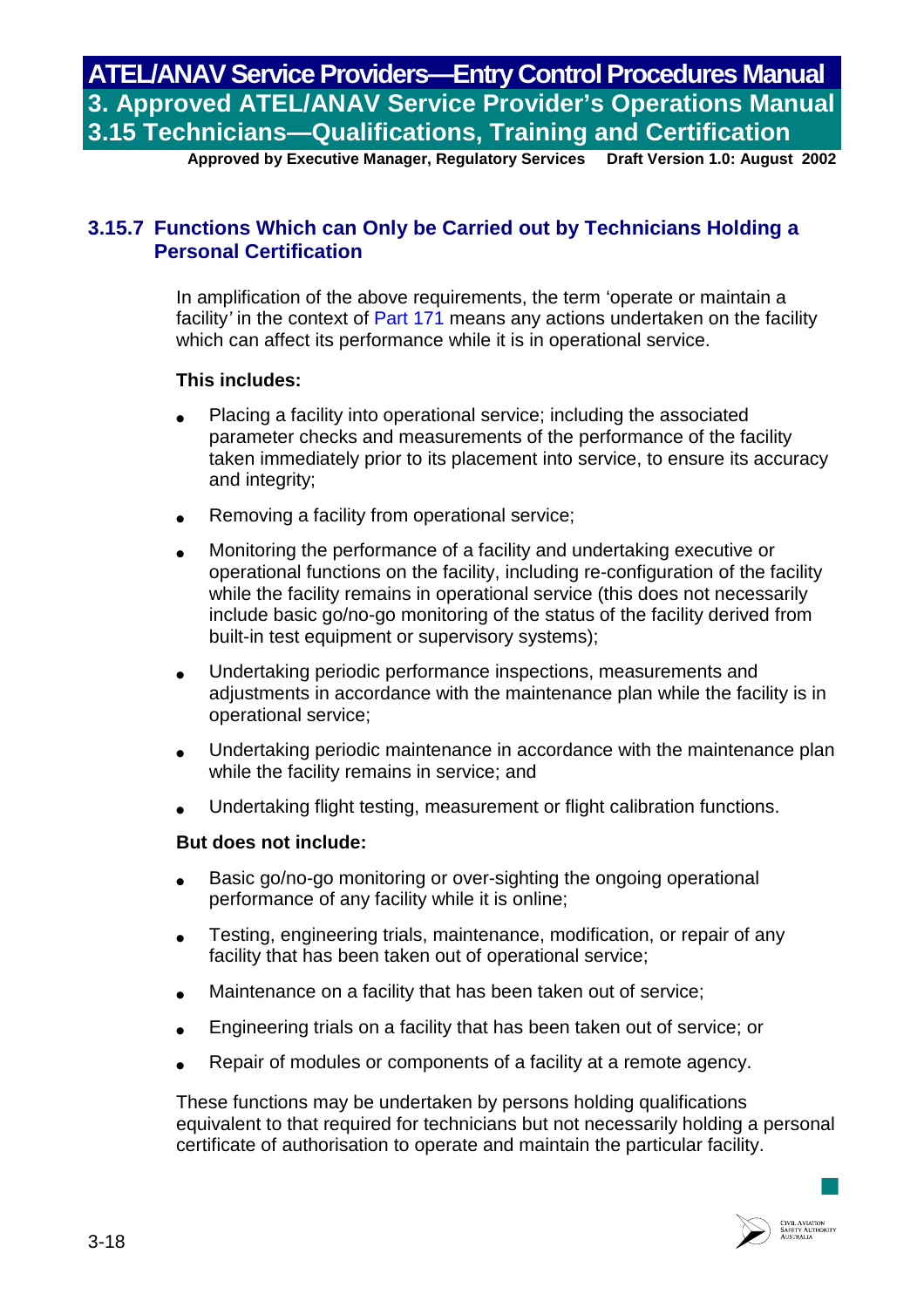### 3.15.7 Functions Which can Only be Carried out by Technicians Holding a Personal Certification

In amplification of the above requirements, the term 'operate or maintain a facility' in the context of Part 171 means any actions undertaken on the facility which can affect its performance while it is in operational service.

**This includes:**

- Placing a facility into operational service; including the associated parameter checks and measurements of the performance of the facility taken immediately prior to its placement into service, to ensure its accuracy and integrity;
- Removing a facility from operational service;
- Monitoring the performance of a facility and undertaking executive or operational functions on the facility, including re-configuration of the facility while the facility remains in operational service (this does not necessarily include basic go/no-go monitoring of the status of the facility derived from built-in test equipment or supervisory systems);
- Undertaking periodic performance inspections, measurements and adjustments in accordance with the maintenance plan while the facility is in operational service;
- Undertaking periodic maintenance in accordance with the maintenance plan while the facility remains in service; and
- Undertaking flight testing, measurement or flight calibration functions.

**But does not include:**

- Basic go/no-go monitoring or over-sighting the ongoing operational performance of any facility while it is online;
- Testing, engineering trials, maintenance, modification, or repair of any facility that has been taken out of operational service;
- Maintenance on a facility that has been taken out of service;
- Engineering trials on a facility that has been taken out of service; or
- Repair of modules or components of a facility at a remote agency.

These functions may be undertaken by persons holding qualifications equivalent to that required for technicians but not necessarily holding a personal certificate of authorisation to operate and maintain the particular facility.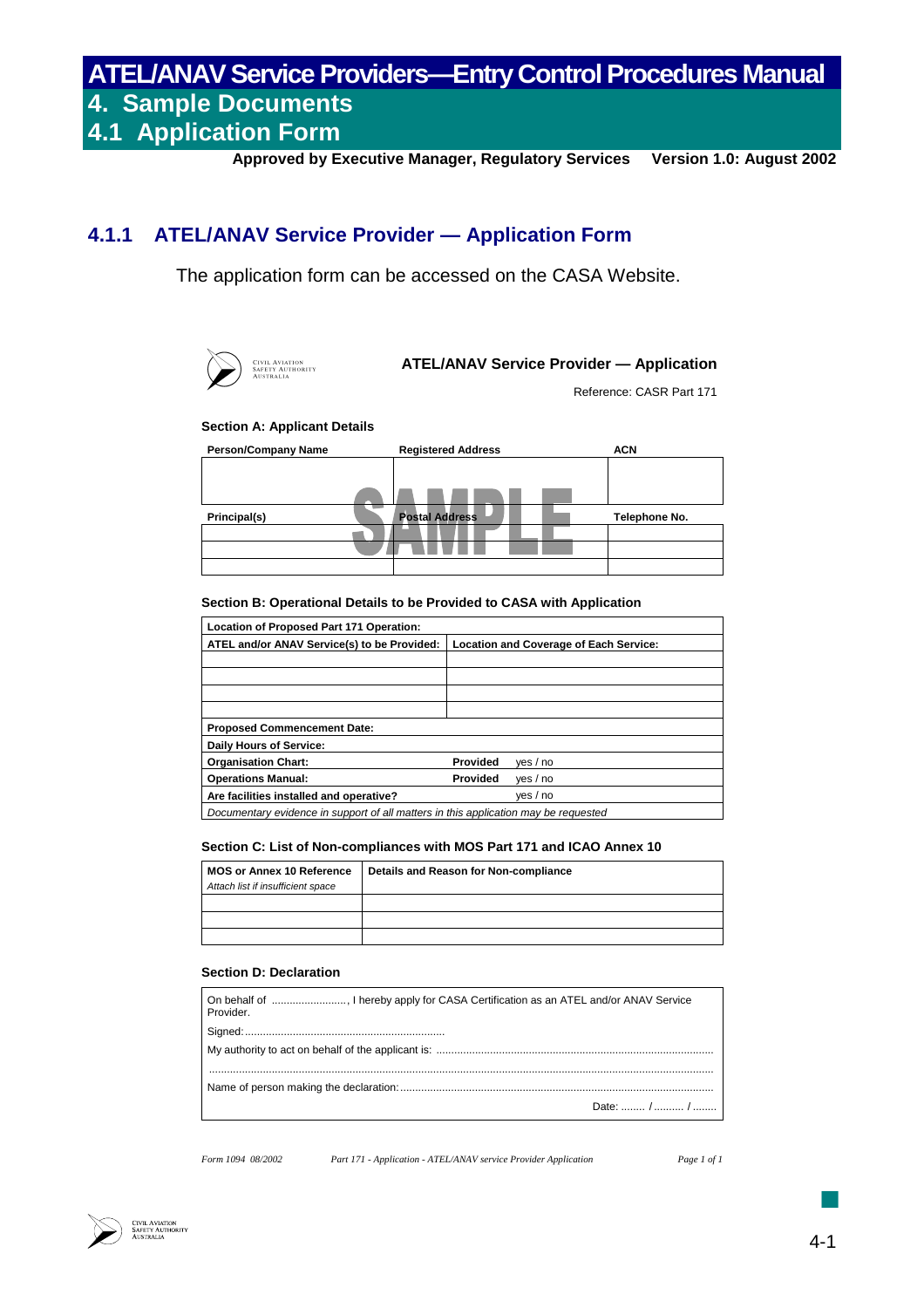# 4.1.1 ATEL/ANAV Service Provider — Application Form

The application form can be accessed on the CASA Website.

CIVIL AVIATION SAFETY AUTHORITY AUSTRALIA

## ATEL/ANAV Service Provider — Application

Reference: CASR Part 171

### Section A: Applicant Details

| Person/Company Name | Registered Address | ACN |
|---|---|---|
| | | |
| **Principal(s)** | **Postal Address** | **Telephone No.** |
| | | |
| | | |
| | | |

SAMPLE

### Section B: Operational Details to be Provided to CASA with Application

| **Location of Proposed Part 171 Operation:** | | |
|---|---|---|
| **ATEL and/or ANAV Service(s) to be Provided:** | **Location and Coverage of Each Service:** | |
| | | |
| | | |
| | | |
| | | |
| **Proposed Commencement Date:** | | |
| **Daily Hours of Service:** | | |
| **Organisation Chart:** | **Provided** | yes / no |
| **Operations Manual:** | **Provided** | yes / no |
| **Are facilities installed and operative?** | | yes / no |
| *Documentary evidence in support of all matters in this application may be requested* | | |

### Section C: List of Non-compliances with MOS Part 171 and ICAO Annex 10

| **MOS or Annex 10 Reference** *Attach list if insufficient space* | **Details and Reason for Non-compliance** |
|---|---|
| | |
| | |
| | |

### Section D: Declaration

On behalf of ........................, I hereby apply for CASA Certification as an ATEL and/or ANAV Service Provider.

Signed:...................................................................

My authority to act on behalf of the applicant is: ..........................................................................................

...........................................................................................................................................................

Name of person making the declaration:......................................................................................................

Date: ........ / .......... / ........

*Form 1094 08/2002* *Part 171 - Application - ATEL/ANAV service Provider Application* *Page 1 of 1*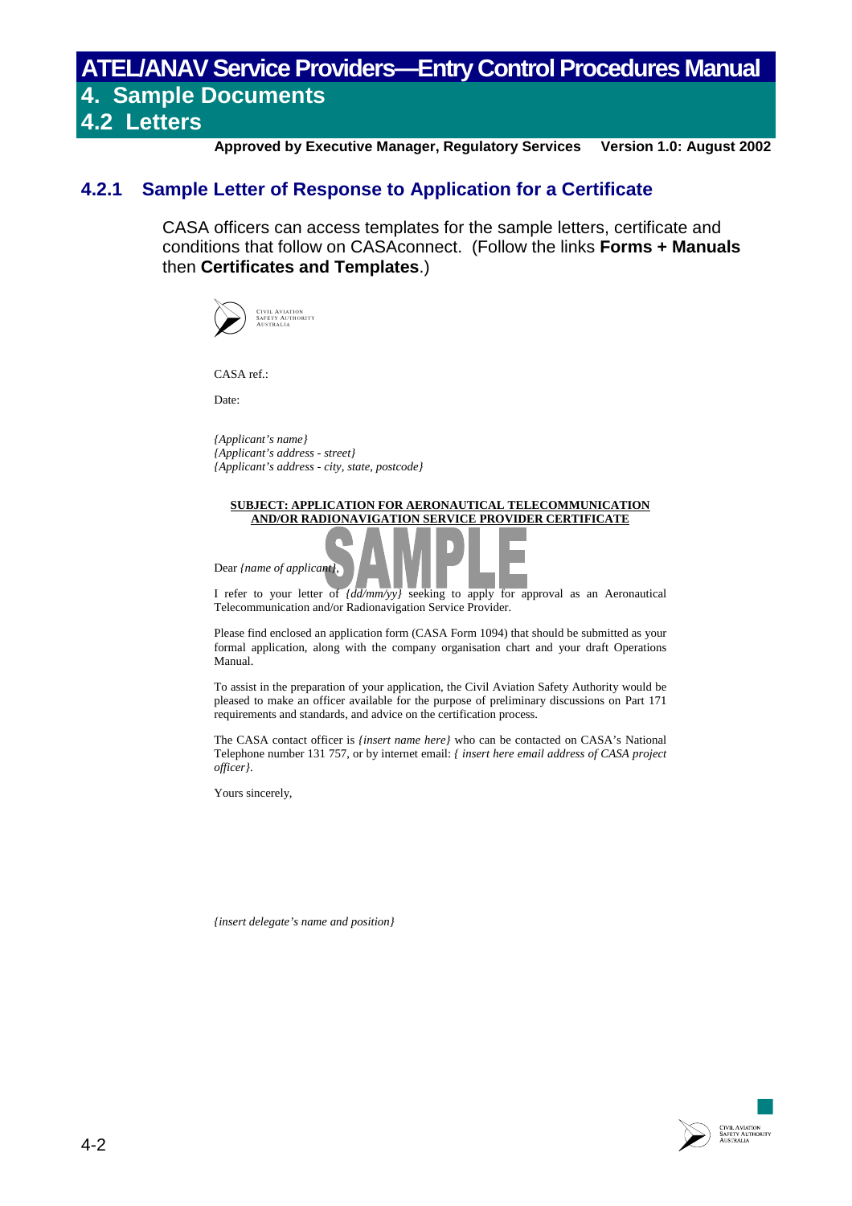## 4.2.1 Sample Letter of Response to Application for a Certificate

CASA officers can access templates for the sample letters, certificate and conditions that follow on CASAconnect. (Follow the links **Forms + Manuals** then **Certificates and Templates**.)

CIVIL AVIATION SAFETY AUTHORITY AUSTRALIA

CASA ref.:

Date:

*{Applicant's name}*
*{Applicant's address - street}*
*{Applicant's address - city, state, postcode}*

**SUBJECT: APPLICATION FOR AERONAUTICAL TELECOMMUNICATION AND/OR RADIONAVIGATION SERVICE PROVIDER CERTIFICATE**

SAMPLE

Dear *{name of applicant}*,

I refer to your letter of *{dd/mm/yy}* seeking to apply for approval as an Aeronautical Telecommunication and/or Radionavigation Service Provider.

Please find enclosed an application form (CASA Form 1094) that should be submitted as your formal application, along with the company organisation chart and your draft Operations Manual.

To assist in the preparation of your application, the Civil Aviation Safety Authority would be pleased to make an officer available for the purpose of preliminary discussions on Part 171 requirements and standards, and advice on the certification process.

The CASA contact officer is *{insert name here}* who can be contacted on CASA's National Telephone number 131 757, or by internet email: *{ insert here email address of CASA project officer}*.

Yours sincerely,

*{insert delegate's name and position}*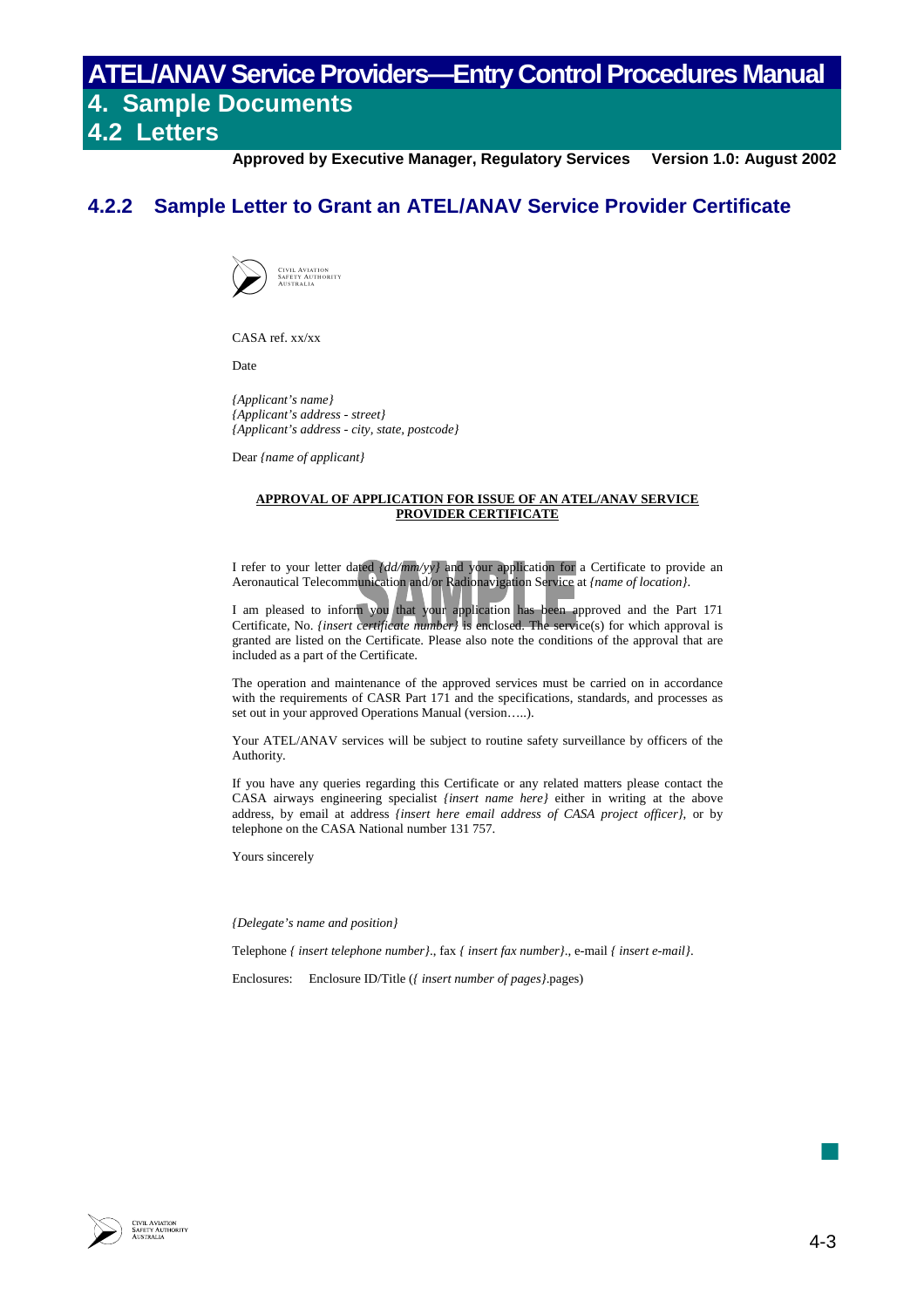# ATEL/ANAV Service Providers—Entry Control Procedures Manual

## 4. Sample Documents

## 4.2 Letters

**Approved by Executive Manager, Regulatory Services** **Version 1.0: August 2002**

### 4.2.2 Sample Letter to Grant an ATEL/ANAV Service Provider Certificate

Civil Aviation Safety Authority Australia

CASA ref. xx/xx

Date

*{Applicant's name}*
*{Applicant's address - street}*
*{Applicant's address - city, state, postcode}*

Dear *{name of applicant}*

**APPROVAL OF APPLICATION FOR ISSUE OF AN ATEL/ANAV SERVICE PROVIDER CERTIFICATE**

I refer to your letter dated *{dd/mm/yy}* and your application for a Certificate to provide an Aeronautical Telecommunication and/or Radionavigation Service at *{name of location}*.

I am pleased to inform you that your application has been approved and the Part 171 Certificate, No. *{insert certificate number}* is enclosed. The service(s) for which approval is granted are listed on the Certificate. Please also note the conditions of the approval that are included as a part of the Certificate.

The operation and maintenance of the approved services must be carried on in accordance with the requirements of CASR Part 171 and the specifications, standards, and processes as set out in your approved Operations Manual (version…..).

Your ATEL/ANAV services will be subject to routine safety surveillance by officers of the Authority.

If you have any queries regarding this Certificate or any related matters please contact the CASA airways engineering specialist *{insert name here}* either in writing at the above address, by email at address *{insert here email address of CASA project officer}*, or by telephone on the CASA National number 131 757.

Yours sincerely

*{Delegate's name and position}*

Telephone *{ insert telephone number}*., fax *{ insert fax number}*., e-mail *{ insert e-mail}*.

Enclosures: Enclosure ID/Title (*{ insert number of pages}*.pages)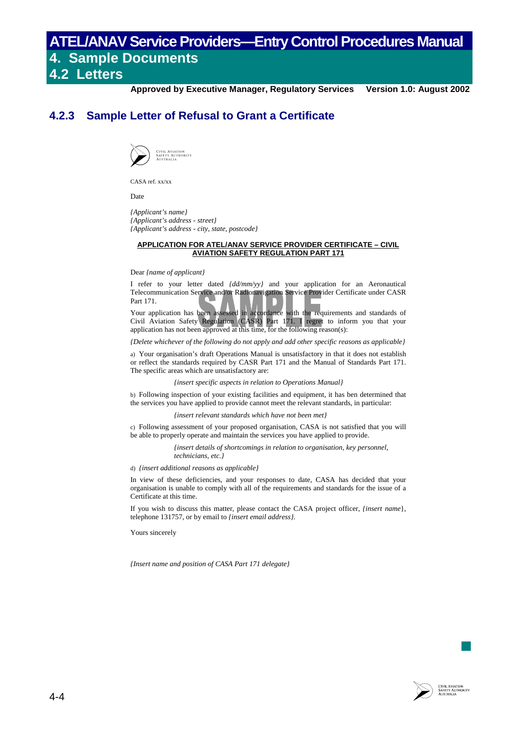## 4.2.3 Sample Letter of Refusal to Grant a Certificate

CASA ref. xx/xx

Date

*{Applicant's name}*
*{Applicant's address - street}*
*{Applicant's address - city, state, postcode}*

**APPLICATION FOR ATEL/ANAV SERVICE PROVIDER CERTIFICATE – CIVIL AVIATION SAFETY REGULATION PART 171**

Dear *{name of applicant}*

I refer to your letter dated *{dd/mm/yy}* and your application for an Aeronautical Telecommunication Service and/or Radionavigation Service Provider Certificate under CASR Part 171.

Your application has been assessed in accordance with the requirements and standards of Civil Aviation Safety Regulation (CASR) Part 171. I regret to inform you that your application has not been approved at this time, for the following reason(s):

*{Delete whichever of the following do not apply and add other specific reasons as applicable}*

a) Your organisation's draft Operations Manual is unsatisfactory in that it does not establish or reflect the standards required by CASR Part 171 and the Manual of Standards Part 171. The specific areas which are unsatisfactory are:

> *{insert specific aspects in relation to Operations Manual}*

b) Following inspection of your existing facilities and equipment, it has been determined that the services you have applied to provide cannot meet the relevant standards, in particular:

> *{insert relevant standards which have not been met}*

c) Following assessment of your proposed organisation, CASA is not satisfied that you will be able to properly operate and maintain the services you have applied to provide.

> *{insert details of shortcomings in relation to organisation, key personnel, technicians, etc.}*

d) *{insert additional reasons as applicable}*

In view of these deficiencies, and your responses to date, CASA has decided that your organisation is unable to comply with all of the requirements and standards for the issue of a Certificate at this time.

If you wish to discuss this matter, please contact the CASA project officer, *{insert name}*, telephone 131757, or by email to *{insert email address}.*

Yours sincerely

*{Insert name and position of CASA Part 171 delegate}*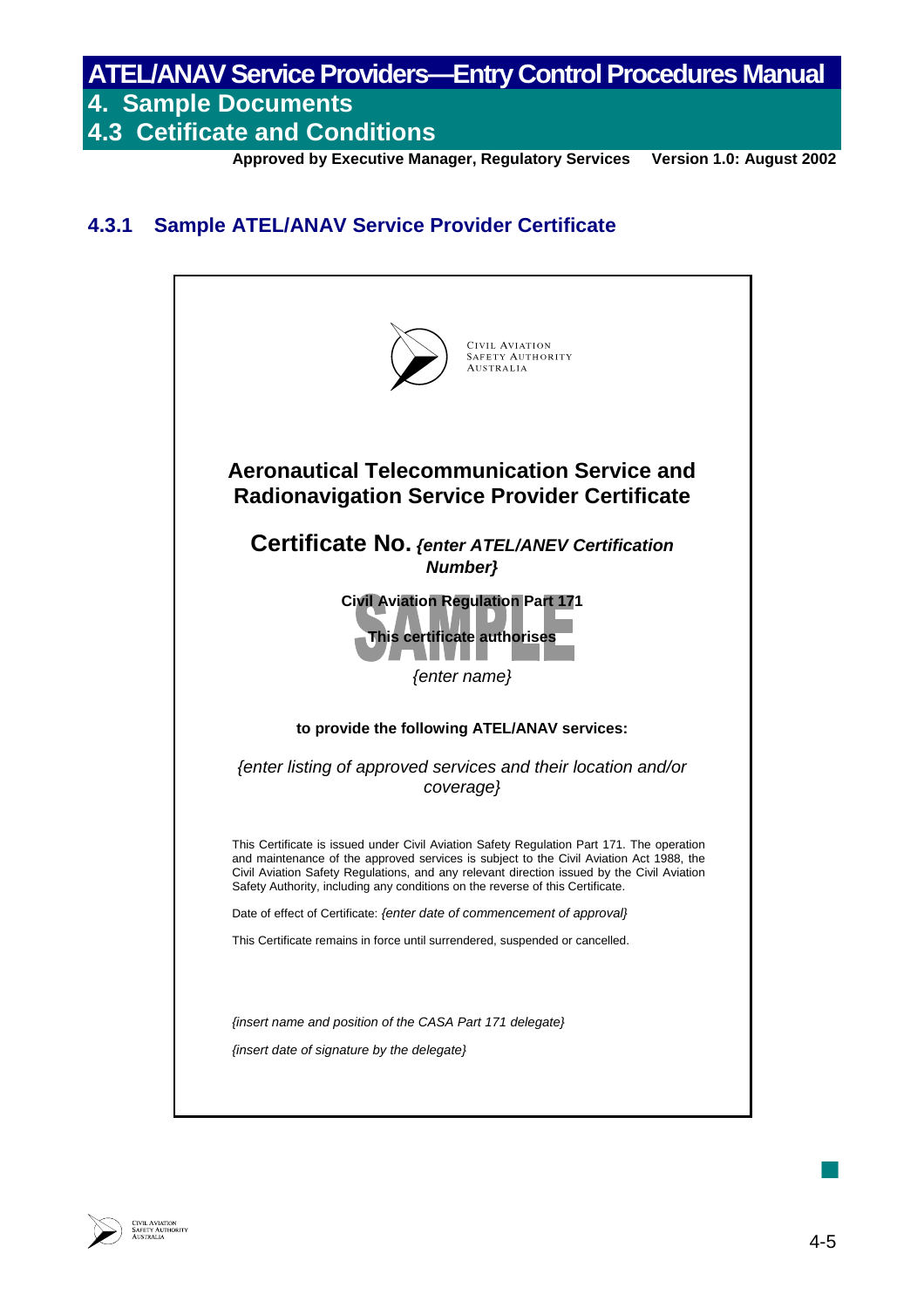### 4.3.1 Sample ATEL/ANAV Service Provider Certificate

CIVIL AVIATION
SAFETY AUTHORITY
AUSTRALIA

**Aeronautical Telecommunication Service and Radionavigation Service Provider Certificate**

**Certificate No.** ***{enter ATEL/ANEV Certification Number}***

**Civil Aviation Regulation Part 171**

SAMPLE

**This certificate authorises**

*{enter name}*

**to provide the following ATEL/ANAV services:**

*{enter listing of approved services and their location and/or coverage}*

This Certificate is issued under Civil Aviation Safety Regulation Part 171. The operation and maintenance of the approved services is subject to the Civil Aviation Act 1988, the Civil Aviation Safety Regulations, and any relevant direction issued by the Civil Aviation Safety Authority, including any conditions on the reverse of this Certificate.

Date of effect of Certificate: *{enter date of commencement of approval}*

This Certificate remains in force until surrendered, suspended or cancelled.

*{insert name and position of the CASA Part 171 delegate}*

*{insert date of signature by the delegate}*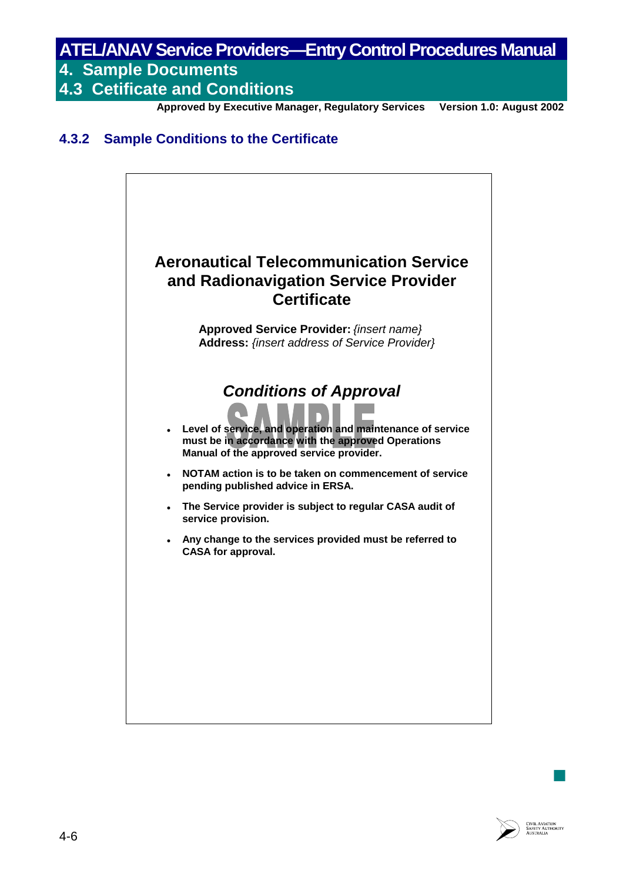### 4.3.2 Sample Conditions to the Certificate

**Aeronautical Telecommunication Service and Radionavigation Service Provider Certificate**

**Approved Service Provider:** *{insert name}*
**Address:** *{insert address of Service Provider}*

***Conditions of Approval***

SAMPLE

- **Level of service, and operation and maintenance of service must be in accordance with the approved Operations Manual of the approved service provider.**
- **NOTAM action is to be taken on commencement of service pending published advice in ERSA.**
- **The Service provider is subject to regular CASA audit of service provision.**
- **Any change to the services provided must be referred to CASA for approval.**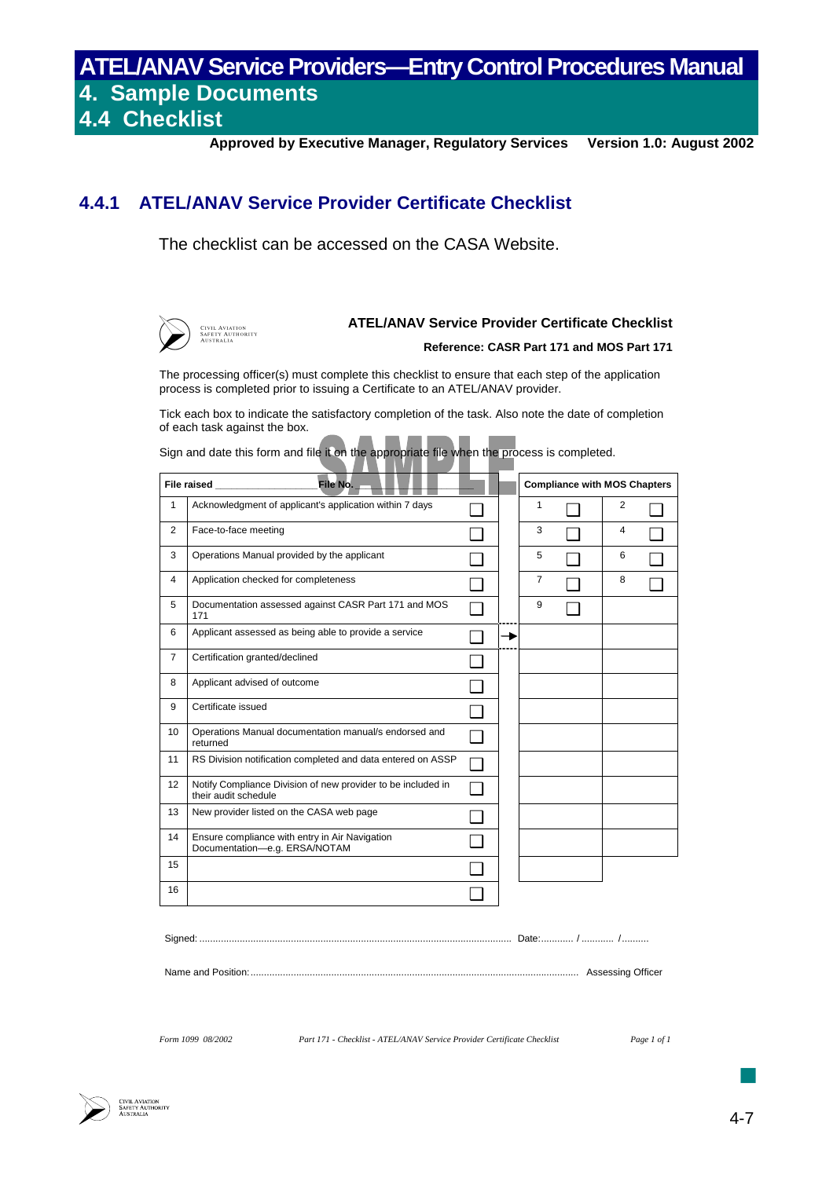# ATEL/ANAV Service Providers—Entry Control Procedures Manual

## 4. Sample Documents

## 4.4 Checklist

**Approved by Executive Manager, Regulatory Services** **Version 1.0: August 2002**

### 4.4.1 ATEL/ANAV Service Provider Certificate Checklist

The checklist can be accessed on the CASA Website.

CIVIL AVIATION SAFETY AUTHORITY AUSTRALIA

**ATEL/ANAV Service Provider Certificate Checklist**

**Reference: CASR Part 171 and MOS Part 171**

The processing officer(s) must complete this checklist to ensure that each step of the application process is completed prior to issuing a Certificate to an ATEL/ANAV provider.

Tick each box to indicate the satisfactory completion of the task. Also note the date of completion of each task against the box.

Sign and date this form and file it on the appropriate file when the process is completed.

SAMPLE

| File raised ________________ File No. ________________ | | | | Compliance with MOS Chapters | | | |
|---|---|---|---|---|---|---|---|
| 1 | Acknowledgment of applicant's application within 7 days | ☐ | | 1 | ☐ | 2 | ☐ |
| 2 | Face-to-face meeting | ☐ | | 3 | ☐ | 4 | ☐ |
| 3 | Operations Manual provided by the applicant | ☐ | | 5 | ☐ | 6 | ☐ |
| 4 | Application checked for completeness | ☐ | | 7 | ☐ | 8 | ☐ |
| 5 | Documentation assessed against CASR Part 171 and MOS 171 | ☐ | | 9 | ☐ | | |
| 6 | Applicant assessed as being able to provide a service | ☐ | → | | | | |
| 7 | Certification granted/declined | ☐ | | | | | |
| 8 | Applicant advised of outcome | ☐ | | | | | |
| 9 | Certificate issued | ☐ | | | | | |
| 10 | Operations Manual documentation manual/s endorsed and returned | ☐ | | | | | |
| 11 | RS Division notification completed and data entered on ASSP | ☐ | | | | | |
| 12 | Notify Compliance Division of new provider to be included in their audit schedule | ☐ | | | | | |
| 13 | New provider listed on the CASA web page | ☐ | | | | | |
| 14 | Ensure compliance with entry in Air Navigation Documentation—e.g. ERSA/NOTAM | ☐ | | | | | |
| 15 | | ☐ | | | | | |
| 16 | | ☐ | | | | | |

Signed: ............................................................................................................... Date:............ / ............ /..........

Name and Position: ........................................................................................................... Assessing Officer

*Form 1099 08/2002* *Part 171 - Checklist - ATEL/ANAV Service Provider Certificate Checklist* *Page 1 of 1*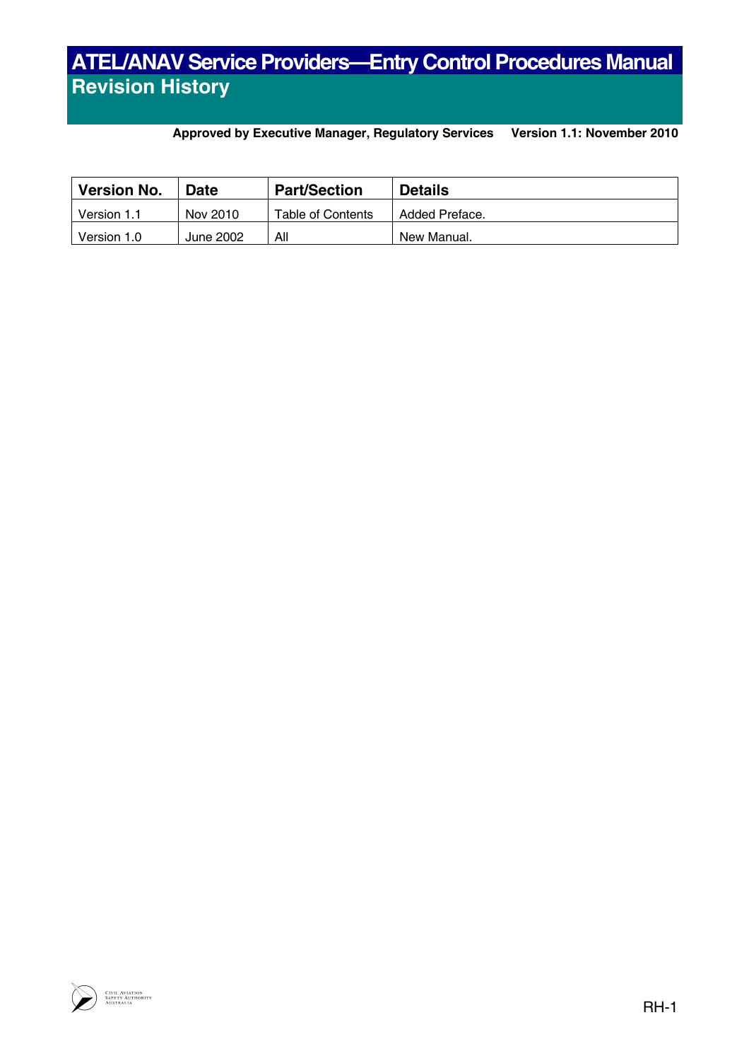# ATEL/ANAV Service Providers—Entry Control Procedures Manual

## Revision History

**Approved by Executive Manager, Regulatory Services** **Version 1.1: November 2010**

| Version No. | Date | Part/Section | Details |
|---|---|---|---|
| Version 1.1 | Nov 2010 | Table of Contents | Added Preface. |
| Version 1.0 | June 2002 | All | New Manual. |